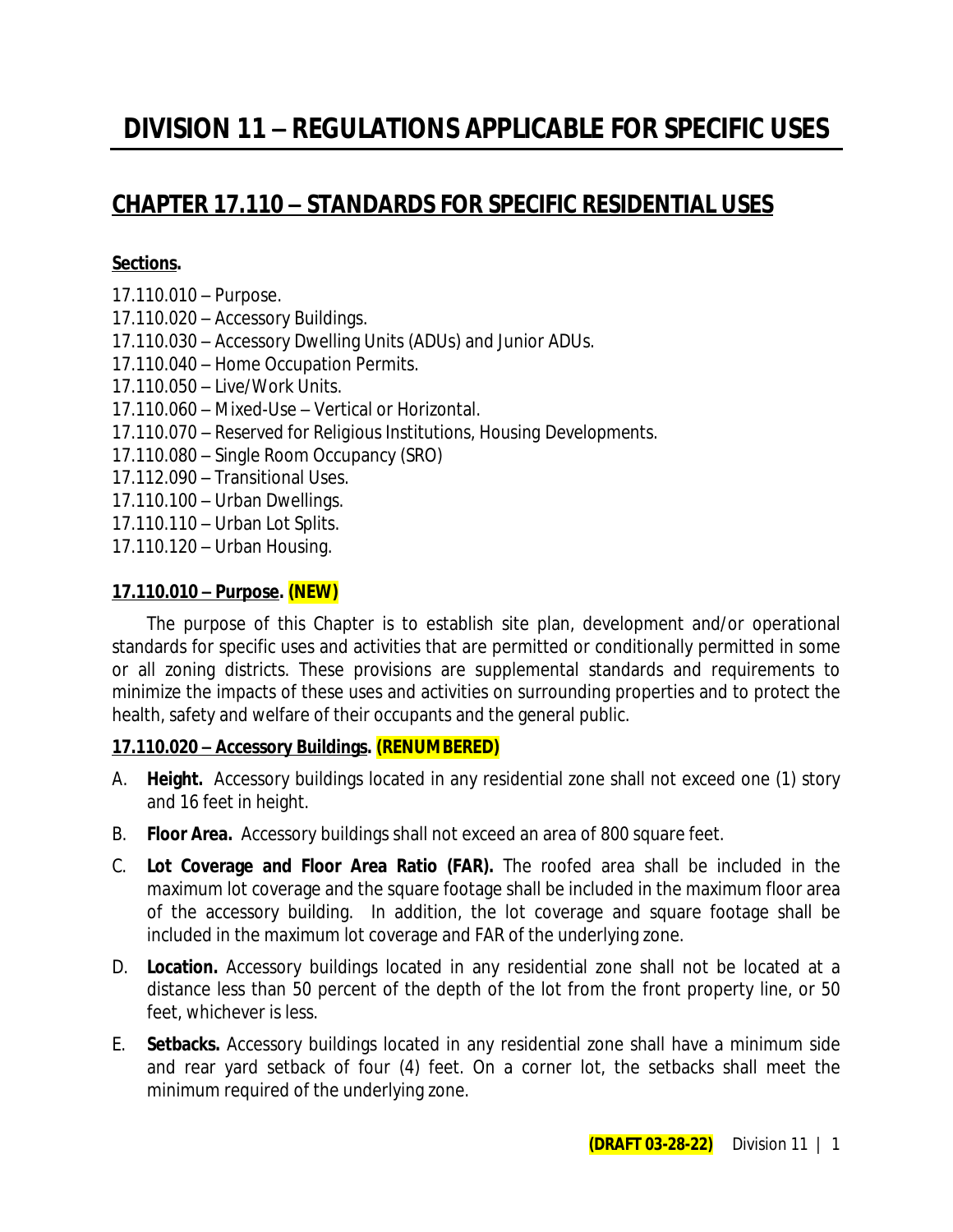# DIVISION 11 – REGULATIONS APPLICABLE FOR SPECIFIC USES

## CHAPTER 17.110 – STANDARDS FOR SPECIFIC RESIDENTIAL USES

**Sections.**

17.110.010 – Purpose.
17.110.020 – Accessory Buildings.
17.110.030 – Accessory Dwelling Units (ADUs) and Junior ADUs.
17.110.040 – Home Occupation Permits.
17.110.050 – Live/Work Units.
17.110.060 – Mixed-Use – Vertical or Horizontal.
17.110.070 – Reserved for Religious Institutions, Housing Developments.
17.110.080 – Single Room Occupancy (SRO)
17.112.090 – Transitional Uses.
17.110.100 – Urban Dwellings.
17.110.110 – Urban Lot Splits.
17.110.120 – Urban Housing.

### 17.110.010 – Purpose. (NEW)

The purpose of this Chapter is to establish site plan, development and/or operational standards for specific uses and activities that are permitted or conditionally permitted in some or all zoning districts. These provisions are supplemental standards and requirements to minimize the impacts of these uses and activities on surrounding properties and to protect the health, safety and welfare of their occupants and the general public.

### 17.110.020 – Accessory Buildings. (RENUMBERED)

A. **Height.** Accessory buildings located in any residential zone shall not exceed one (1) story and 16 feet in height.

B. **Floor Area.** Accessory buildings shall not exceed an area of 800 square feet.

C. **Lot Coverage and Floor Area Ratio (FAR).** The roofed area shall be included in the maximum lot coverage and the square footage shall be included in the maximum floor area of the accessory building. In addition, the lot coverage and square footage shall be included in the maximum lot coverage and FAR of the underlying zone.

D. **Location.** Accessory buildings located in any residential zone shall not be located at a distance less than 50 percent of the depth of the lot from the front property line, or 50 feet, whichever is less.

E. **Setbacks.** Accessory buildings located in any residential zone shall have a minimum side and rear yard setback of four (4) feet. On a corner lot, the setbacks shall meet the minimum required of the underlying zone.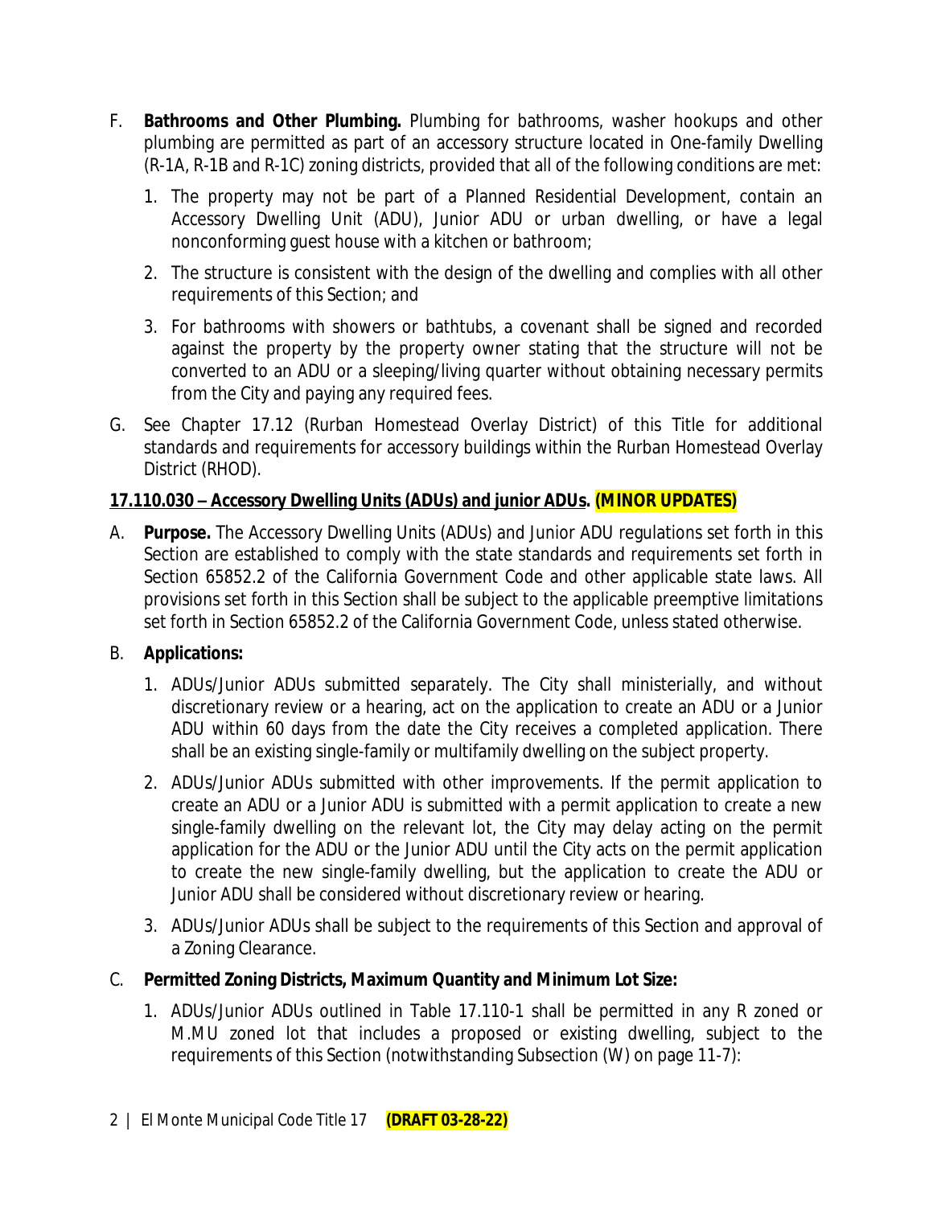F. **Bathrooms and Other Plumbing.** Plumbing for bathrooms, washer hookups and other plumbing are permitted as part of an accessory structure located in One-family Dwelling (R-1A, R-1B and R-1C) zoning districts, provided that all of the following conditions are met:

   1. The property may not be part of a Planned Residential Development, contain an Accessory Dwelling Unit (ADU), Junior ADU or urban dwelling, or have a legal nonconforming guest house with a kitchen or bathroom;

   2. The structure is consistent with the design of the dwelling and complies with all other requirements of this Section; and

   3. For bathrooms with showers or bathtubs, a covenant shall be signed and recorded against the property by the property owner stating that the structure will not be converted to an ADU or a sleeping/living quarter without obtaining necessary permits from the City and paying any required fees.

G. See Chapter 17.12 (Rurban Homestead Overlay District) of this Title for additional standards and requirements for accessory buildings within the Rurban Homestead Overlay District (RHOD).

## 17.110.030 – Accessory Dwelling Units (ADUs) and junior ADUs. (MINOR UPDATES)

A. **Purpose.** The Accessory Dwelling Units (ADUs) and Junior ADU regulations set forth in this Section are established to comply with the state standards and requirements set forth in Section 65852.2 of the California Government Code and other applicable state laws. All provisions set forth in this Section shall be subject to the applicable preemptive limitations set forth in Section 65852.2 of the California Government Code, unless stated otherwise.

B. **Applications:**

   1. ADUs/Junior ADUs submitted separately. The City shall ministerially, and without discretionary review or a hearing, act on the application to create an ADU or a Junior ADU within 60 days from the date the City receives a completed application. There shall be an existing single-family or multifamily dwelling on the subject property.

   2. ADUs/Junior ADUs submitted with other improvements. If the permit application to create an ADU or a Junior ADU is submitted with a permit application to create a new single-family dwelling on the relevant lot, the City may delay acting on the permit application for the ADU or the Junior ADU until the City acts on the permit application to create the new single-family dwelling, but the application to create the ADU or Junior ADU shall be considered without discretionary review or hearing.

   3. ADUs/Junior ADUs shall be subject to the requirements of this Section and approval of a Zoning Clearance.

C. **Permitted Zoning Districts, Maximum Quantity and Minimum Lot Size:**

   1. ADUs/Junior ADUs outlined in Table 17.110-1 shall be permitted in any R zoned or M.MU zoned lot that includes a proposed or existing dwelling, subject to the requirements of this Section (notwithstanding Subsection (W) on page 11-7):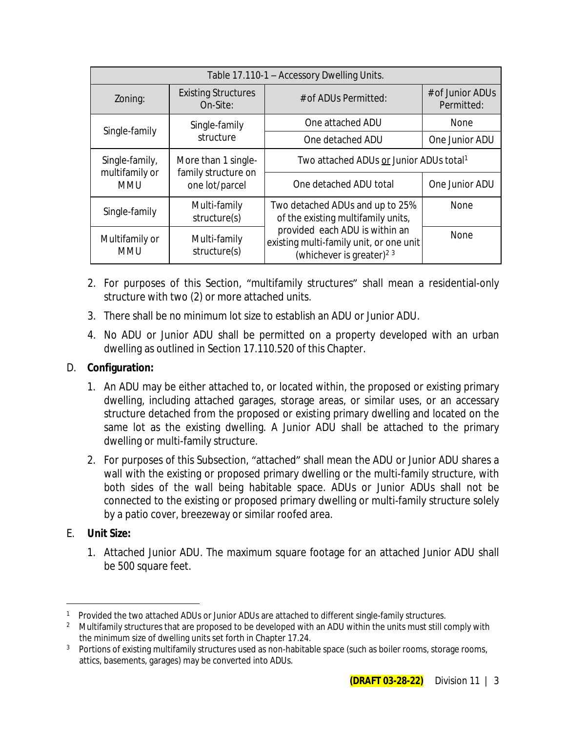| Table 17.110-1 – Accessory Dwelling Units. | | | |
|---|---|---|---|
| Zoning: | Existing Structures On-Site: | # of ADUs Permitted: | # of Junior ADUs Permitted: |
| Single-family | Single-family structure | One attached ADU | None |
| | | One detached ADU | One Junior ADU |
| Single-family, multifamily or MMU | More than 1 single-family structure on one lot/parcel | Two attached ADUs or Junior ADUs total[1] | |
| | | One detached ADU total | One Junior ADU |
| Single-family | Multi-family structure(s) | Two detached ADUs and up to 25% of the existing multifamily units, provided each ADU is within an existing multi-family unit, or one unit (whichever is greater)[2 3] | None |
| Multifamily or MMU | Multi-family structure(s) | | None |

2. For purposes of this Section, "multifamily structures" shall mean a residential-only structure with two (2) or more attached units.
3. There shall be no minimum lot size to establish an ADU or Junior ADU.
4. No ADU or Junior ADU shall be permitted on a property developed with an urban dwelling as outlined in Section 17.110.520 of this Chapter.

D. **Configuration:**

1. An ADU may be either attached to, or located within, the proposed or existing primary dwelling, including attached garages, storage areas, or similar uses, or an accessary structure detached from the proposed or existing primary dwelling and located on the same lot as the existing dwelling. A Junior ADU shall be attached to the primary dwelling or multi-family structure.
2. For purposes of this Subsection, "attached" shall mean the ADU or Junior ADU shares a wall with the existing or proposed primary dwelling or the multi-family structure, with both sides of the wall being habitable space. ADUs or Junior ADUs shall not be connected to the existing or proposed primary dwelling or multi-family structure solely by a patio cover, breezeway or similar roofed area.

E. **Unit Size:**

1. Attached Junior ADU. The maximum square footage for an attached Junior ADU shall be 500 square feet.

---

[1] Provided the two attached ADUs or Junior ADUs are attached to different single-family structures.

[2] Multifamily structures that are proposed to be developed with an ADU within the units must still comply with the minimum size of dwelling units set forth in Chapter 17.24.

[3] Portions of existing multifamily structures used as non-habitable space (such as boiler rooms, storage rooms, attics, basements, garages) may be converted into ADUs.

**(DRAFT 03-28-22)** Division 11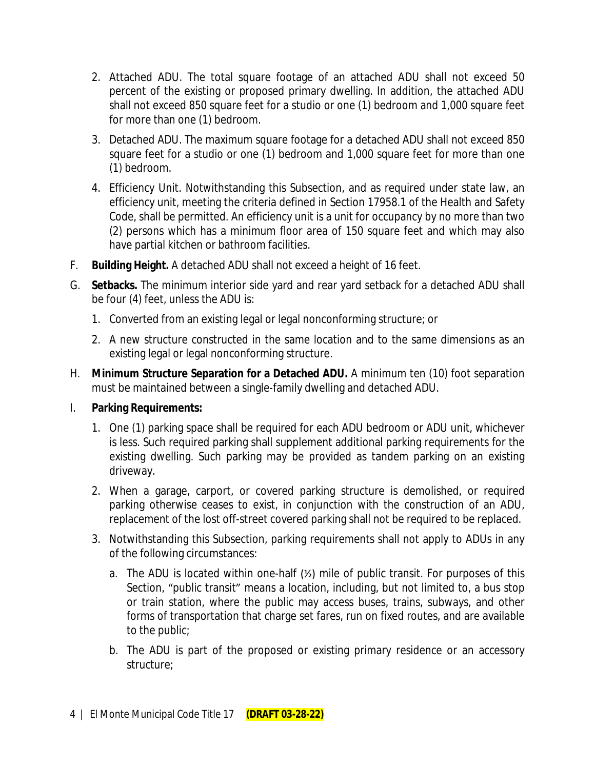2. Attached ADU. The total square footage of an attached ADU shall not exceed 50 percent of the existing or proposed primary dwelling. In addition, the attached ADU shall not exceed 850 square feet for a studio or one (1) bedroom and 1,000 square feet for more than one (1) bedroom.
3. Detached ADU. The maximum square footage for a detached ADU shall not exceed 850 square feet for a studio or one (1) bedroom and 1,000 square feet for more than one (1) bedroom.
4. Efficiency Unit. Notwithstanding this Subsection, and as required under state law, an efficiency unit, meeting the criteria defined in Section 17958.1 of the Health and Safety Code, shall be permitted. An efficiency unit is a unit for occupancy by no more than two (2) persons which has a minimum floor area of 150 square feet and which may also have partial kitchen or bathroom facilities.

F. **Building Height.** A detached ADU shall not exceed a height of 16 feet.

G. **Setbacks.** The minimum interior side yard and rear yard setback for a detached ADU shall be four (4) feet, unless the ADU is:

1. Converted from an existing legal or legal nonconforming structure; or
2. A new structure constructed in the same location and to the same dimensions as an existing legal or legal nonconforming structure.

H. **Minimum Structure Separation for a Detached ADU.** A minimum ten (10) foot separation must be maintained between a single-family dwelling and detached ADU.

I. **Parking Requirements:**

1. One (1) parking space shall be required for each ADU bedroom or ADU unit, whichever is less. Such required parking shall supplement additional parking requirements for the existing dwelling. Such parking may be provided as tandem parking on an existing driveway.
2. When a garage, carport, or covered parking structure is demolished, or required parking otherwise ceases to exist, in conjunction with the construction of an ADU, replacement of the lost off-street covered parking shall not be required to be replaced.
3. Notwithstanding this Subsection, parking requirements shall not apply to ADUs in any of the following circumstances:
   a. The ADU is located within one-half (½) mile of public transit. For purposes of this Section, "public transit" means a location, including, but not limited to, a bus stop or train station, where the public may access buses, trains, subways, and other forms of transportation that charge set fares, run on fixed routes, and are available to the public;
   b. The ADU is part of the proposed or existing primary residence or an accessory structure;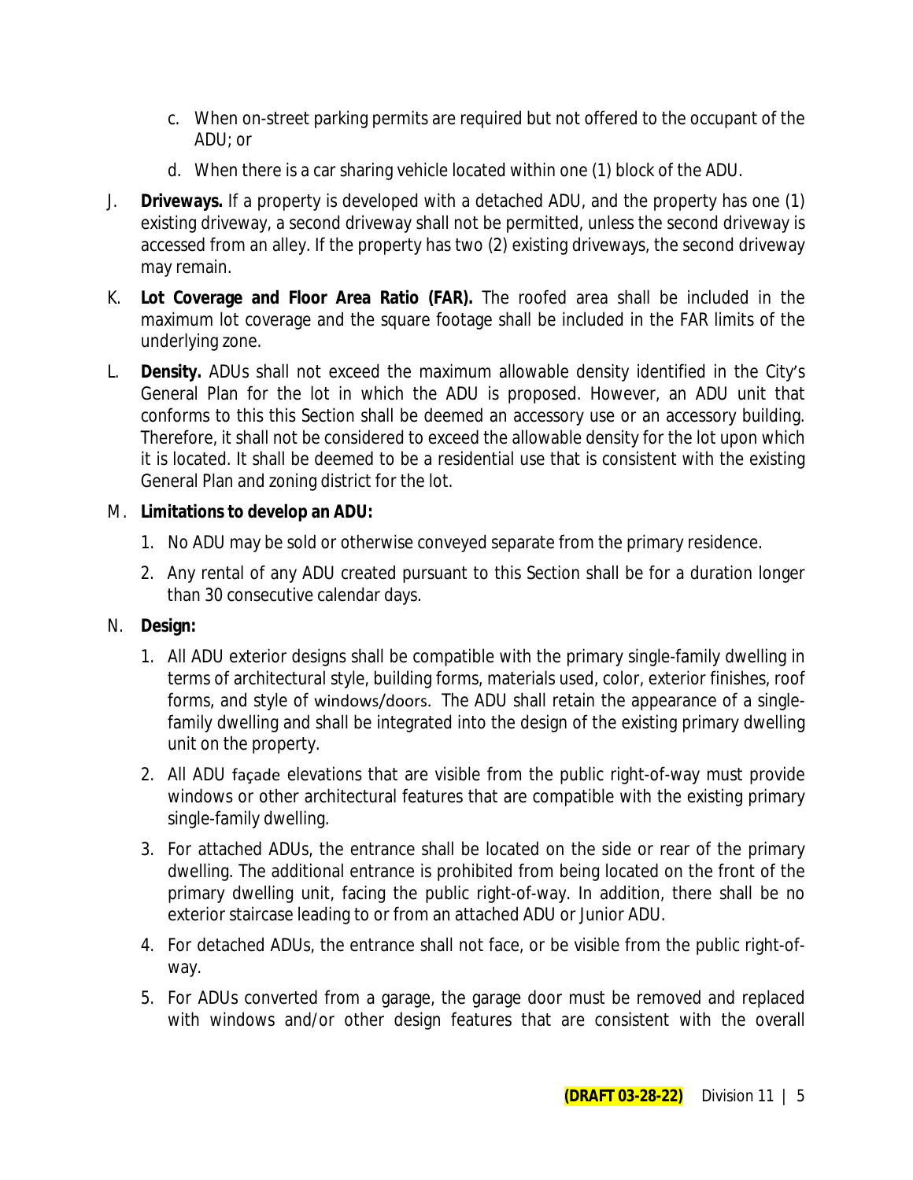c. When on-street parking permits are required but not offered to the occupant of the ADU; or

d. When there is a car sharing vehicle located within one (1) block of the ADU.

J. **Driveways.** If a property is developed with a detached ADU, and the property has one (1) existing driveway, a second driveway shall not be permitted, unless the second driveway is accessed from an alley. If the property has two (2) existing driveways, the second driveway may remain.

K. **Lot Coverage and Floor Area Ratio (FAR).** The roofed area shall be included in the maximum lot coverage and the square footage shall be included in the FAR limits of the underlying zone.

L. **Density.** ADUs shall not exceed the maximum allowable density identified in the City's General Plan for the lot in which the ADU is proposed. However, an ADU unit that conforms to this this Section shall be deemed an accessory use or an accessory building. Therefore, it shall not be considered to exceed the allowable density for the lot upon which it is located. It shall be deemed to be a residential use that is consistent with the existing General Plan and zoning district for the lot.

M. **Limitations to develop an ADU:**

1. No ADU may be sold or otherwise conveyed separate from the primary residence.
2. Any rental of any ADU created pursuant to this Section shall be for a duration longer than 30 consecutive calendar days.

N. **Design:**

1. All ADU exterior designs shall be compatible with the primary single-family dwelling in terms of architectural style, building forms, materials used, color, exterior finishes, roof forms, and style of windows/doors. The ADU shall retain the appearance of a single-family dwelling and shall be integrated into the design of the existing primary dwelling unit on the property.
2. All ADU façade elevations that are visible from the public right-of-way must provide windows or other architectural features that are compatible with the existing primary single-family dwelling.
3. For attached ADUs, the entrance shall be located on the side or rear of the primary dwelling. The additional entrance is prohibited from being located on the front of the primary dwelling unit, facing the public right-of-way. In addition, there shall be no exterior staircase leading to or from an attached ADU or Junior ADU.
4. For detached ADUs, the entrance shall not face, or be visible from the public right-of-way.
5. For ADUs converted from a garage, the garage door must be removed and replaced with windows and/or other design features that are consistent with the overall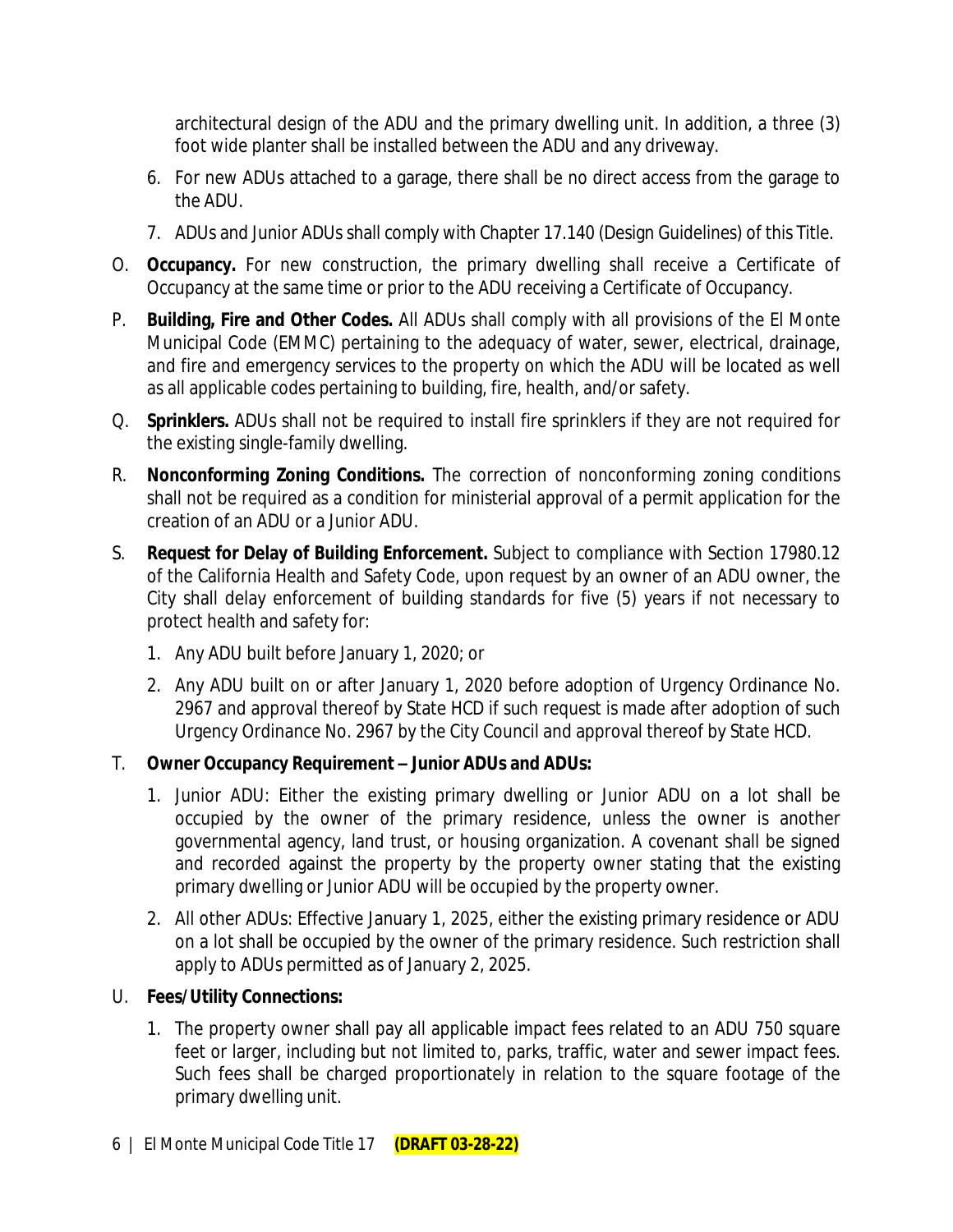architectural design of the ADU and the primary dwelling unit. In addition, a three (3) foot wide planter shall be installed between the ADU and any driveway.

6. For new ADUs attached to a garage, there shall be no direct access from the garage to the ADU.
7. ADUs and Junior ADUs shall comply with Chapter 17.140 (Design Guidelines) of this Title.

O. **Occupancy.** For new construction, the primary dwelling shall receive a Certificate of Occupancy at the same time or prior to the ADU receiving a Certificate of Occupancy.

P. **Building, Fire and Other Codes.** All ADUs shall comply with all provisions of the El Monte Municipal Code (EMMC) pertaining to the adequacy of water, sewer, electrical, drainage, and fire and emergency services to the property on which the ADU will be located as well as all applicable codes pertaining to building, fire, health, and/or safety.

Q. **Sprinklers.** ADUs shall not be required to install fire sprinklers if they are not required for the existing single-family dwelling.

R. **Nonconforming Zoning Conditions.** The correction of nonconforming zoning conditions shall not be required as a condition for ministerial approval of a permit application for the creation of an ADU or a Junior ADU.

S. **Request for Delay of Building Enforcement.** Subject to compliance with Section 17980.12 of the California Health and Safety Code, upon request by an owner of an ADU owner, the City shall delay enforcement of building standards for five (5) years if not necessary to protect health and safety for:

1. Any ADU built before January 1, 2020; or
2. Any ADU built on or after January 1, 2020 before adoption of Urgency Ordinance No. 2967 and approval thereof by State HCD if such request is made after adoption of such Urgency Ordinance No. 2967 by the City Council and approval thereof by State HCD.

T. **Owner Occupancy Requirement – Junior ADUs and ADUs:**

1. Junior ADU: Either the existing primary dwelling or Junior ADU on a lot shall be occupied by the owner of the primary residence, unless the owner is another governmental agency, land trust, or housing organization. A covenant shall be signed and recorded against the property by the property owner stating that the existing primary dwelling or Junior ADU will be occupied by the property owner.
2. All other ADUs: Effective January 1, 2025, either the existing primary residence or ADU on a lot shall be occupied by the owner of the primary residence. Such restriction shall apply to ADUs permitted as of January 2, 2025.

U. **Fees/Utility Connections:**

1. The property owner shall pay all applicable impact fees related to an ADU 750 square feet or larger, including but not limited to, parks, traffic, water and sewer impact fees. Such fees shall be charged proportionately in relation to the square footage of the primary dwelling unit.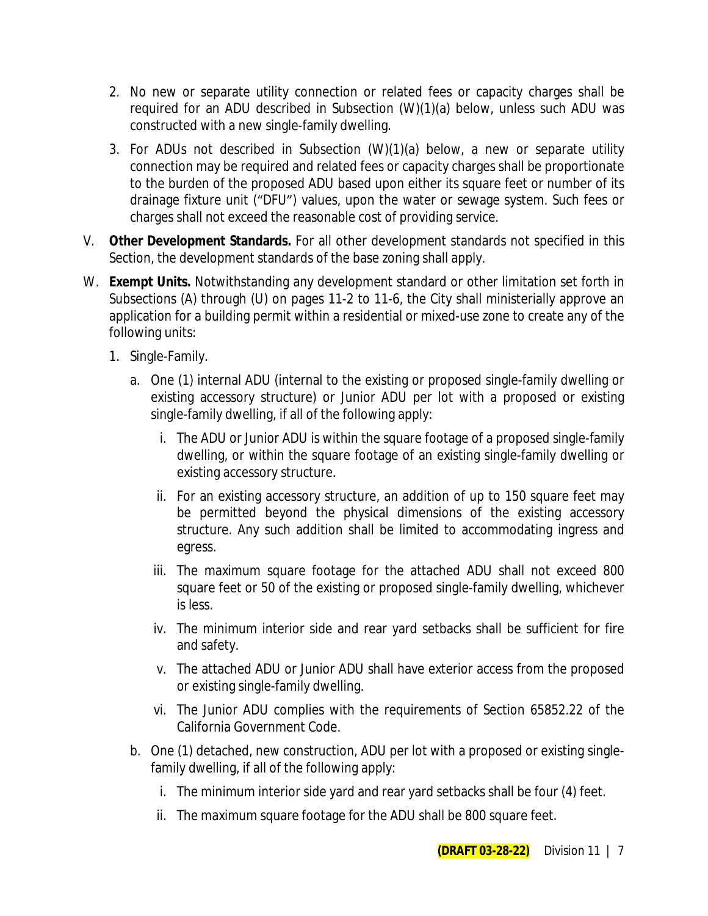2. No new or separate utility connection or related fees or capacity charges shall be required for an ADU described in Subsection (W)(1)(a) below, unless such ADU was constructed with a new single-family dwelling.

3. For ADUs not described in Subsection (W)(1)(a) below, a new or separate utility connection may be required and related fees or capacity charges shall be proportionate to the burden of the proposed ADU based upon either its square feet or number of its drainage fixture unit ("DFU") values, upon the water or sewage system. Such fees or charges shall not exceed the reasonable cost of providing service.

V. **Other Development Standards.** For all other development standards not specified in this Section, the development standards of the base zoning shall apply.

W. **Exempt Units.** Notwithstanding any development standard or other limitation set forth in Subsections (A) through (U) on pages 11-2 to 11-6, the City shall ministerially approve an application for a building permit within a residential or mixed-use zone to create any of the following units:

1. Single-Family.

   a. One (1) internal ADU (internal to the existing or proposed single-family dwelling or existing accessory structure) or Junior ADU per lot with a proposed or existing single-family dwelling, if all of the following apply:

      i. The ADU or Junior ADU is within the square footage of a proposed single-family dwelling, or within the square footage of an existing single-family dwelling or existing accessory structure.

      ii. For an existing accessory structure, an addition of up to 150 square feet may be permitted beyond the physical dimensions of the existing accessory structure. Any such addition shall be limited to accommodating ingress and egress.

      iii. The maximum square footage for the attached ADU shall not exceed 800 square feet or 50 of the existing or proposed single-family dwelling, whichever is less.

      iv. The minimum interior side and rear yard setbacks shall be sufficient for fire and safety.

      v. The attached ADU or Junior ADU shall have exterior access from the proposed or existing single-family dwelling.

      vi. The Junior ADU complies with the requirements of Section 65852.22 of the California Government Code.

   b. One (1) detached, new construction, ADU per lot with a proposed or existing single-family dwelling, if all of the following apply:

      i. The minimum interior side yard and rear yard setbacks shall be four (4) feet.

      ii. The maximum square footage for the ADU shall be 800 square feet.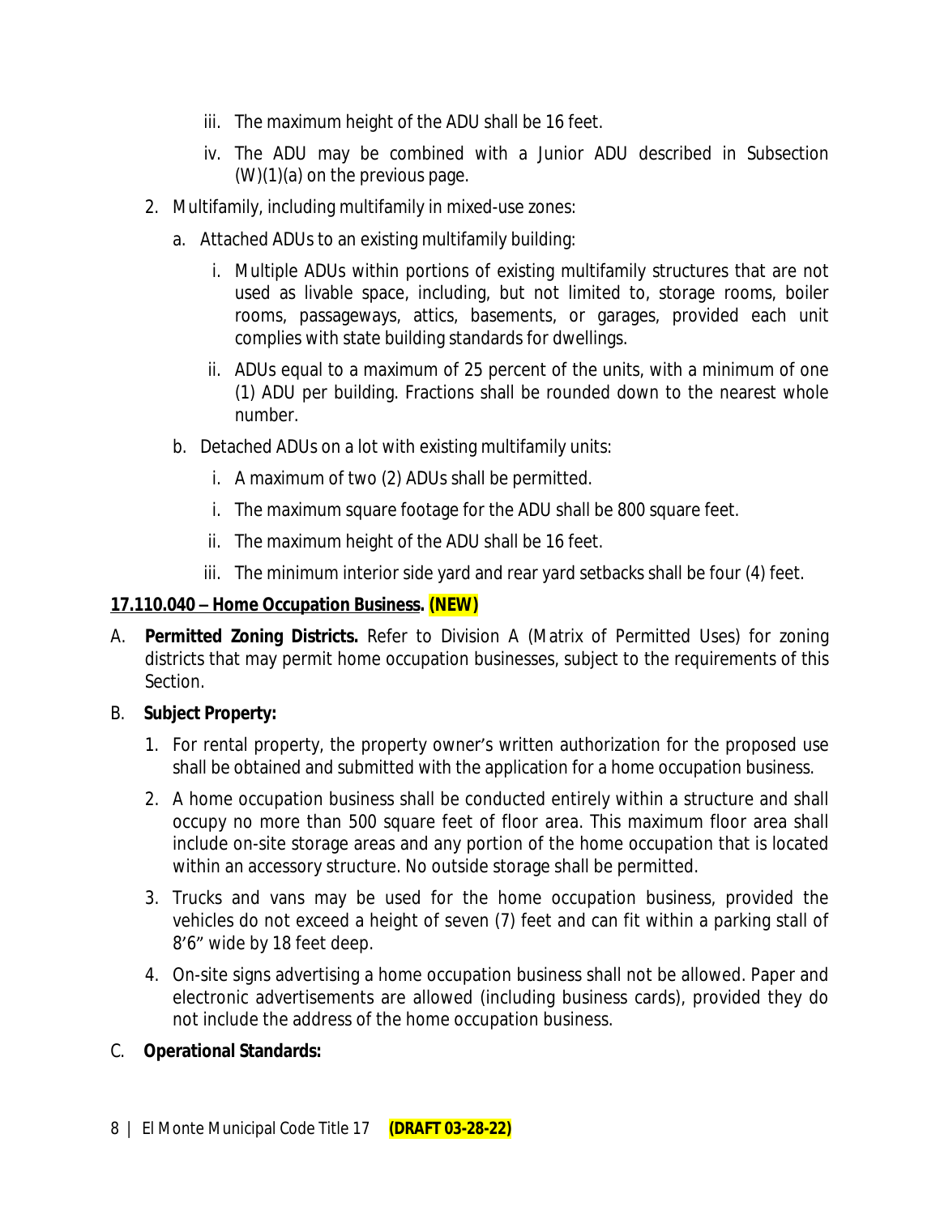iii. The maximum height of the ADU shall be 16 feet.

iv. The ADU may be combined with a Junior ADU described in Subsection (W)(1)(a) on the previous page.

2. Multifamily, including multifamily in mixed-use zones:

   a. Attached ADUs to an existing multifamily building:

      i. Multiple ADUs within portions of existing multifamily structures that are not used as livable space, including, but not limited to, storage rooms, boiler rooms, passageways, attics, basements, or garages, provided each unit complies with state building standards for dwellings.

      ii. ADUs equal to a maximum of 25 percent of the units, with a minimum of one (1) ADU per building. Fractions shall be rounded down to the nearest whole number.

   b. Detached ADUs on a lot with existing multifamily units:

      i. A maximum of two (2) ADUs shall be permitted.

      i. The maximum square footage for the ADU shall be 800 square feet.

      ii. The maximum height of the ADU shall be 16 feet.

      iii. The minimum interior side yard and rear yard setbacks shall be four (4) feet.

**17.110.040 – Home Occupation Business. (NEW)**

A. **Permitted Zoning Districts.** Refer to Division A (Matrix of Permitted Uses) for zoning districts that may permit home occupation businesses, subject to the requirements of this Section.

B. **Subject Property:**

   1. For rental property, the property owner's written authorization for the proposed use shall be obtained and submitted with the application for a home occupation business.

   2. A home occupation business shall be conducted entirely within a structure and shall occupy no more than 500 square feet of floor area. This maximum floor area shall include on-site storage areas and any portion of the home occupation that is located within an accessory structure. No outside storage shall be permitted.

   3. Trucks and vans may be used for the home occupation business, provided the vehicles do not exceed a height of seven (7) feet and can fit within a parking stall of 8'6" wide by 18 feet deep.

   4. On-site signs advertising a home occupation business shall not be allowed. Paper and electronic advertisements are allowed (including business cards), provided they do not include the address of the home occupation business.

C. **Operational Standards:**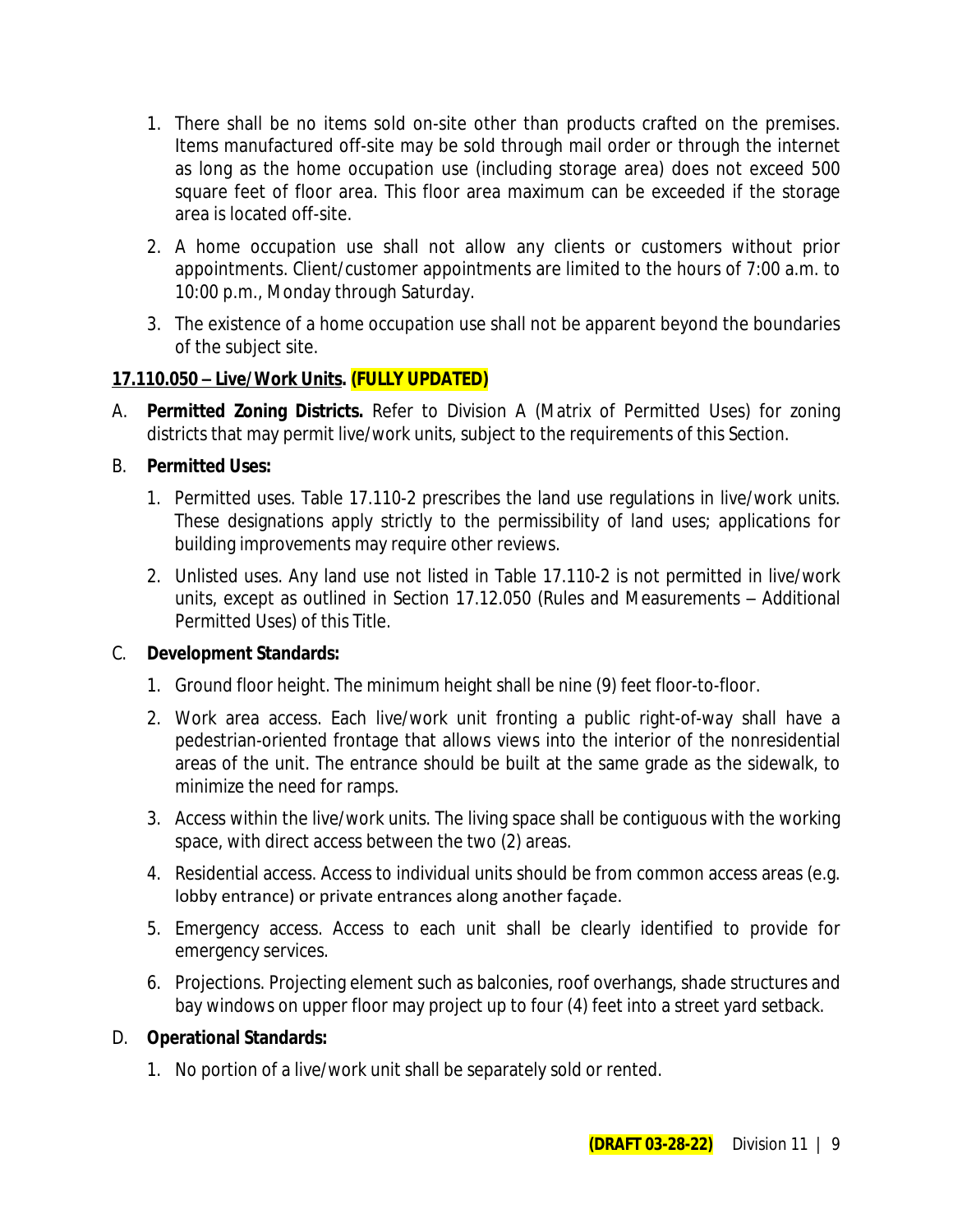1. There shall be no items sold on-site other than products crafted on the premises. Items manufactured off-site may be sold through mail order or through the internet as long as the home occupation use (including storage area) does not exceed 500 square feet of floor area. This floor area maximum can be exceeded if the storage area is located off-site.
2. A home occupation use shall not allow any clients or customers without prior appointments. Client/customer appointments are limited to the hours of 7:00 a.m. to 10:00 p.m., Monday through Saturday.
3. The existence of a home occupation use shall not be apparent beyond the boundaries of the subject site.

**17.110.050 – Live/Work Units. (FULLY UPDATED)**

A. **Permitted Zoning Districts.** Refer to Division A (Matrix of Permitted Uses) for zoning districts that may permit live/work units, subject to the requirements of this Section.

B. **Permitted Uses:**

1. Permitted uses. Table 17.110-2 prescribes the land use regulations in live/work units. These designations apply strictly to the permissibility of land uses; applications for building improvements may require other reviews.
2. Unlisted uses. Any land use not listed in Table 17.110-2 is not permitted in live/work units, except as outlined in Section 17.12.050 (Rules and Measurements – Additional Permitted Uses) of this Title.

C. **Development Standards:**

1. Ground floor height. The minimum height shall be nine (9) feet floor-to-floor.
2. Work area access. Each live/work unit fronting a public right-of-way shall have a pedestrian-oriented frontage that allows views into the interior of the nonresidential areas of the unit. The entrance should be built at the same grade as the sidewalk, to minimize the need for ramps.
3. Access within the live/work units. The living space shall be contiguous with the working space, with direct access between the two (2) areas.
4. Residential access. Access to individual units should be from common access areas (e.g. lobby entrance) or private entrances along another façade.
5. Emergency access. Access to each unit shall be clearly identified to provide for emergency services.
6. Projections. Projecting element such as balconies, roof overhangs, shade structures and bay windows on upper floor may project up to four (4) feet into a street yard setback.

D. **Operational Standards:**

1. No portion of a live/work unit shall be separately sold or rented.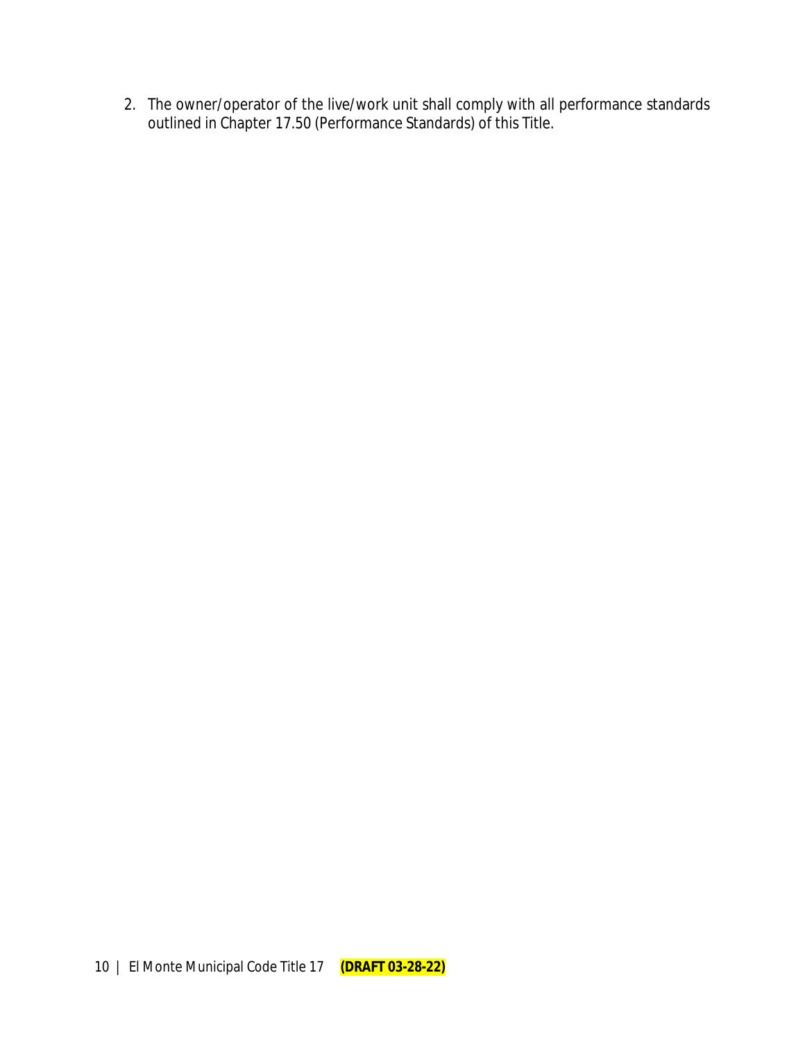2. The owner/operator of the live/work unit shall comply with all performance standards outlined in Chapter 17.50 (Performance Standards) of this Title.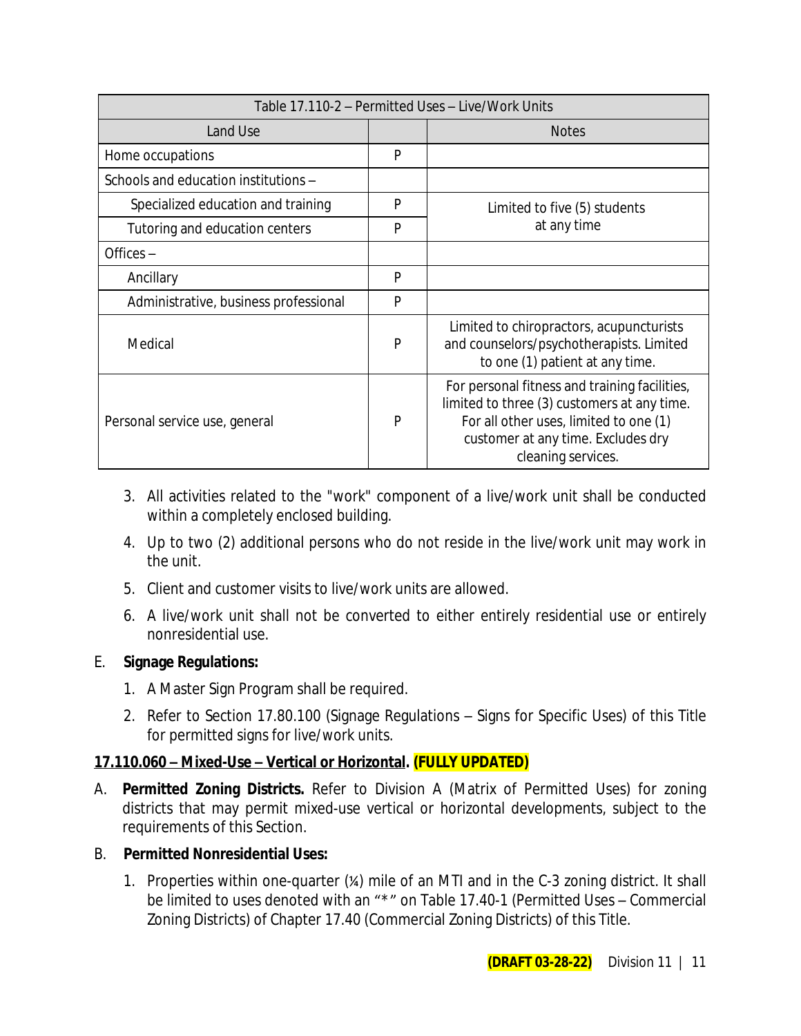| Table 17.110-2 – Permitted Uses – Live/Work Units | | |
|---|---|---|
| Land Use | | Notes |
| Home occupations | P | |
| Schools and education institutions – | | |
| Specialized education and training | P | Limited to five (5) students at any time |
| Tutoring and education centers | P | |
| Offices – | | |
| Ancillary | P | |
| Administrative, business professional | P | |
| Medical | P | Limited to chiropractors, acupuncturists and counselors/psychotherapists. Limited to one (1) patient at any time. |
| Personal service use, general | P | For personal fitness and training facilities, limited to three (3) customers at any time. For all other uses, limited to one (1) customer at any time. Excludes dry cleaning services. |

3. All activities related to the "work" component of a live/work unit shall be conducted within a completely enclosed building.
4. Up to two (2) additional persons who do not reside in the live/work unit may work in the unit.
5. Client and customer visits to live/work units are allowed.
6. A live/work unit shall not be converted to either entirely residential use or entirely nonresidential use.

E. **Signage Regulations:**

1. A Master Sign Program shall be required.
2. Refer to Section 17.80.100 (Signage Regulations – Signs for Specific Uses) of this Title for permitted signs for live/work units.

**17.110.060 – Mixed-Use – Vertical or Horizontal. (FULLY UPDATED)**

A. **Permitted Zoning Districts.** Refer to Division A (Matrix of Permitted Uses) for zoning districts that may permit mixed-use vertical or horizontal developments, subject to the requirements of this Section.

B. **Permitted Nonresidential Uses:**

1. Properties within one-quarter (¼) mile of an MTI and in the C-3 zoning district. It shall be limited to uses denoted with an "*" on Table 17.40-1 (Permitted Uses – Commercial Zoning Districts) of Chapter 17.40 (Commercial Zoning Districts) of this Title.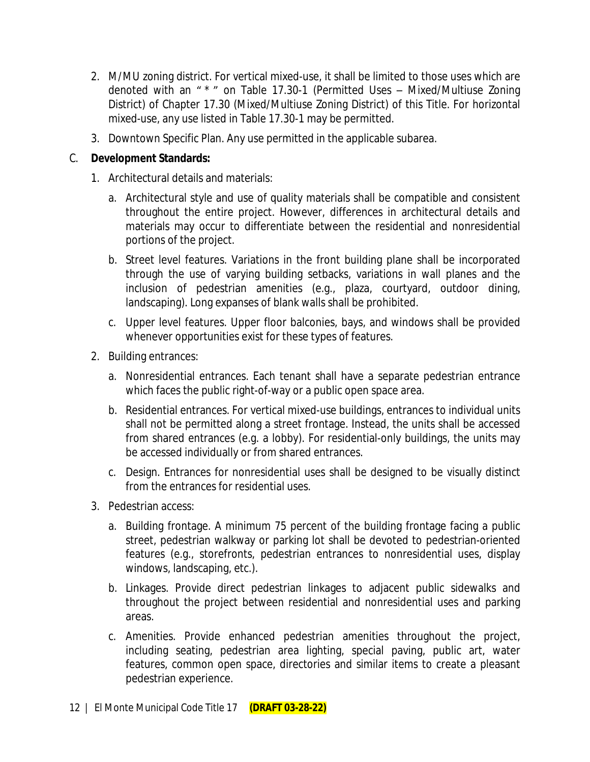2. M/MU zoning district. For vertical mixed-use, it shall be limited to those uses which are denoted with an " * " on Table 17.30-1 (Permitted Uses – Mixed/Multiuse Zoning District) of Chapter 17.30 (Mixed/Multiuse Zoning District) of this Title. For horizontal mixed-use, any use listed in Table 17.30-1 may be permitted.
3. Downtown Specific Plan. Any use permitted in the applicable subarea.

C. **Development Standards:**

1. Architectural details and materials:
   a. Architectural style and use of quality materials shall be compatible and consistent throughout the entire project. However, differences in architectural details and materials may occur to differentiate between the residential and nonresidential portions of the project.
   b. Street level features. Variations in the front building plane shall be incorporated through the use of varying building setbacks, variations in wall planes and the inclusion of pedestrian amenities (e.g., plaza, courtyard, outdoor dining, landscaping). Long expanses of blank walls shall be prohibited.
   c. Upper level features. Upper floor balconies, bays, and windows shall be provided whenever opportunities exist for these types of features.
2. Building entrances:
   a. Nonresidential entrances. Each tenant shall have a separate pedestrian entrance which faces the public right-of-way or a public open space area.
   b. Residential entrances. For vertical mixed-use buildings, entrances to individual units shall not be permitted along a street frontage. Instead, the units shall be accessed from shared entrances (e.g. a lobby). For residential-only buildings, the units may be accessed individually or from shared entrances.
   c. Design. Entrances for nonresidential uses shall be designed to be visually distinct from the entrances for residential uses.
3. Pedestrian access:
   a. Building frontage. A minimum 75 percent of the building frontage facing a public street, pedestrian walkway or parking lot shall be devoted to pedestrian-oriented features (e.g., storefronts, pedestrian entrances to nonresidential uses, display windows, landscaping, etc.).
   b. Linkages. Provide direct pedestrian linkages to adjacent public sidewalks and throughout the project between residential and nonresidential uses and parking areas.
   c. Amenities. Provide enhanced pedestrian amenities throughout the project, including seating, pedestrian area lighting, special paving, public art, water features, common open space, directories and similar items to create a pleasant pedestrian experience.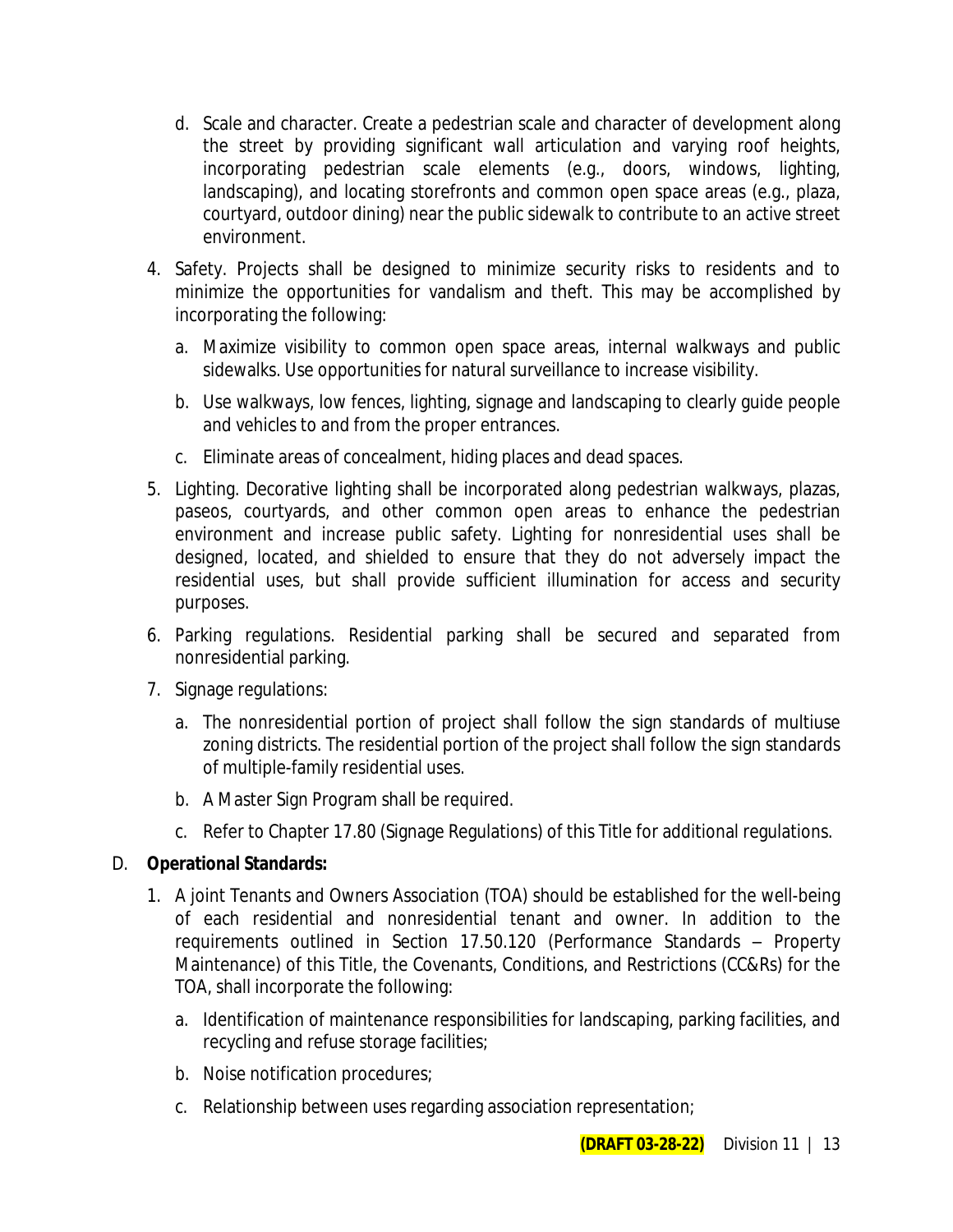d. Scale and character. Create a pedestrian scale and character of development along the street by providing significant wall articulation and varying roof heights, incorporating pedestrian scale elements (e.g., doors, windows, lighting, landscaping), and locating storefronts and common open space areas (e.g., plaza, courtyard, outdoor dining) near the public sidewalk to contribute to an active street environment.

4. Safety. Projects shall be designed to minimize security risks to residents and to minimize the opportunities for vandalism and theft. This may be accomplished by incorporating the following:

   a. Maximize visibility to common open space areas, internal walkways and public sidewalks. Use opportunities for natural surveillance to increase visibility.

   b. Use walkways, low fences, lighting, signage and landscaping to clearly guide people and vehicles to and from the proper entrances.

   c. Eliminate areas of concealment, hiding places and dead spaces.

5. Lighting. Decorative lighting shall be incorporated along pedestrian walkways, plazas, paseos, courtyards, and other common open areas to enhance the pedestrian environment and increase public safety. Lighting for nonresidential uses shall be designed, located, and shielded to ensure that they do not adversely impact the residential uses, but shall provide sufficient illumination for access and security purposes.

6. Parking regulations. Residential parking shall be secured and separated from nonresidential parking.

7. Signage regulations:

   a. The nonresidential portion of project shall follow the sign standards of multiuse zoning districts. The residential portion of the project shall follow the sign standards of multiple-family residential uses.

   b. A Master Sign Program shall be required.

   c. Refer to Chapter 17.80 (Signage Regulations) of this Title for additional regulations.

D. **Operational Standards:**

1. A joint Tenants and Owners Association (TOA) should be established for the well-being of each residential and nonresidential tenant and owner. In addition to the requirements outlined in Section 17.50.120 (Performance Standards – Property Maintenance) of this Title, the Covenants, Conditions, and Restrictions (CC&Rs) for the TOA, shall incorporate the following:

   a. Identification of maintenance responsibilities for landscaping, parking facilities, and recycling and refuse storage facilities;

   b. Noise notification procedures;

   c. Relationship between uses regarding association representation;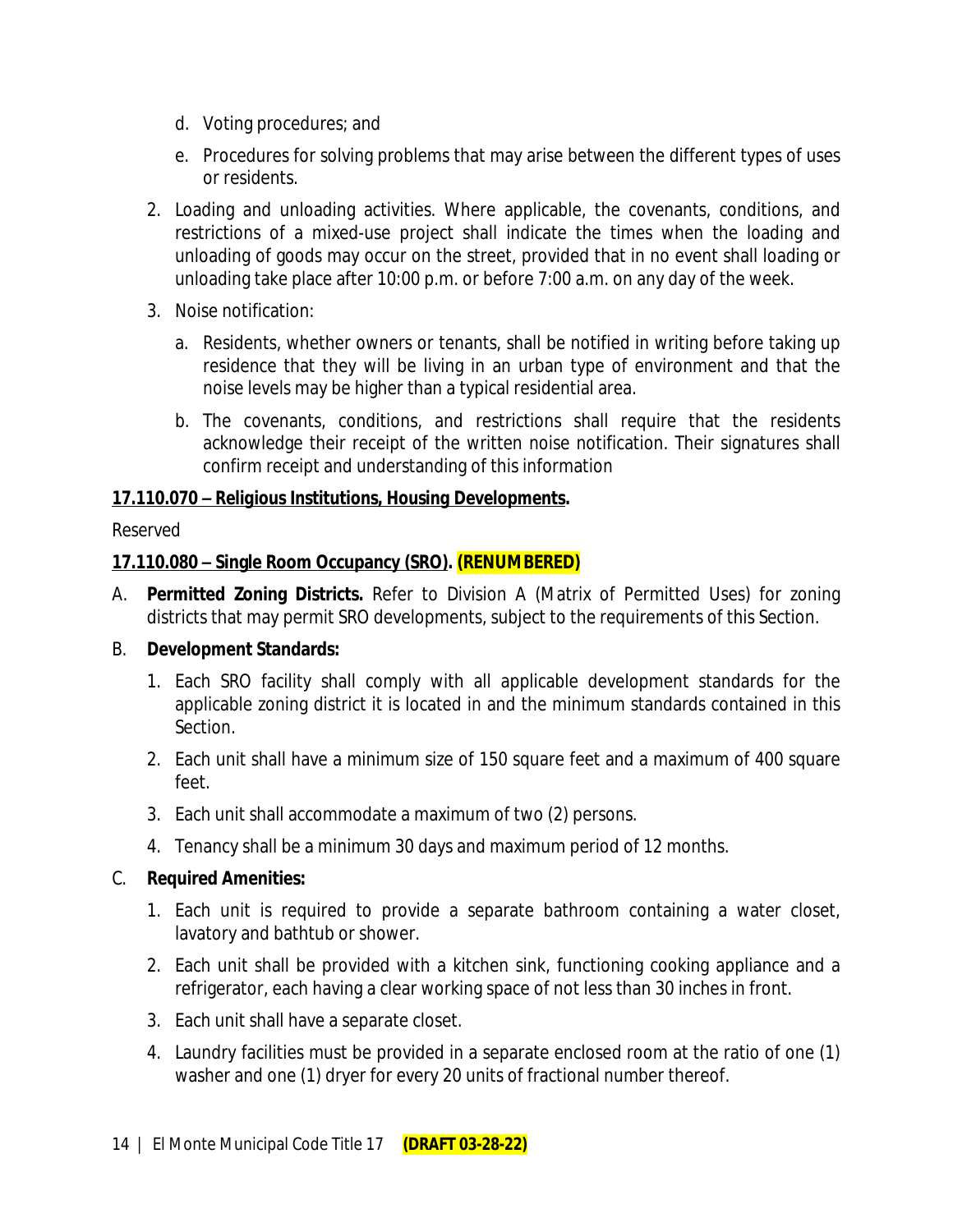d. Voting procedures; and

e. Procedures for solving problems that may arise between the different types of uses or residents.

2. Loading and unloading activities. Where applicable, the covenants, conditions, and restrictions of a mixed-use project shall indicate the times when the loading and unloading of goods may occur on the street, provided that in no event shall loading or unloading take place after 10:00 p.m. or before 7:00 a.m. on any day of the week.

3. Noise notification:

   a. Residents, whether owners or tenants, shall be notified in writing before taking up residence that they will be living in an urban type of environment and that the noise levels may be higher than a typical residential area.

   b. The covenants, conditions, and restrictions shall require that the residents acknowledge their receipt of the written noise notification. Their signatures shall confirm receipt and understanding of this information

**17.110.070 – Religious Institutions, Housing Developments.**

Reserved

**17.110.080 – Single Room Occupancy (SRO). (RENUMBERED)**

A. **Permitted Zoning Districts.** Refer to Division A (Matrix of Permitted Uses) for zoning districts that may permit SRO developments, subject to the requirements of this Section.

B. **Development Standards:**

   1. Each SRO facility shall comply with all applicable development standards for the applicable zoning district it is located in and the minimum standards contained in this Section.

   2. Each unit shall have a minimum size of 150 square feet and a maximum of 400 square feet.

   3. Each unit shall accommodate a maximum of two (2) persons.

   4. Tenancy shall be a minimum 30 days and maximum period of 12 months.

C. **Required Amenities:**

   1. Each unit is required to provide a separate bathroom containing a water closet, lavatory and bathtub or shower.

   2. Each unit shall be provided with a kitchen sink, functioning cooking appliance and a refrigerator, each having a clear working space of not less than 30 inches in front.

   3. Each unit shall have a separate closet.

   4. Laundry facilities must be provided in a separate enclosed room at the ratio of one (1) washer and one (1) dryer for every 20 units of fractional number thereof.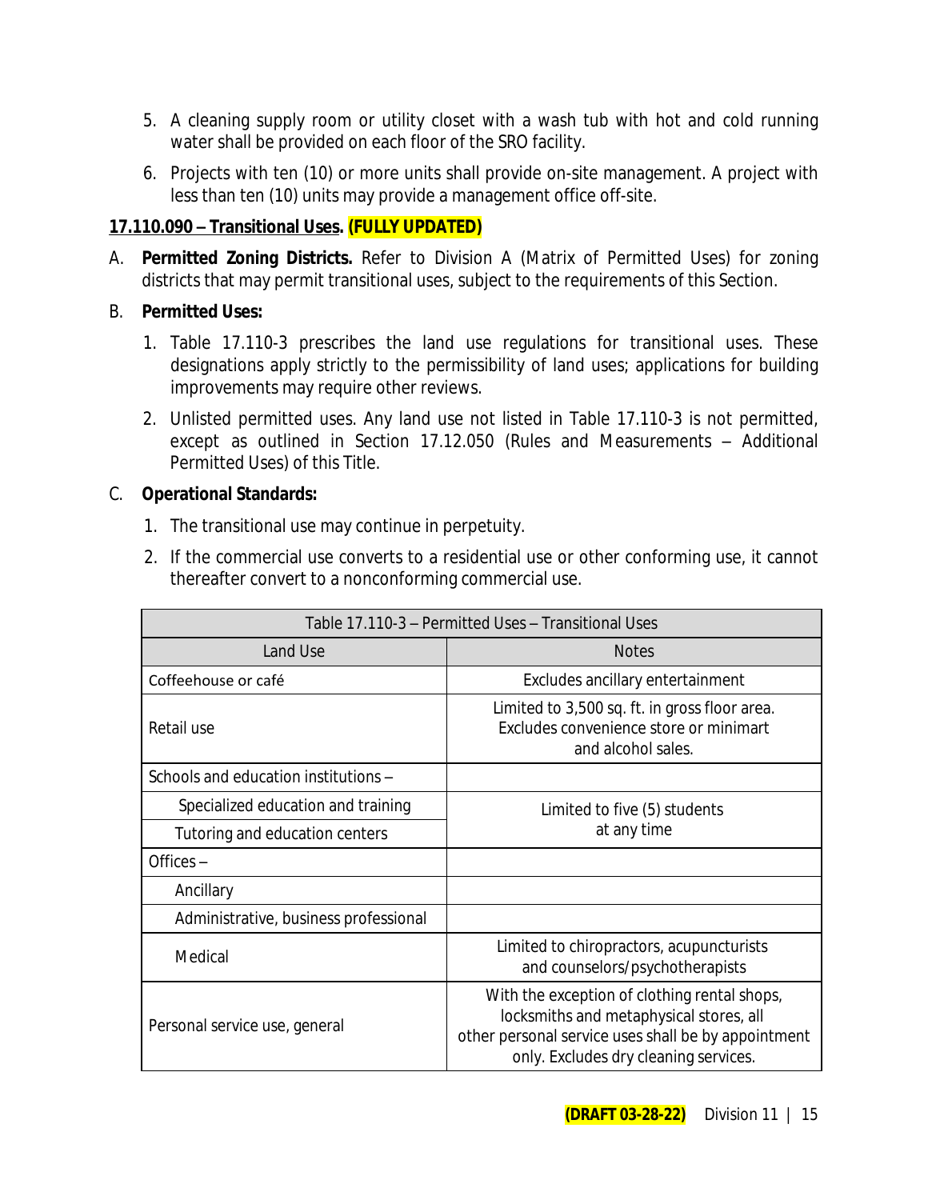5. A cleaning supply room or utility closet with a wash tub with hot and cold running water shall be provided on each floor of the SRO facility.
6. Projects with ten (10) or more units shall provide on-site management. A project with less than ten (10) units may provide a management office off-site.

### 17.110.090 – Transitional Uses. (FULLY UPDATED)

A. **Permitted Zoning Districts.** Refer to Division A (Matrix of Permitted Uses) for zoning districts that may permit transitional uses, subject to the requirements of this Section.

B. **Permitted Uses:**

1. Table 17.110-3 prescribes the land use regulations for transitional uses. These designations apply strictly to the permissibility of land uses; applications for building improvements may require other reviews.
2. Unlisted permitted uses. Any land use not listed in Table 17.110-3 is not permitted, except as outlined in Section 17.12.050 (Rules and Measurements – Additional Permitted Uses) of this Title.

C. **Operational Standards:**

1. The transitional use may continue in perpetuity.
2. If the commercial use converts to a residential use or other conforming use, it cannot thereafter convert to a nonconforming commercial use.

| Table 17.110-3 – Permitted Uses – Transitional Uses | |
|---|---|
| Land Use | Notes |
| Coffeehouse or café | Excludes ancillary entertainment |
| Retail use | Limited to 3,500 sq. ft. in gross floor area. Excludes convenience store or minimart and alcohol sales. |
| Schools and education institutions – | |
| Specialized education and training | Limited to five (5) students at any time |
| Tutoring and education centers | Limited to five (5) students at any time |
| Offices – | |
| Ancillary | |
| Administrative, business professional | |
| Medical | Limited to chiropractors, acupuncturists and counselors/psychotherapists |
| Personal service use, general | With the exception of clothing rental shops, locksmiths and metaphysical stores, all other personal service uses shall be by appointment only. Excludes dry cleaning services. |

(DRAFT 03-28-22)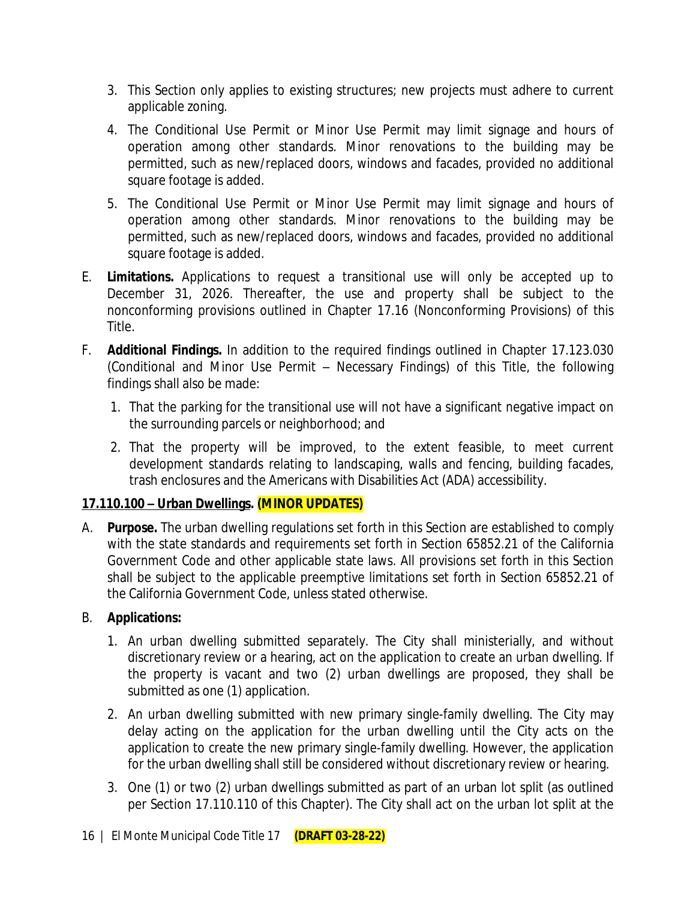3. This Section only applies to existing structures; new projects must adhere to current applicable zoning.

4. The Conditional Use Permit or Minor Use Permit may limit signage and hours of operation among other standards. Minor renovations to the building may be permitted, such as new/replaced doors, windows and facades, provided no additional square footage is added.

5. The Conditional Use Permit or Minor Use Permit may limit signage and hours of operation among other standards. Minor renovations to the building may be permitted, such as new/replaced doors, windows and facades, provided no additional square footage is added.

E. **Limitations.** Applications to request a transitional use will only be accepted up to December 31, 2026. Thereafter, the use and property shall be subject to the nonconforming provisions outlined in Chapter 17.16 (Nonconforming Provisions) of this Title.

F. **Additional Findings.** In addition to the required findings outlined in Chapter 17.123.030 (Conditional and Minor Use Permit – Necessary Findings) of this Title, the following findings shall also be made:

1. That the parking for the transitional use will not have a significant negative impact on the surrounding parcels or neighborhood; and

2. That the property will be improved, to the extent feasible, to meet current development standards relating to landscaping, walls and fencing, building facades, trash enclosures and the Americans with Disabilities Act (ADA) accessibility.

**17.110.100 – Urban Dwellings. (MINOR UPDATES)**

A. **Purpose.** The urban dwelling regulations set forth in this Section are established to comply with the state standards and requirements set forth in Section 65852.21 of the California Government Code and other applicable state laws. All provisions set forth in this Section shall be subject to the applicable preemptive limitations set forth in Section 65852.21 of the California Government Code, unless stated otherwise.

B. **Applications:**

1. An urban dwelling submitted separately. The City shall ministerially, and without discretionary review or a hearing, act on the application to create an urban dwelling. If the property is vacant and two (2) urban dwellings are proposed, they shall be submitted as one (1) application.

2. An urban dwelling submitted with new primary single-family dwelling. The City may delay acting on the application for the urban dwelling until the City acts on the application to create the new primary single-family dwelling. However, the application for the urban dwelling shall still be considered without discretionary review or hearing.

3. One (1) or two (2) urban dwellings submitted as part of an urban lot split (as outlined per Section 17.110.110 of this Chapter). The City shall act on the urban lot split at the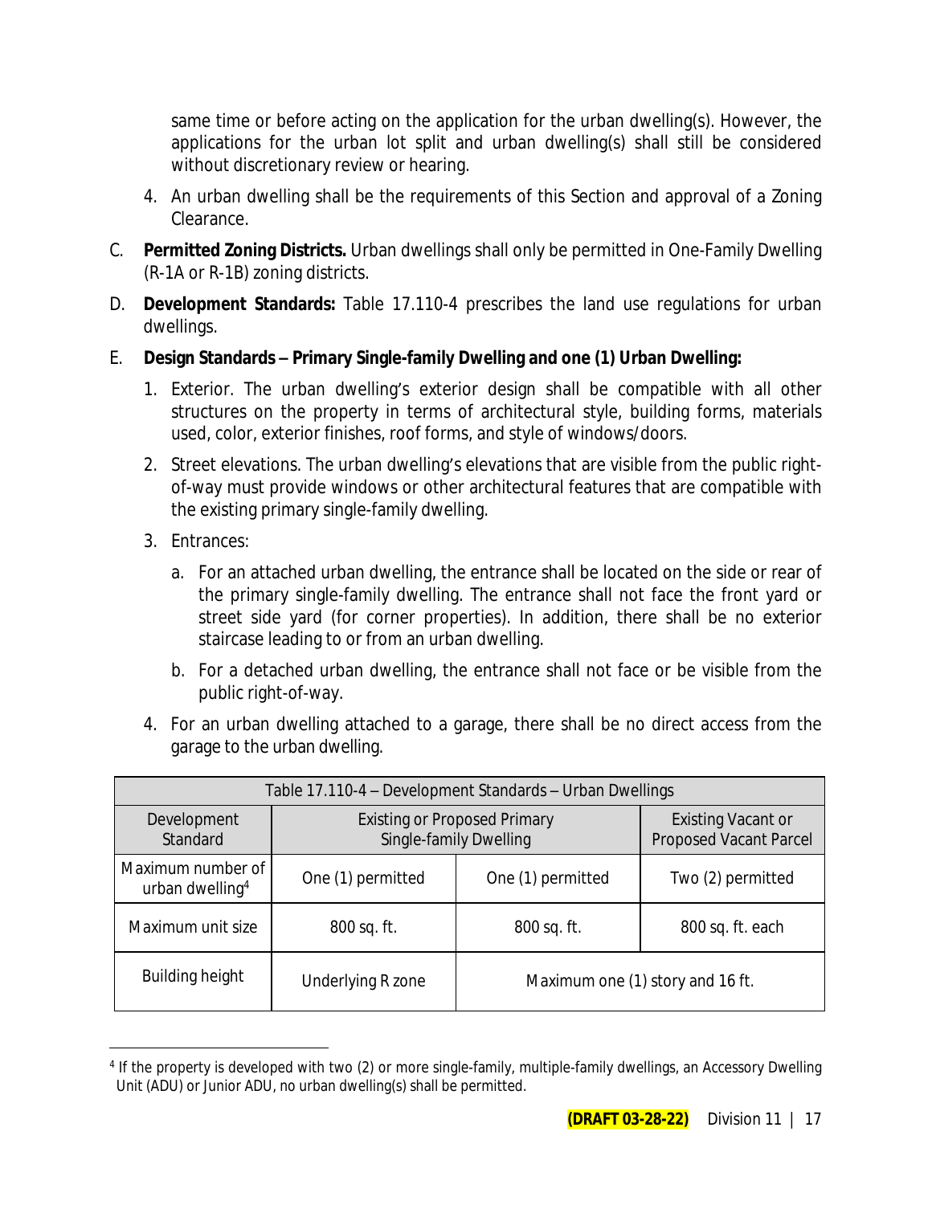same time or before acting on the application for the urban dwelling(s). However, the applications for the urban lot split and urban dwelling(s) shall still be considered without discretionary review or hearing.

4. An urban dwelling shall be the requirements of this Section and approval of a Zoning Clearance.

C. **Permitted Zoning Districts.** Urban dwellings shall only be permitted in One-Family Dwelling (R-1A or R-1B) zoning districts.

D. **Development Standards:** Table 17.110-4 prescribes the land use regulations for urban dwellings.

E. **Design Standards – Primary Single-family Dwelling and one (1) Urban Dwelling:**

1. Exterior. The urban dwelling's exterior design shall be compatible with all other structures on the property in terms of architectural style, building forms, materials used, color, exterior finishes, roof forms, and style of windows/doors.

2. Street elevations. The urban dwelling's elevations that are visible from the public right-of-way must provide windows or other architectural features that are compatible with the existing primary single-family dwelling.

3. Entrances:

   a. For an attached urban dwelling, the entrance shall be located on the side or rear of the primary single-family dwelling. The entrance shall not face the front yard or street side yard (for corner properties). In addition, there shall be no exterior staircase leading to or from an urban dwelling.

   b. For a detached urban dwelling, the entrance shall not face or be visible from the public right-of-way.

4. For an urban dwelling attached to a garage, there shall be no direct access from the garage to the urban dwelling.

| Table 17.110-4 – Development Standards – Urban Dwellings | | | |
|---|---|---|---|
| Development Standard | Existing or Proposed Primary Single-family Dwelling | | Existing Vacant or Proposed Vacant Parcel |
| Maximum number of urban dwelling[4] | One (1) permitted | One (1) permitted | Two (2) permitted |
| Maximum unit size | 800 sq. ft. | 800 sq. ft. | 800 sq. ft. each |
| Building height | Underlying R zone | Maximum one (1) story and 16 ft. | |

[4] If the property is developed with two (2) or more single-family, multiple-family dwellings, an Accessory Dwelling Unit (ADU) or Junior ADU, no urban dwelling(s) shall be permitted.

**(DRAFT 03-28-22)** Division 11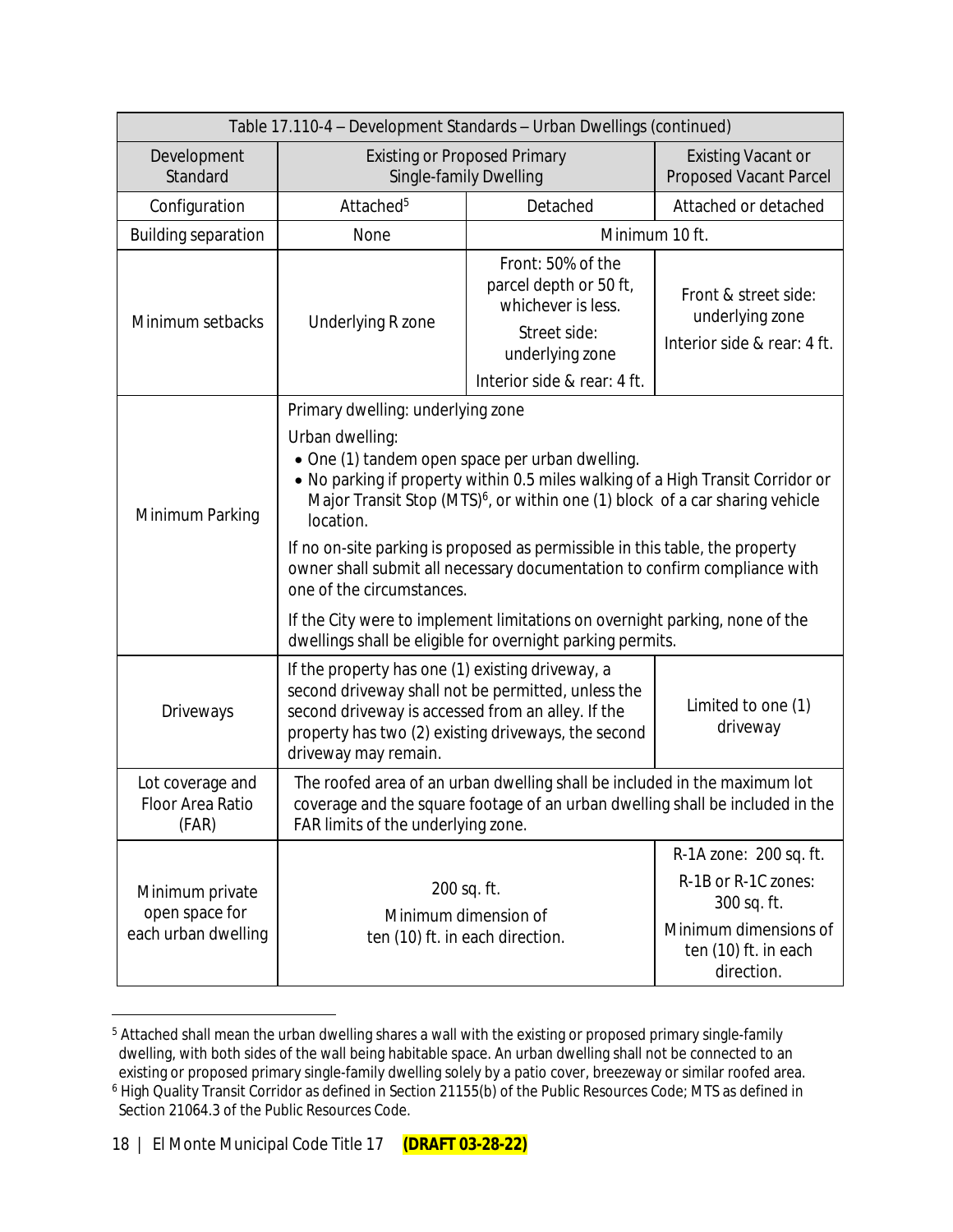| Table 17.110-4 – Development Standards – Urban Dwellings (continued) | | | |
|---|---|---|---|
| Development Standard | Existing or Proposed Primary Single-family Dwelling | | Existing Vacant or Proposed Vacant Parcel |
| Configuration | Attached[5] | Detached | Attached or detached |
| Building separation | None | Minimum 10 ft. | |
| Minimum setbacks | Underlying R zone | Front: 50% of the parcel depth or 50 ft, whichever is less.<br>Street side: underlying zone<br>Interior side & rear: 4 ft. | Front & street side: underlying zone<br>Interior side & rear: 4 ft. |
| Minimum Parking | Primary dwelling: underlying zone<br>Urban dwelling:<br>• One (1) tandem open space per urban dwelling.<br>• No parking if property within 0.5 miles walking of a High Transit Corridor or Major Transit Stop (MTS)[6], or within one (1) block of a car sharing vehicle location.<br>If no on-site parking is proposed as permissible in this table, the property owner shall submit all necessary documentation to confirm compliance with one of the circumstances.<br>If the City were to implement limitations on overnight parking, none of the dwellings shall be eligible for overnight parking permits. | | |
| Driveways | If the property has one (1) existing driveway, a second driveway shall not be permitted, unless the second driveway is accessed from an alley. If the property has two (2) existing driveways, the second driveway may remain. | | Limited to one (1) driveway |
| Lot coverage and Floor Area Ratio (FAR) | The roofed area of an urban dwelling shall be included in the maximum lot coverage and the square footage of an urban dwelling shall be included in the FAR limits of the underlying zone. | | |
| Minimum private open space for each urban dwelling | 200 sq. ft.<br>Minimum dimension of ten (10) ft. in each direction. | | R-1A zone: 200 sq. ft.<br>R-1B or R-1C zones: 300 sq. ft.<br>Minimum dimensions of ten (10) ft. in each direction. |

[5] Attached shall mean the urban dwelling shares a wall with the existing or proposed primary single-family dwelling, with both sides of the wall being habitable space. An urban dwelling shall not be connected to an existing or proposed primary single-family dwelling solely by a patio cover, breezeway or similar roofed area.

[6] High Quality Transit Corridor as defined in Section 21155(b) of the Public Resources Code; MTS as defined in Section 21064.3 of the Public Resources Code.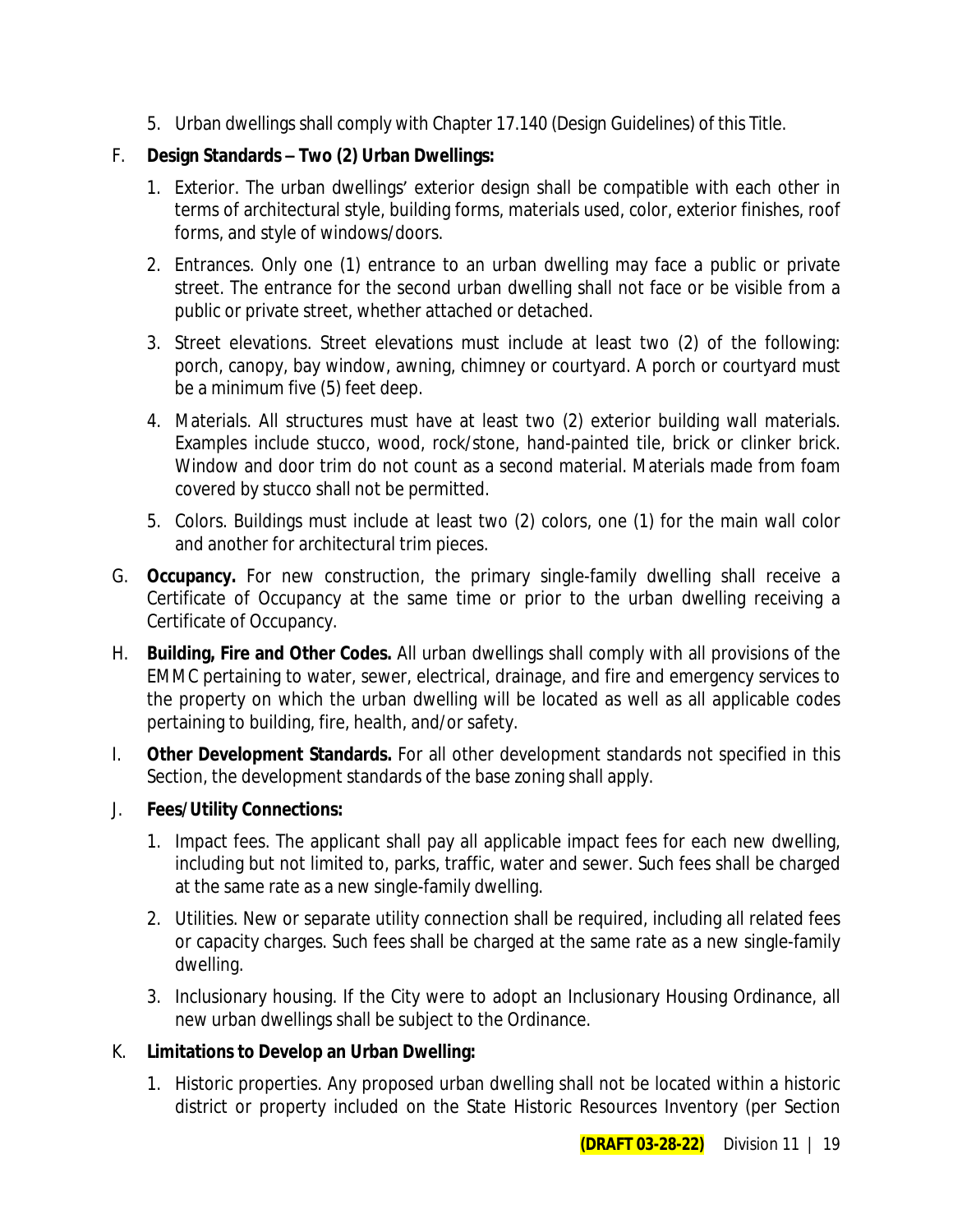5. Urban dwellings shall comply with Chapter 17.140 (Design Guidelines) of this Title.

F. **Design Standards – Two (2) Urban Dwellings:**

   1. Exterior. The urban dwellings' exterior design shall be compatible with each other in terms of architectural style, building forms, materials used, color, exterior finishes, roof forms, and style of windows/doors.

   2. Entrances. Only one (1) entrance to an urban dwelling may face a public or private street. The entrance for the second urban dwelling shall not face or be visible from a public or private street, whether attached or detached.

   3. Street elevations. Street elevations must include at least two (2) of the following: porch, canopy, bay window, awning, chimney or courtyard. A porch or courtyard must be a minimum five (5) feet deep.

   4. Materials. All structures must have at least two (2) exterior building wall materials. Examples include stucco, wood, rock/stone, hand-painted tile, brick or clinker brick. Window and door trim do not count as a second material. Materials made from foam covered by stucco shall not be permitted.

   5. Colors. Buildings must include at least two (2) colors, one (1) for the main wall color and another for architectural trim pieces.

G. **Occupancy.** For new construction, the primary single-family dwelling shall receive a Certificate of Occupancy at the same time or prior to the urban dwelling receiving a Certificate of Occupancy.

H. **Building, Fire and Other Codes.** All urban dwellings shall comply with all provisions of the EMMC pertaining to water, sewer, electrical, drainage, and fire and emergency services to the property on which the urban dwelling will be located as well as all applicable codes pertaining to building, fire, health, and/or safety.

I. **Other Development Standards.** For all other development standards not specified in this Section, the development standards of the base zoning shall apply.

J. **Fees/Utility Connections:**

   1. Impact fees. The applicant shall pay all applicable impact fees for each new dwelling, including but not limited to, parks, traffic, water and sewer. Such fees shall be charged at the same rate as a new single-family dwelling.

   2. Utilities. New or separate utility connection shall be required, including all related fees or capacity charges. Such fees shall be charged at the same rate as a new single-family dwelling.

   3. Inclusionary housing. If the City were to adopt an Inclusionary Housing Ordinance, all new urban dwellings shall be subject to the Ordinance.

K. **Limitations to Develop an Urban Dwelling:**

   1. Historic properties. Any proposed urban dwelling shall not be located within a historic district or property included on the State Historic Resources Inventory (per Section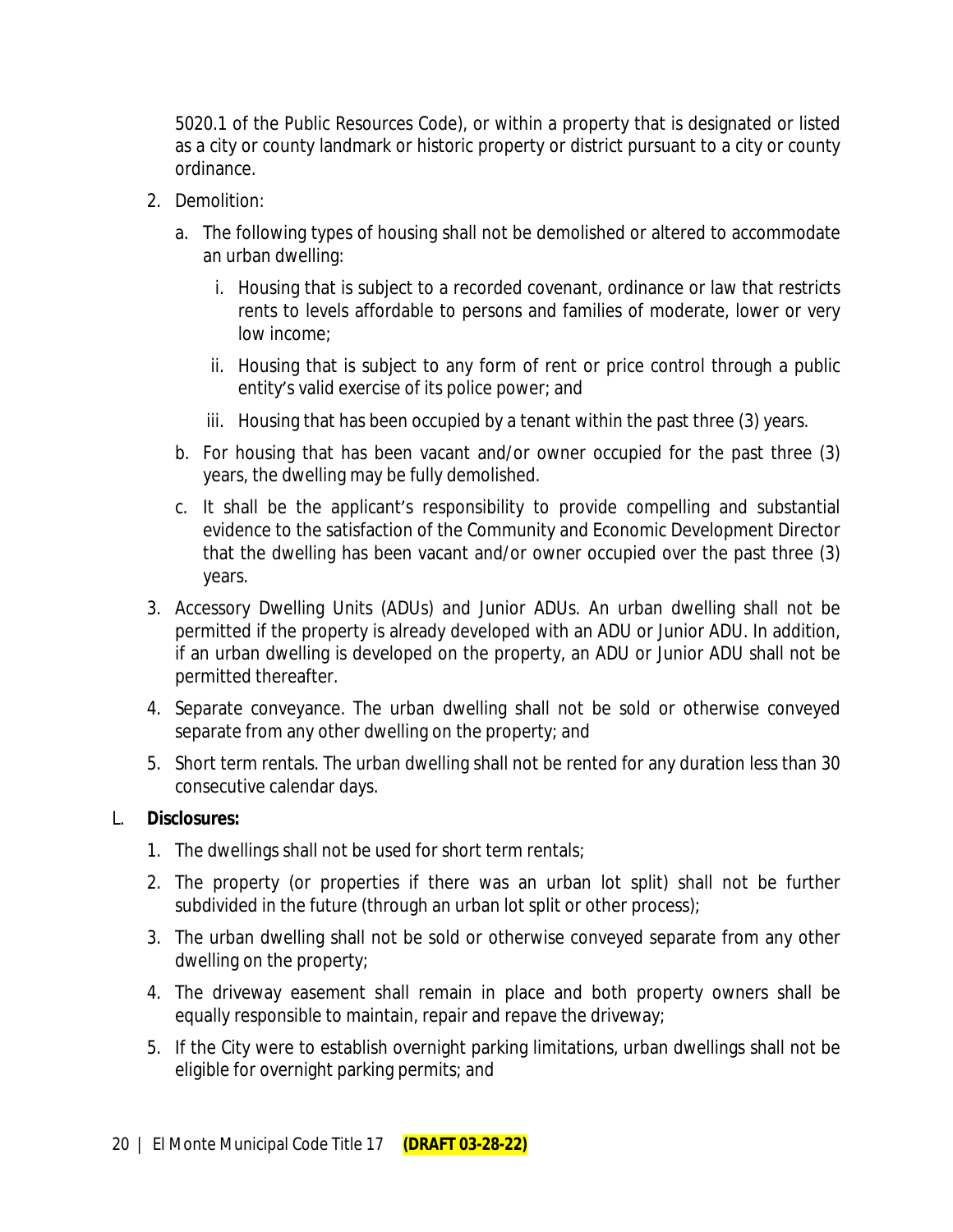5020.1 of the Public Resources Code), or within a property that is designated or listed as a city or county landmark or historic property or district pursuant to a city or county ordinance.

2. Demolition:
   a. The following types of housing shall not be demolished or altered to accommodate an urban dwelling:
      i. Housing that is subject to a recorded covenant, ordinance or law that restricts rents to levels affordable to persons and families of moderate, lower or very low income;
      ii. Housing that is subject to any form of rent or price control through a public entity's valid exercise of its police power; and
      iii. Housing that has been occupied by a tenant within the past three (3) years.
   b. For housing that has been vacant and/or owner occupied for the past three (3) years, the dwelling may be fully demolished.
   c. It shall be the applicant's responsibility to provide compelling and substantial evidence to the satisfaction of the Community and Economic Development Director that the dwelling has been vacant and/or owner occupied over the past three (3) years.
3. Accessory Dwelling Units (ADUs) and Junior ADUs. An urban dwelling shall not be permitted if the property is already developed with an ADU or Junior ADU. In addition, if an urban dwelling is developed on the property, an ADU or Junior ADU shall not be permitted thereafter.
4. Separate conveyance. The urban dwelling shall not be sold or otherwise conveyed separate from any other dwelling on the property; and
5. Short term rentals. The urban dwelling shall not be rented for any duration less than 30 consecutive calendar days.

L. **Disclosures:**

1. The dwellings shall not be used for short term rentals;
2. The property (or properties if there was an urban lot split) shall not be further subdivided in the future (through an urban lot split or other process);
3. The urban dwelling shall not be sold or otherwise conveyed separate from any other dwelling on the property;
4. The driveway easement shall remain in place and both property owners shall be equally responsible to maintain, repair and repave the driveway;
5. If the City were to establish overnight parking limitations, urban dwellings shall not be eligible for overnight parking permits; and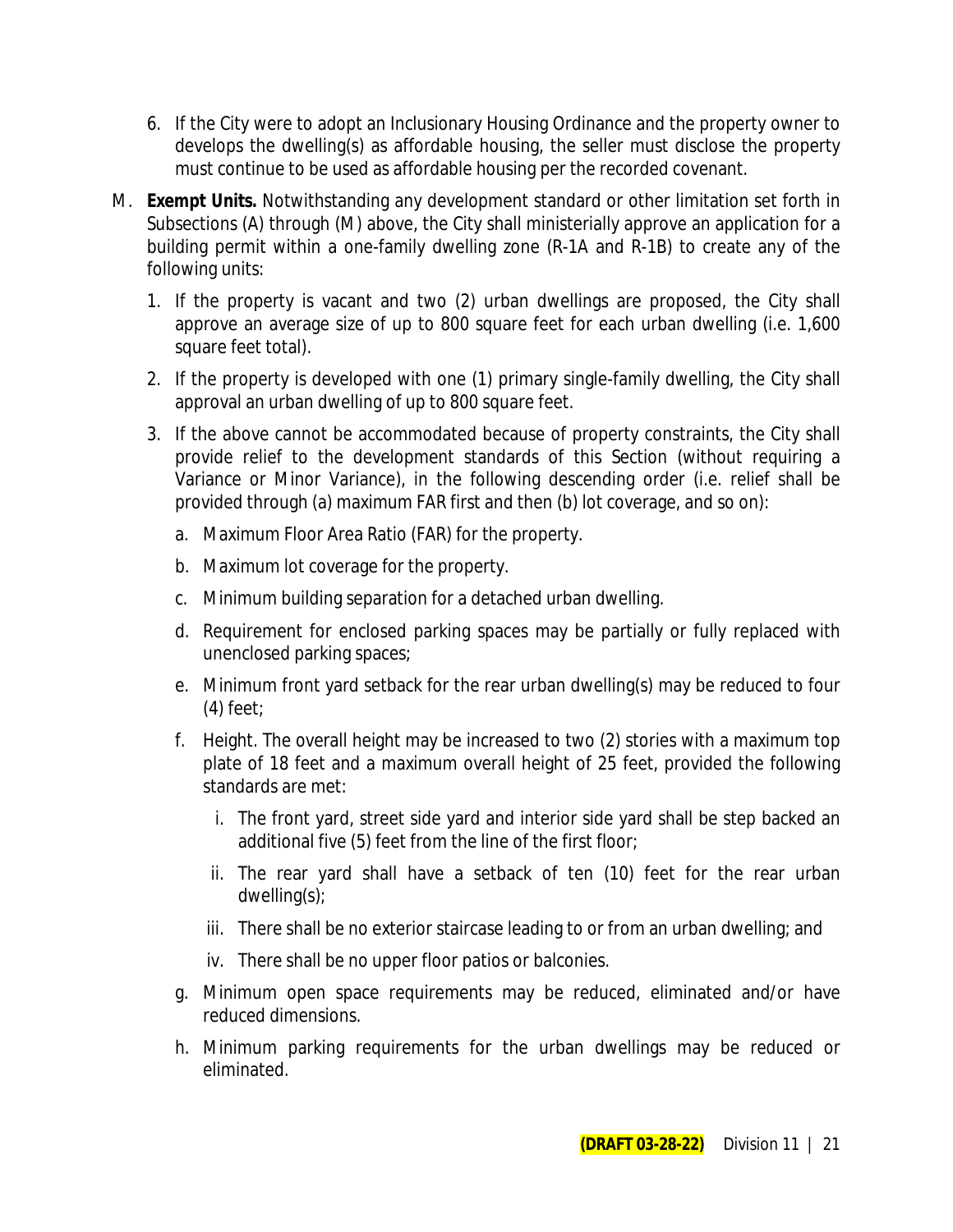6. If the City were to adopt an Inclusionary Housing Ordinance and the property owner to develops the dwelling(s) as affordable housing, the seller must disclose the property must continue to be used as affordable housing per the recorded covenant.

M. **Exempt Units.** Notwithstanding any development standard or other limitation set forth in Subsections (A) through (M) above, the City shall ministerially approve an application for a building permit within a one-family dwelling zone (R-1A and R-1B) to create any of the following units:

   1. If the property is vacant and two (2) urban dwellings are proposed, the City shall approve an average size of up to 800 square feet for each urban dwelling (i.e. 1,600 square feet total).

   2. If the property is developed with one (1) primary single-family dwelling, the City shall approval an urban dwelling of up to 800 square feet.

   3. If the above cannot be accommodated because of property constraints, the City shall provide relief to the development standards of this Section (without requiring a Variance or Minor Variance), in the following descending order (i.e. relief shall be provided through (a) maximum FAR first and then (b) lot coverage, and so on):

      a. Maximum Floor Area Ratio (FAR) for the property.

      b. Maximum lot coverage for the property.

      c. Minimum building separation for a detached urban dwelling.

      d. Requirement for enclosed parking spaces may be partially or fully replaced with unenclosed parking spaces;

      e. Minimum front yard setback for the rear urban dwelling(s) may be reduced to four (4) feet;

      f. Height. The overall height may be increased to two (2) stories with a maximum top plate of 18 feet and a maximum overall height of 25 feet, provided the following standards are met:

         i. The front yard, street side yard and interior side yard shall be step backed an additional five (5) feet from the line of the first floor;

         ii. The rear yard shall have a setback of ten (10) feet for the rear urban dwelling(s);

         iii. There shall be no exterior staircase leading to or from an urban dwelling; and

         iv. There shall be no upper floor patios or balconies.

      g. Minimum open space requirements may be reduced, eliminated and/or have reduced dimensions.

      h. Minimum parking requirements for the urban dwellings may be reduced or eliminated.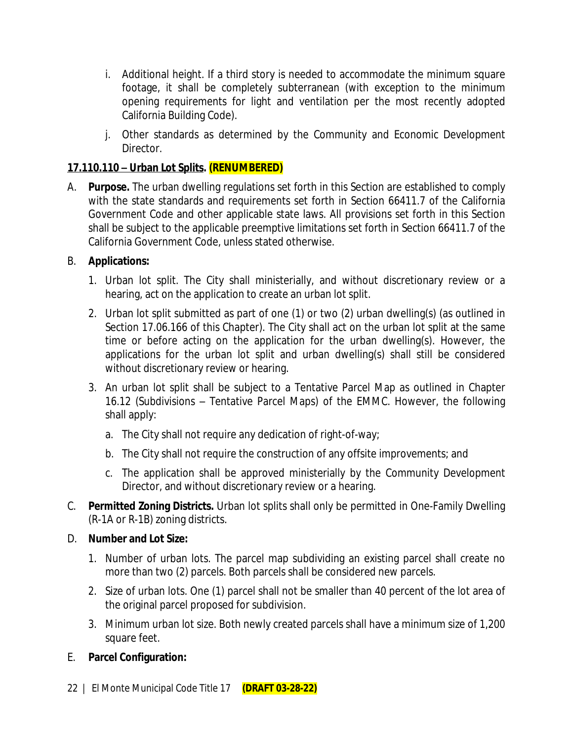i. Additional height. If a third story is needed to accommodate the minimum square footage, it shall be completely subterranean (with exception to the minimum opening requirements for light and ventilation per the most recently adopted California Building Code).

j. Other standards as determined by the Community and Economic Development Director.

**17.110.110 – Urban Lot Splits. (RENUMBERED)**

A. **Purpose.** The urban dwelling regulations set forth in this Section are established to comply with the state standards and requirements set forth in Section 66411.7 of the California Government Code and other applicable state laws. All provisions set forth in this Section shall be subject to the applicable preemptive limitations set forth in Section 66411.7 of the California Government Code, unless stated otherwise.

B. **Applications:**

1. Urban lot split. The City shall ministerially, and without discretionary review or a hearing, act on the application to create an urban lot split.

2. Urban lot split submitted as part of one (1) or two (2) urban dwelling(s) (as outlined in Section 17.06.166 of this Chapter). The City shall act on the urban lot split at the same time or before acting on the application for the urban dwelling(s). However, the applications for the urban lot split and urban dwelling(s) shall still be considered without discretionary review or hearing.

3. An urban lot split shall be subject to a Tentative Parcel Map as outlined in Chapter 16.12 (Subdivisions – Tentative Parcel Maps) of the EMMC. However, the following shall apply:

   a. The City shall not require any dedication of right-of-way;

   b. The City shall not require the construction of any offsite improvements; and

   c. The application shall be approved ministerially by the Community Development Director, and without discretionary review or a hearing.

C. **Permitted Zoning Districts.** Urban lot splits shall only be permitted in One-Family Dwelling (R-1A or R-1B) zoning districts.

D. **Number and Lot Size:**

1. Number of urban lots. The parcel map subdividing an existing parcel shall create no more than two (2) parcels. Both parcels shall be considered new parcels.

2. Size of urban lots. One (1) parcel shall not be smaller than 40 percent of the lot area of the original parcel proposed for subdivision.

3. Minimum urban lot size. Both newly created parcels shall have a minimum size of 1,200 square feet.

E. **Parcel Configuration:**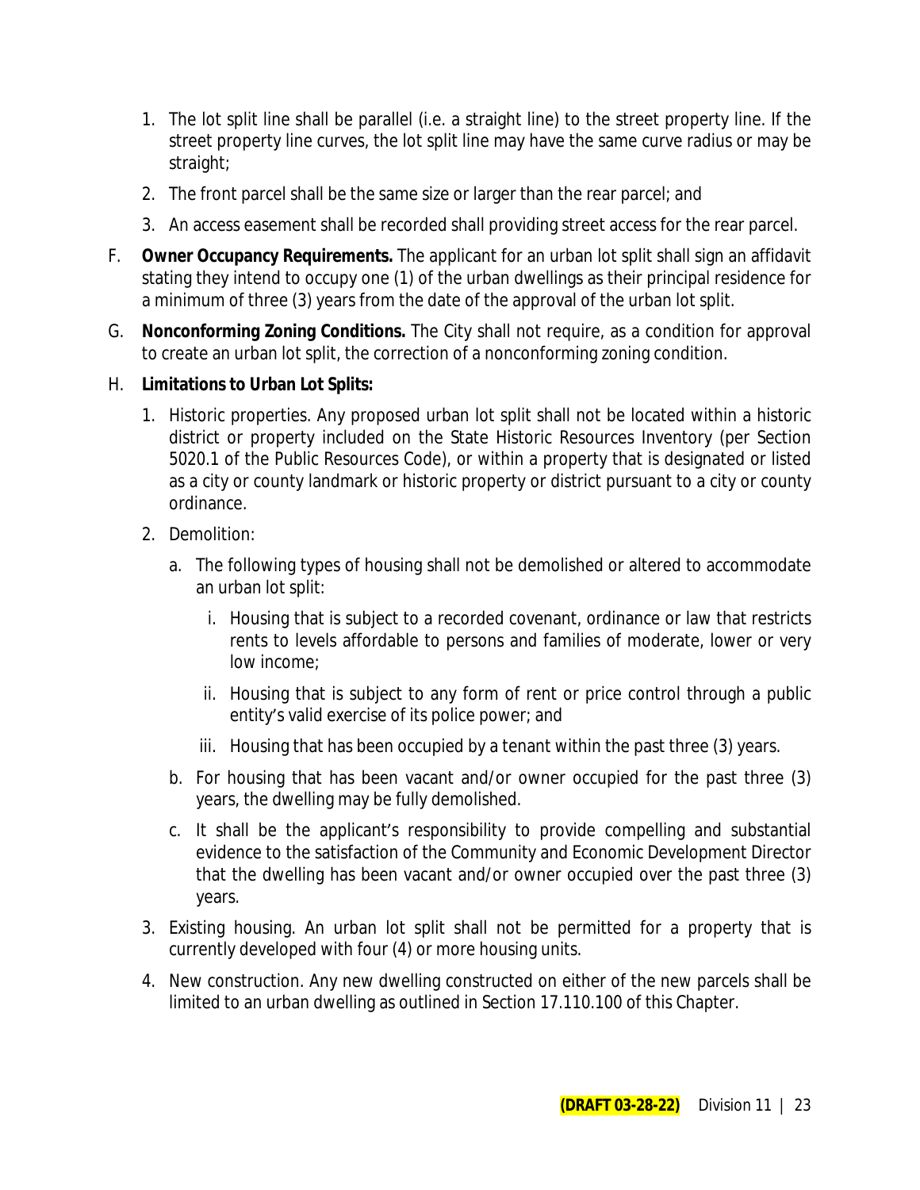1. The lot split line shall be parallel (i.e. a straight line) to the street property line. If the street property line curves, the lot split line may have the same curve radius or may be straight;
2. The front parcel shall be the same size or larger than the rear parcel; and
3. An access easement shall be recorded shall providing street access for the rear parcel.

F. **Owner Occupancy Requirements.** The applicant for an urban lot split shall sign an affidavit stating they intend to occupy one (1) of the urban dwellings as their principal residence for a minimum of three (3) years from the date of the approval of the urban lot split.

G. **Nonconforming Zoning Conditions.** The City shall not require, as a condition for approval to create an urban lot split, the correction of a nonconforming zoning condition.

H. **Limitations to Urban Lot Splits:**

1. Historic properties. Any proposed urban lot split shall not be located within a historic district or property included on the State Historic Resources Inventory (per Section 5020.1 of the Public Resources Code), or within a property that is designated or listed as a city or county landmark or historic property or district pursuant to a city or county ordinance.
2. Demolition:
   a. The following types of housing shall not be demolished or altered to accommodate an urban lot split:
      i. Housing that is subject to a recorded covenant, ordinance or law that restricts rents to levels affordable to persons and families of moderate, lower or very low income;
      ii. Housing that is subject to any form of rent or price control through a public entity's valid exercise of its police power; and
      iii. Housing that has been occupied by a tenant within the past three (3) years.
   b. For housing that has been vacant and/or owner occupied for the past three (3) years, the dwelling may be fully demolished.
   c. It shall be the applicant's responsibility to provide compelling and substantial evidence to the satisfaction of the Community and Economic Development Director that the dwelling has been vacant and/or owner occupied over the past three (3) years.
3. Existing housing. An urban lot split shall not be permitted for a property that is currently developed with four (4) or more housing units.
4. New construction. Any new dwelling constructed on either of the new parcels shall be limited to an urban dwelling as outlined in Section 17.110.100 of this Chapter.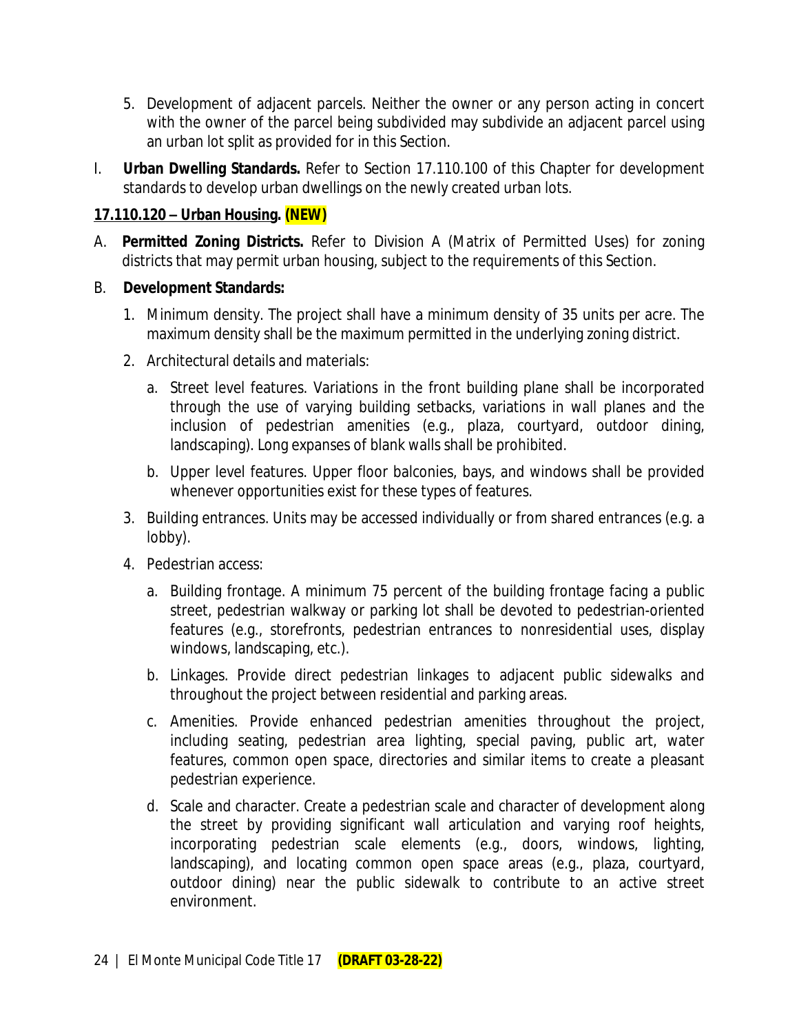5. Development of adjacent parcels. Neither the owner or any person acting in concert with the owner of the parcel being subdivided may subdivide an adjacent parcel using an urban lot split as provided for in this Section.

I. **Urban Dwelling Standards.** Refer to Section 17.110.100 of this Chapter for development standards to develop urban dwellings on the newly created urban lots.

**17.110.120 – Urban Housing. (NEW)**

A. **Permitted Zoning Districts.** Refer to Division A (Matrix of Permitted Uses) for zoning districts that may permit urban housing, subject to the requirements of this Section.

B. **Development Standards:**

1. Minimum density. The project shall have a minimum density of 35 units per acre. The maximum density shall be the maximum permitted in the underlying zoning district.
2. Architectural details and materials:
   a. Street level features. Variations in the front building plane shall be incorporated through the use of varying building setbacks, variations in wall planes and the inclusion of pedestrian amenities (e.g., plaza, courtyard, outdoor dining, landscaping). Long expanses of blank walls shall be prohibited.
   b. Upper level features. Upper floor balconies, bays, and windows shall be provided whenever opportunities exist for these types of features.
3. Building entrances. Units may be accessed individually or from shared entrances (e.g. a lobby).
4. Pedestrian access:
   a. Building frontage. A minimum 75 percent of the building frontage facing a public street, pedestrian walkway or parking lot shall be devoted to pedestrian-oriented features (e.g., storefronts, pedestrian entrances to nonresidential uses, display windows, landscaping, etc.).
   b. Linkages. Provide direct pedestrian linkages to adjacent public sidewalks and throughout the project between residential and parking areas.
   c. Amenities. Provide enhanced pedestrian amenities throughout the project, including seating, pedestrian area lighting, special paving, public art, water features, common open space, directories and similar items to create a pleasant pedestrian experience.
   d. Scale and character. Create a pedestrian scale and character of development along the street by providing significant wall articulation and varying roof heights, incorporating pedestrian scale elements (e.g., doors, windows, lighting, landscaping), and locating common open space areas (e.g., plaza, courtyard, outdoor dining) near the public sidewalk to contribute to an active street environment.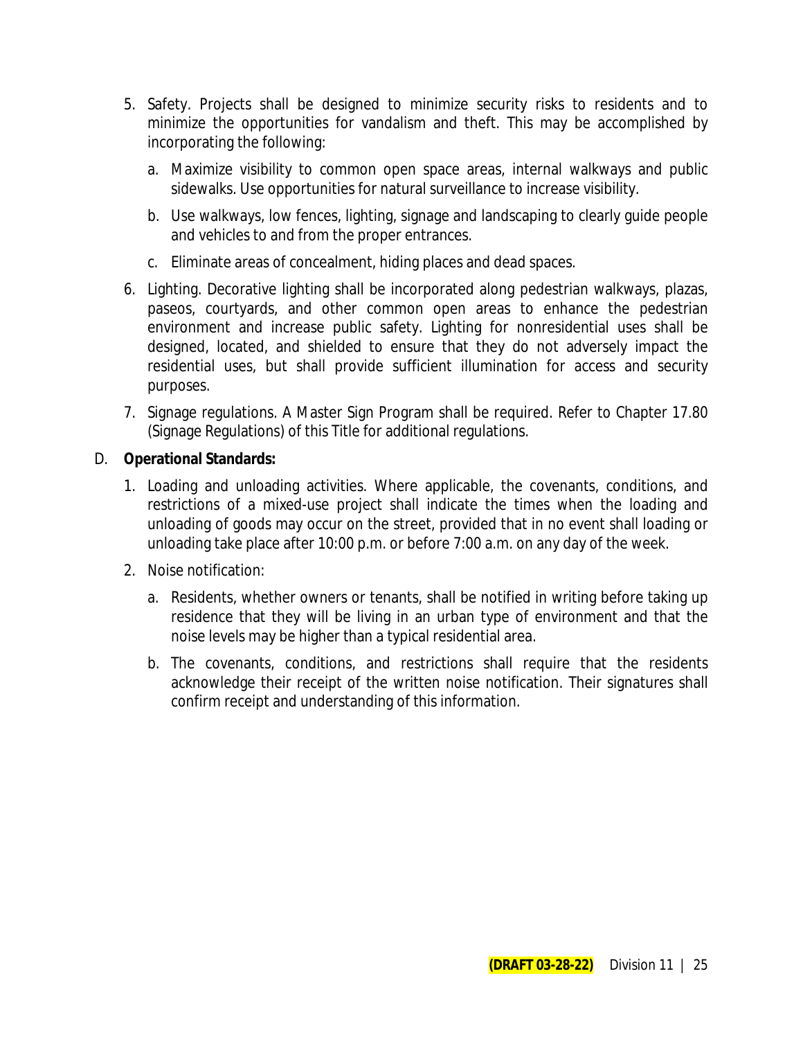5. Safety. Projects shall be designed to minimize security risks to residents and to minimize the opportunities for vandalism and theft. This may be accomplished by incorporating the following:

   a. Maximize visibility to common open space areas, internal walkways and public sidewalks. Use opportunities for natural surveillance to increase visibility.

   b. Use walkways, low fences, lighting, signage and landscaping to clearly guide people and vehicles to and from the proper entrances.

   c. Eliminate areas of concealment, hiding places and dead spaces.

6. Lighting. Decorative lighting shall be incorporated along pedestrian walkways, plazas, paseos, courtyards, and other common open areas to enhance the pedestrian environment and increase public safety. Lighting for nonresidential uses shall be designed, located, and shielded to ensure that they do not adversely impact the residential uses, but shall provide sufficient illumination for access and security purposes.

7. Signage regulations. A Master Sign Program shall be required. Refer to Chapter 17.80 (Signage Regulations) of this Title for additional regulations.

D. **Operational Standards:**

1. Loading and unloading activities. Where applicable, the covenants, conditions, and restrictions of a mixed-use project shall indicate the times when the loading and unloading of goods may occur on the street, provided that in no event shall loading or unloading take place after 10:00 p.m. or before 7:00 a.m. on any day of the week.

2. Noise notification:

   a. Residents, whether owners or tenants, shall be notified in writing before taking up residence that they will be living in an urban type of environment and that the noise levels may be higher than a typical residential area.

   b. The covenants, conditions, and restrictions shall require that the residents acknowledge their receipt of the written noise notification. Their signatures shall confirm receipt and understanding of this information.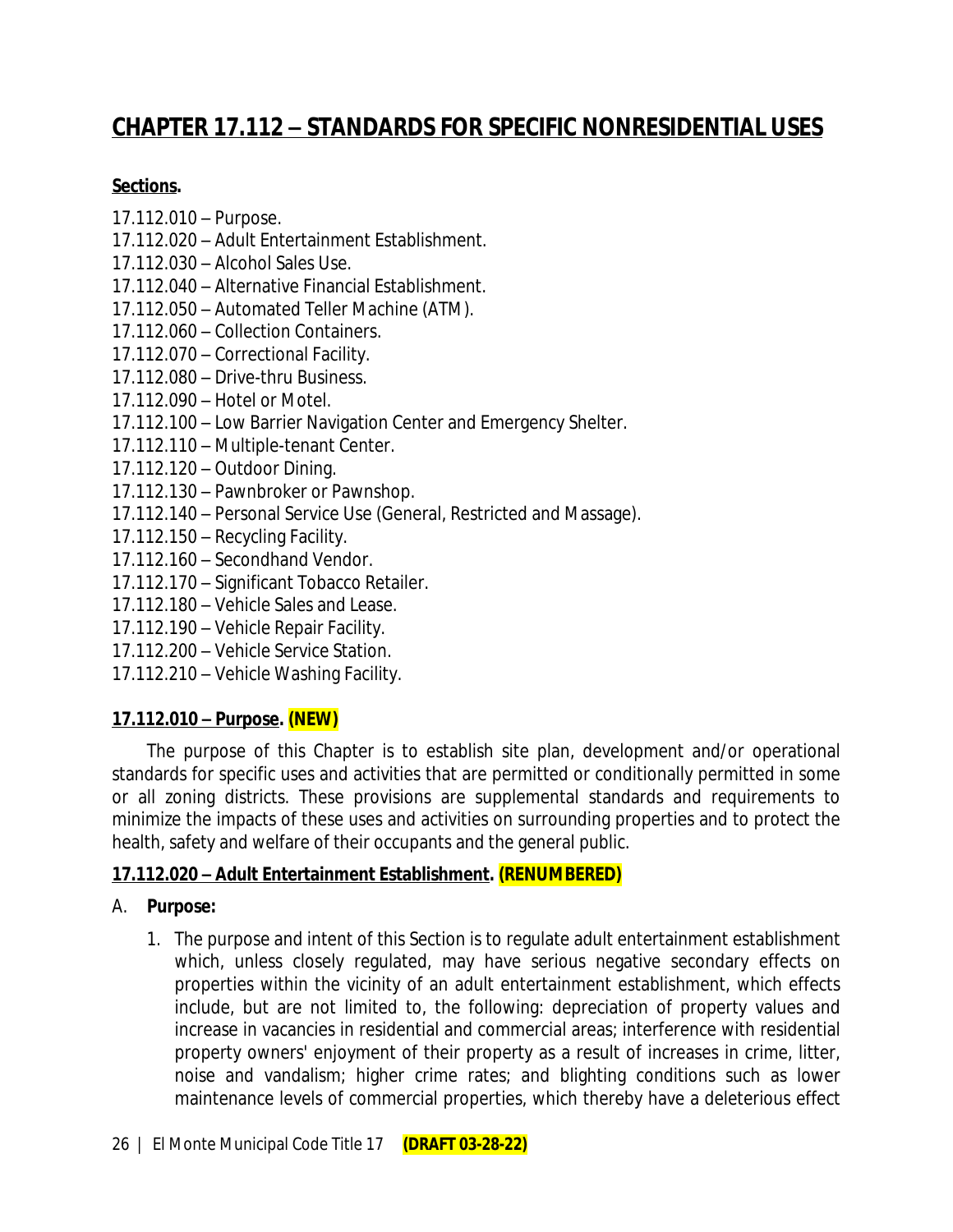# CHAPTER 17.112 – STANDARDS FOR SPECIFIC NONRESIDENTIAL USES

**Sections.**

17.112.010 – Purpose.
17.112.020 – Adult Entertainment Establishment.
17.112.030 – Alcohol Sales Use.
17.112.040 – Alternative Financial Establishment.
17.112.050 – Automated Teller Machine (ATM).
17.112.060 – Collection Containers.
17.112.070 – Correctional Facility.
17.112.080 – Drive-thru Business.
17.112.090 – Hotel or Motel.
17.112.100 – Low Barrier Navigation Center and Emergency Shelter.
17.112.110 – Multiple-tenant Center.
17.112.120 – Outdoor Dining.
17.112.130 – Pawnbroker or Pawnshop.
17.112.140 – Personal Service Use (General, Restricted and Massage).
17.112.150 – Recycling Facility.
17.112.160 – Secondhand Vendor.
17.112.170 – Significant Tobacco Retailer.
17.112.180 – Vehicle Sales and Lease.
17.112.190 – Vehicle Repair Facility.
17.112.200 – Vehicle Service Station.
17.112.210 – Vehicle Washing Facility.

**17.112.010 – Purpose. (NEW)**

The purpose of this Chapter is to establish site plan, development and/or operational standards for specific uses and activities that are permitted or conditionally permitted in some or all zoning districts. These provisions are supplemental standards and requirements to minimize the impacts of these uses and activities on surrounding properties and to protect the health, safety and welfare of their occupants and the general public.

**17.112.020 – Adult Entertainment Establishment. (RENUMBERED)**

A. **Purpose:**

1. The purpose and intent of this Section is to regulate adult entertainment establishment which, unless closely regulated, may have serious negative secondary effects on properties within the vicinity of an adult entertainment establishment, which effects include, but are not limited to, the following: depreciation of property values and increase in vacancies in residential and commercial areas; interference with residential property owners' enjoyment of their property as a result of increases in crime, litter, noise and vandalism; higher crime rates; and blighting conditions such as lower maintenance levels of commercial properties, which thereby have a deleterious effect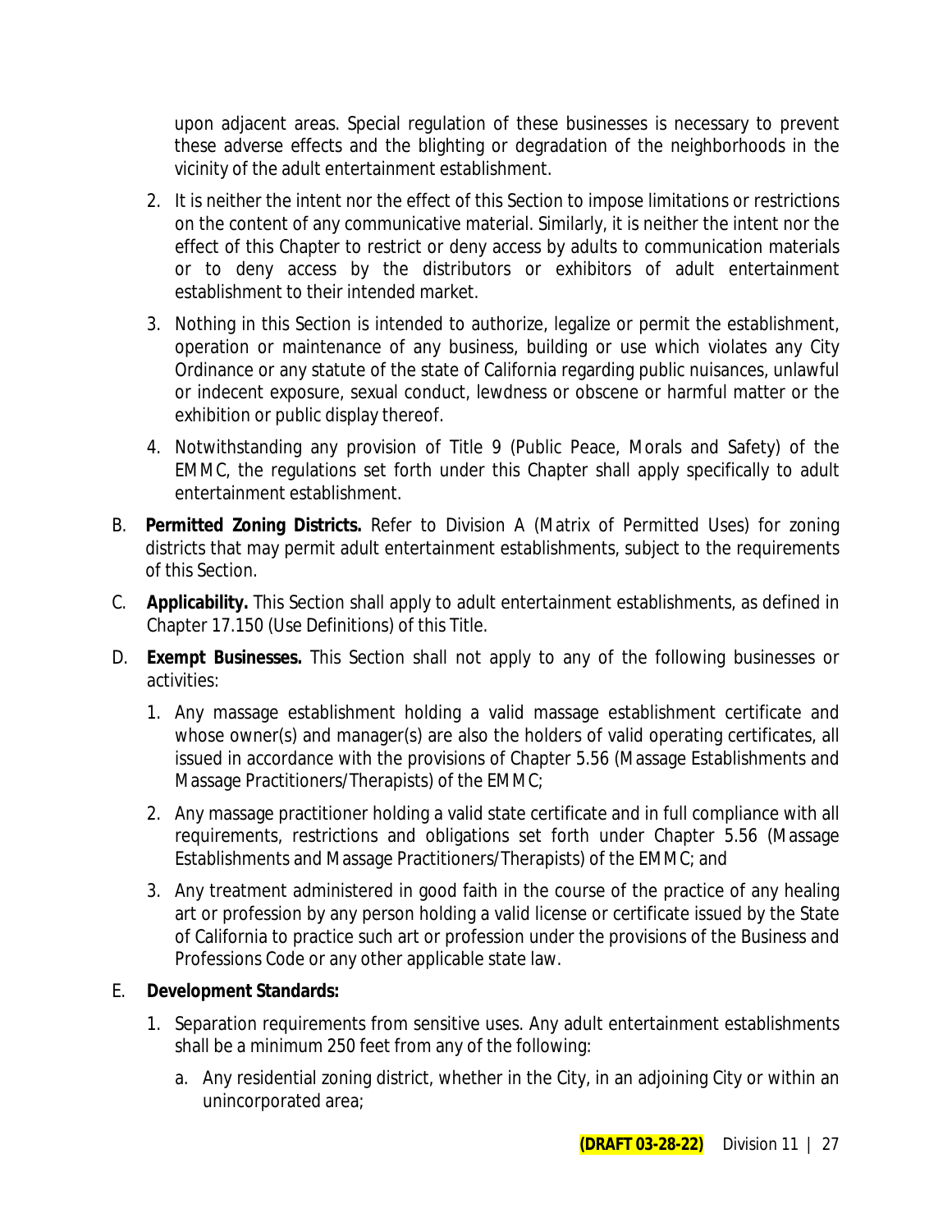upon adjacent areas. Special regulation of these businesses is necessary to prevent these adverse effects and the blighting or degradation of the neighborhoods in the vicinity of the adult entertainment establishment.

2. It is neither the intent nor the effect of this Section to impose limitations or restrictions on the content of any communicative material. Similarly, it is neither the intent nor the effect of this Chapter to restrict or deny access by adults to communication materials or to deny access by the distributors or exhibitors of adult entertainment establishment to their intended market.

3. Nothing in this Section is intended to authorize, legalize or permit the establishment, operation or maintenance of any business, building or use which violates any City Ordinance or any statute of the state of California regarding public nuisances, unlawful or indecent exposure, sexual conduct, lewdness or obscene or harmful matter or the exhibition or public display thereof.

4. Notwithstanding any provision of Title 9 (Public Peace, Morals and Safety) of the EMMC, the regulations set forth under this Chapter shall apply specifically to adult entertainment establishment.

B. **Permitted Zoning Districts.** Refer to Division A (Matrix of Permitted Uses) for zoning districts that may permit adult entertainment establishments, subject to the requirements of this Section.

C. **Applicability.** This Section shall apply to adult entertainment establishments, as defined in Chapter 17.150 (Use Definitions) of this Title.

D. **Exempt Businesses.** This Section shall not apply to any of the following businesses or activities:

   1. Any massage establishment holding a valid massage establishment certificate and whose owner(s) and manager(s) are also the holders of valid operating certificates, all issued in accordance with the provisions of Chapter 5.56 (Massage Establishments and Massage Practitioners/Therapists) of the EMMC;

   2. Any massage practitioner holding a valid state certificate and in full compliance with all requirements, restrictions and obligations set forth under Chapter 5.56 (Massage Establishments and Massage Practitioners/Therapists) of the EMMC; and

   3. Any treatment administered in good faith in the course of the practice of any healing art or profession by any person holding a valid license or certificate issued by the State of California to practice such art or profession under the provisions of the Business and Professions Code or any other applicable state law.

E. **Development Standards:**

   1. Separation requirements from sensitive uses. Any adult entertainment establishments shall be a minimum 250 feet from any of the following:

      a. Any residential zoning district, whether in the City, in an adjoining City or within an unincorporated area;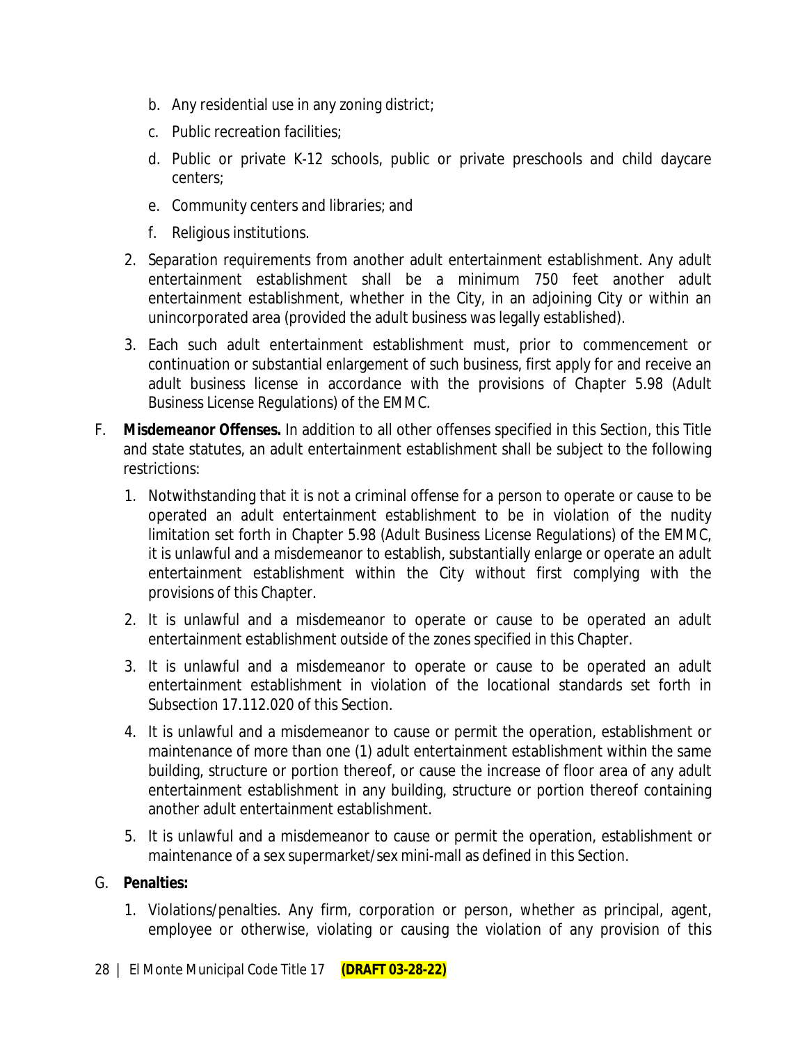b. Any residential use in any zoning district;

   c. Public recreation facilities;

   d. Public or private K-12 schools, public or private preschools and child daycare centers;

   e. Community centers and libraries; and

   f. Religious institutions.

2. Separation requirements from another adult entertainment establishment. Any adult entertainment establishment shall be a minimum 750 feet another adult entertainment establishment, whether in the City, in an adjoining City or within an unincorporated area (provided the adult business was legally established).

3. Each such adult entertainment establishment must, prior to commencement or continuation or substantial enlargement of such business, first apply for and receive an adult business license in accordance with the provisions of Chapter 5.98 (Adult Business License Regulations) of the EMMC.

F. **Misdemeanor Offenses.** In addition to all other offenses specified in this Section, this Title and state statutes, an adult entertainment establishment shall be subject to the following restrictions:

   1. Notwithstanding that it is not a criminal offense for a person to operate or cause to be operated an adult entertainment establishment to be in violation of the nudity limitation set forth in Chapter 5.98 (Adult Business License Regulations) of the EMMC, it is unlawful and a misdemeanor to establish, substantially enlarge or operate an adult entertainment establishment within the City without first complying with the provisions of this Chapter.

   2. It is unlawful and a misdemeanor to operate or cause to be operated an adult entertainment establishment outside of the zones specified in this Chapter.

   3. It is unlawful and a misdemeanor to operate or cause to be operated an adult entertainment establishment in violation of the locational standards set forth in Subsection 17.112.020 of this Section.

   4. It is unlawful and a misdemeanor to cause or permit the operation, establishment or maintenance of more than one (1) adult entertainment establishment within the same building, structure or portion thereof, or cause the increase of floor area of any adult entertainment establishment in any building, structure or portion thereof containing another adult entertainment establishment.

   5. It is unlawful and a misdemeanor to cause or permit the operation, establishment or maintenance of a sex supermarket/sex mini-mall as defined in this Section.

G. **Penalties:**

   1. Violations/penalties. Any firm, corporation or person, whether as principal, agent, employee or otherwise, violating or causing the violation of any provision of this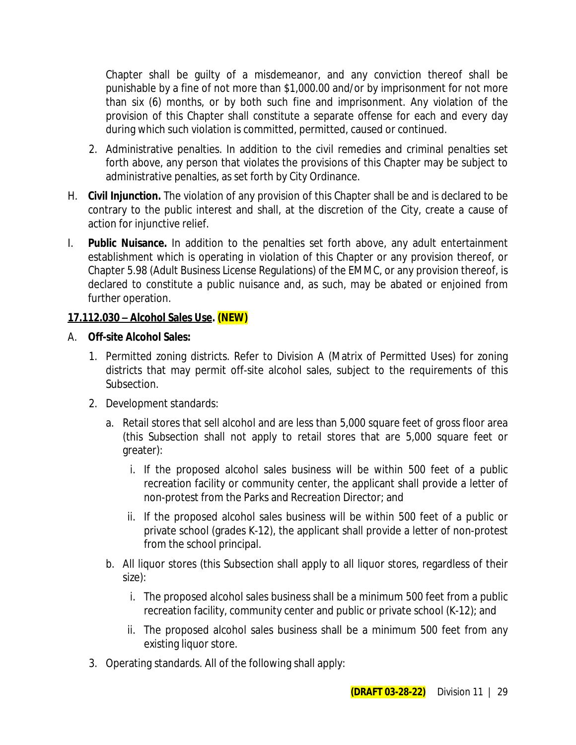Chapter shall be guilty of a misdemeanor, and any conviction thereof shall be punishable by a fine of not more than $1,000.00 and/or by imprisonment for not more than six (6) months, or by both such fine and imprisonment. Any violation of the provision of this Chapter shall constitute a separate offense for each and every day during which such violation is committed, permitted, caused or continued.

2. Administrative penalties. In addition to the civil remedies and criminal penalties set forth above, any person that violates the provisions of this Chapter may be subject to administrative penalties, as set forth by City Ordinance.

H. **Civil Injunction.** The violation of any provision of this Chapter shall be and is declared to be contrary to the public interest and shall, at the discretion of the City, create a cause of action for injunctive relief.

I. **Public Nuisance.** In addition to the penalties set forth above, any adult entertainment establishment which is operating in violation of this Chapter or any provision thereof, or Chapter 5.98 (Adult Business License Regulations) of the EMMC, or any provision thereof, is declared to constitute a public nuisance and, as such, may be abated or enjoined from further operation.

**17.112.030 – Alcohol Sales Use. (NEW)**

A. **Off-site Alcohol Sales:**

1. Permitted zoning districts. Refer to Division A (Matrix of Permitted Uses) for zoning districts that may permit off-site alcohol sales, subject to the requirements of this Subsection.

2. Development standards:

   a. Retail stores that sell alcohol and are less than 5,000 square feet of gross floor area (this Subsection shall not apply to retail stores that are 5,000 square feet or greater):

      i. If the proposed alcohol sales business will be within 500 feet of a public recreation facility or community center, the applicant shall provide a letter of non-protest from the Parks and Recreation Director; and

      ii. If the proposed alcohol sales business will be within 500 feet of a public or private school (grades K-12), the applicant shall provide a letter of non-protest from the school principal.

   b. All liquor stores (this Subsection shall apply to all liquor stores, regardless of their size):

      i. The proposed alcohol sales business shall be a minimum 500 feet from a public recreation facility, community center and public or private school (K-12); and

      ii. The proposed alcohol sales business shall be a minimum 500 feet from any existing liquor store.

3. Operating standards. All of the following shall apply: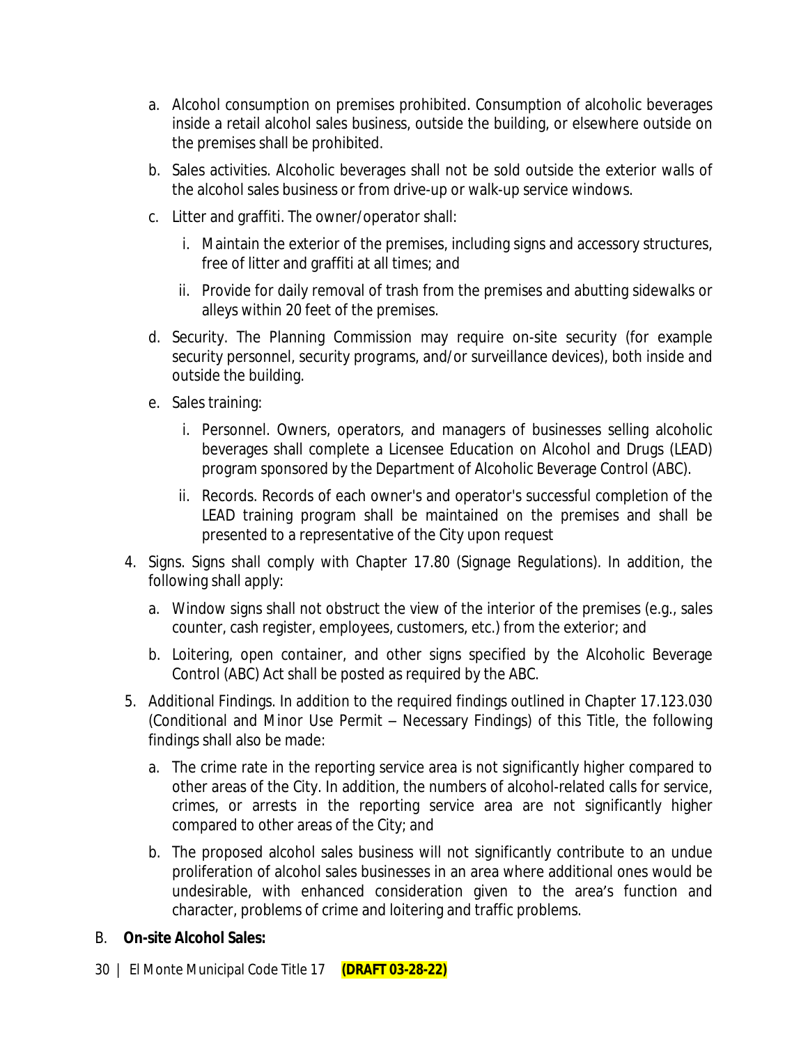a. Alcohol consumption on premises prohibited. Consumption of alcoholic beverages inside a retail alcohol sales business, outside the building, or elsewhere outside on the premises shall be prohibited.
   b. Sales activities. Alcoholic beverages shall not be sold outside the exterior walls of the alcohol sales business or from drive-up or walk-up service windows.
   c. Litter and graffiti. The owner/operator shall:
      i. Maintain the exterior of the premises, including signs and accessory structures, free of litter and graffiti at all times; and
      ii. Provide for daily removal of trash from the premises and abutting sidewalks or alleys within 20 feet of the premises.
   d. Security. The Planning Commission may require on-site security (for example security personnel, security programs, and/or surveillance devices), both inside and outside the building.
   e. Sales training:
      i. Personnel. Owners, operators, and managers of businesses selling alcoholic beverages shall complete a Licensee Education on Alcohol and Drugs (LEAD) program sponsored by the Department of Alcoholic Beverage Control (ABC).
      ii. Records. Records of each owner's and operator's successful completion of the LEAD training program shall be maintained on the premises and shall be presented to a representative of the City upon request

4. Signs. Signs shall comply with Chapter 17.80 (Signage Regulations). In addition, the following shall apply:
   a. Window signs shall not obstruct the view of the interior of the premises (e.g., sales counter, cash register, employees, customers, etc.) from the exterior; and
   b. Loitering, open container, and other signs specified by the Alcoholic Beverage Control (ABC) Act shall be posted as required by the ABC.

5. Additional Findings. In addition to the required findings outlined in Chapter 17.123.030 (Conditional and Minor Use Permit – Necessary Findings) of this Title, the following findings shall also be made:
   a. The crime rate in the reporting service area is not significantly higher compared to other areas of the City. In addition, the numbers of alcohol-related calls for service, crimes, or arrests in the reporting service area are not significantly higher compared to other areas of the City; and
   b. The proposed alcohol sales business will not significantly contribute to an undue proliferation of alcohol sales businesses in an area where additional ones would be undesirable, with enhanced consideration given to the area's function and character, problems of crime and loitering and traffic problems.

B. **On-site Alcohol Sales:**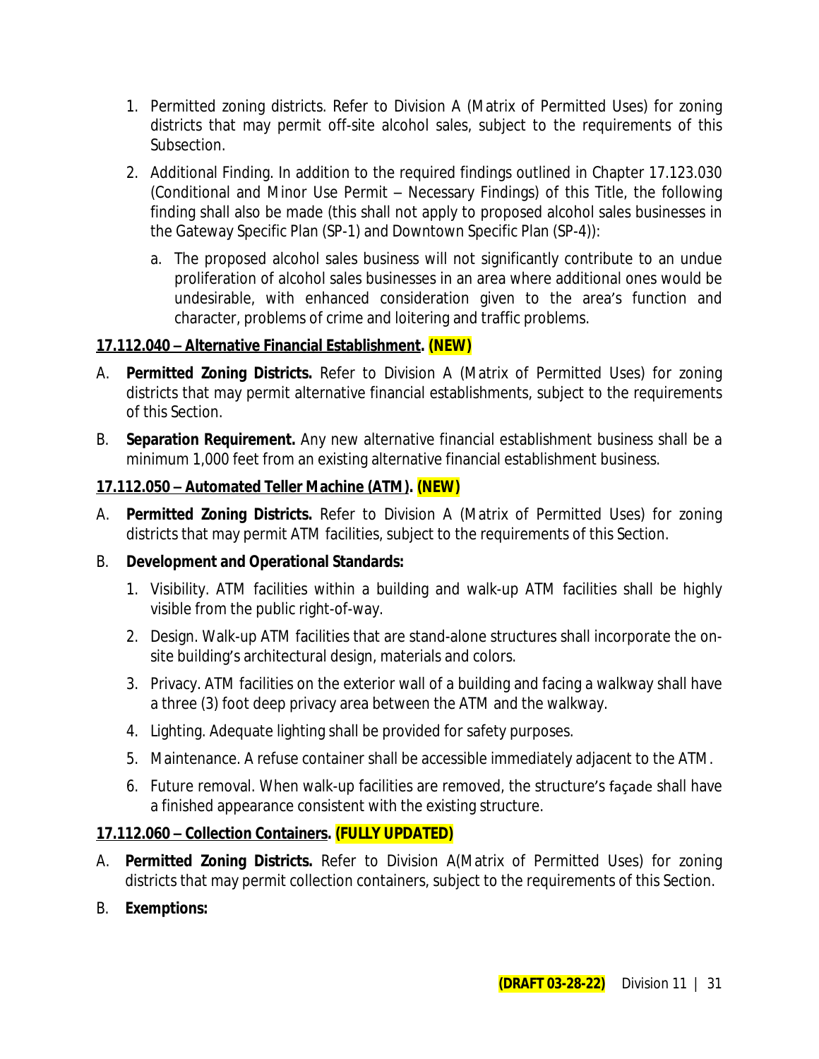1. Permitted zoning districts. Refer to Division A (Matrix of Permitted Uses) for zoning districts that may permit off-site alcohol sales, subject to the requirements of this Subsection.

2. Additional Finding. In addition to the required findings outlined in Chapter 17.123.030 (Conditional and Minor Use Permit – Necessary Findings) of this Title, the following finding shall also be made (this shall not apply to proposed alcohol sales businesses in the Gateway Specific Plan (SP-1) and Downtown Specific Plan (SP-4)):

   a. The proposed alcohol sales business will not significantly contribute to an undue proliferation of alcohol sales businesses in an area where additional ones would be undesirable, with enhanced consideration given to the area's function and character, problems of crime and loitering and traffic problems.

**17.112.040 – Alternative Financial Establishment. (NEW)**

A. **Permitted Zoning Districts.** Refer to Division A (Matrix of Permitted Uses) for zoning districts that may permit alternative financial establishments, subject to the requirements of this Section.

B. **Separation Requirement.** Any new alternative financial establishment business shall be a minimum 1,000 feet from an existing alternative financial establishment business.

**17.112.050 – Automated Teller Machine (ATM). (NEW)**

A. **Permitted Zoning Districts.** Refer to Division A (Matrix of Permitted Uses) for zoning districts that may permit ATM facilities, subject to the requirements of this Section.

B. **Development and Operational Standards:**

   1. Visibility. ATM facilities within a building and walk-up ATM facilities shall be highly visible from the public right-of-way.

   2. Design. Walk-up ATM facilities that are stand-alone structures shall incorporate the on-site building's architectural design, materials and colors.

   3. Privacy. ATM facilities on the exterior wall of a building and facing a walkway shall have a three (3) foot deep privacy area between the ATM and the walkway.

   4. Lighting. Adequate lighting shall be provided for safety purposes.

   5. Maintenance. A refuse container shall be accessible immediately adjacent to the ATM.

   6. Future removal. When walk-up facilities are removed, the structure's façade shall have a finished appearance consistent with the existing structure.

**17.112.060 – Collection Containers. (FULLY UPDATED)**

A. **Permitted Zoning Districts.** Refer to Division A(Matrix of Permitted Uses) for zoning districts that may permit collection containers, subject to the requirements of this Section.

B. **Exemptions:**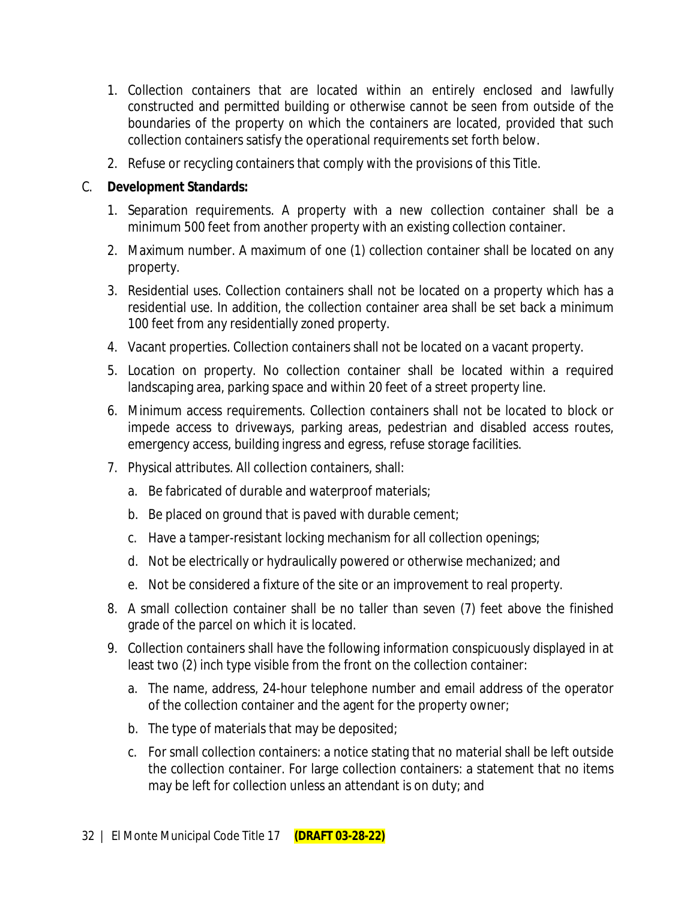1. Collection containers that are located within an entirely enclosed and lawfully constructed and permitted building or otherwise cannot be seen from outside of the boundaries of the property on which the containers are located, provided that such collection containers satisfy the operational requirements set forth below.
2. Refuse or recycling containers that comply with the provisions of this Title.

C. **Development Standards:**

1. Separation requirements. A property with a new collection container shall be a minimum 500 feet from another property with an existing collection container.
2. Maximum number. A maximum of one (1) collection container shall be located on any property.
3. Residential uses. Collection containers shall not be located on a property which has a residential use. In addition, the collection container area shall be set back a minimum 100 feet from any residentially zoned property.
4. Vacant properties. Collection containers shall not be located on a vacant property.
5. Location on property. No collection container shall be located within a required landscaping area, parking space and within 20 feet of a street property line.
6. Minimum access requirements. Collection containers shall not be located to block or impede access to driveways, parking areas, pedestrian and disabled access routes, emergency access, building ingress and egress, refuse storage facilities.
7. Physical attributes. All collection containers, shall:
   a. Be fabricated of durable and waterproof materials;
   b. Be placed on ground that is paved with durable cement;
   c. Have a tamper-resistant locking mechanism for all collection openings;
   d. Not be electrically or hydraulically powered or otherwise mechanized; and
   e. Not be considered a fixture of the site or an improvement to real property.
8. A small collection container shall be no taller than seven (7) feet above the finished grade of the parcel on which it is located.
9. Collection containers shall have the following information conspicuously displayed in at least two (2) inch type visible from the front on the collection container:
   a. The name, address, 24-hour telephone number and email address of the operator of the collection container and the agent for the property owner;
   b. The type of materials that may be deposited;
   c. For small collection containers: a notice stating that no material shall be left outside the collection container. For large collection containers: a statement that no items may be left for collection unless an attendant is on duty; and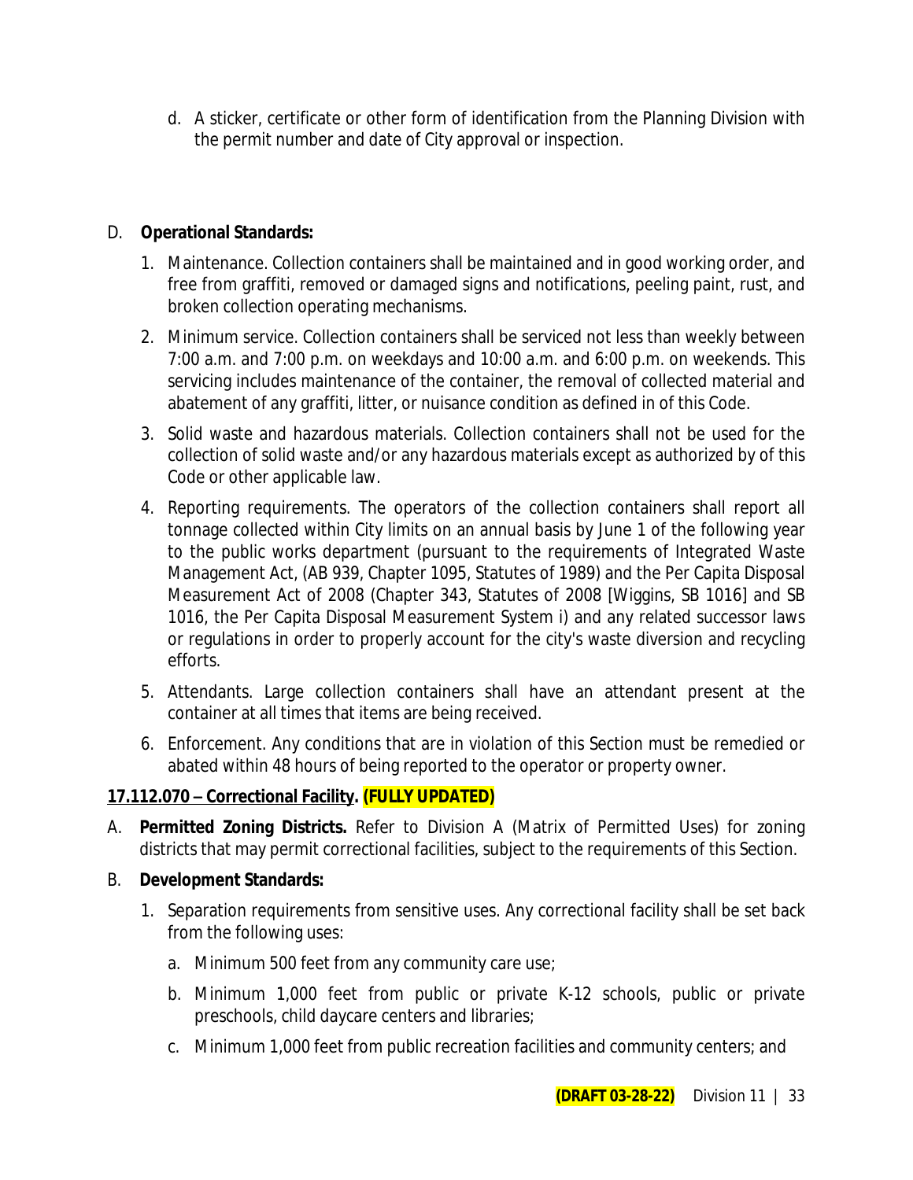d. A sticker, certificate or other form of identification from the Planning Division with the permit number and date of City approval or inspection.

D. **Operational Standards:**

1. Maintenance. Collection containers shall be maintained and in good working order, and free from graffiti, removed or damaged signs and notifications, peeling paint, rust, and broken collection operating mechanisms.
2. Minimum service. Collection containers shall be serviced not less than weekly between 7:00 a.m. and 7:00 p.m. on weekdays and 10:00 a.m. and 6:00 p.m. on weekends. This servicing includes maintenance of the container, the removal of collected material and abatement of any graffiti, litter, or nuisance condition as defined in of this Code.
3. Solid waste and hazardous materials. Collection containers shall not be used for the collection of solid waste and/or any hazardous materials except as authorized by of this Code or other applicable law.
4. Reporting requirements. The operators of the collection containers shall report all tonnage collected within City limits on an annual basis by June 1 of the following year to the public works department (pursuant to the requirements of Integrated Waste Management Act, (AB 939, Chapter 1095, Statutes of 1989) and the Per Capita Disposal Measurement Act of 2008 (Chapter 343, Statutes of 2008 [Wiggins, SB 1016] and SB 1016, the Per Capita Disposal Measurement System i) and any related successor laws or regulations in order to properly account for the city's waste diversion and recycling efforts.
5. Attendants. Large collection containers shall have an attendant present at the container at all times that items are being received.
6. Enforcement. Any conditions that are in violation of this Section must be remedied or abated within 48 hours of being reported to the operator or property owner.

**17.112.070 – Correctional Facility. (FULLY UPDATED)**

A. **Permitted Zoning Districts.** Refer to Division A (Matrix of Permitted Uses) for zoning districts that may permit correctional facilities, subject to the requirements of this Section.

B. **Development Standards:**

1. Separation requirements from sensitive uses. Any correctional facility shall be set back from the following uses:
   a. Minimum 500 feet from any community care use;
   b. Minimum 1,000 feet from public or private K-12 schools, public or private preschools, child daycare centers and libraries;
   c. Minimum 1,000 feet from public recreation facilities and community centers; and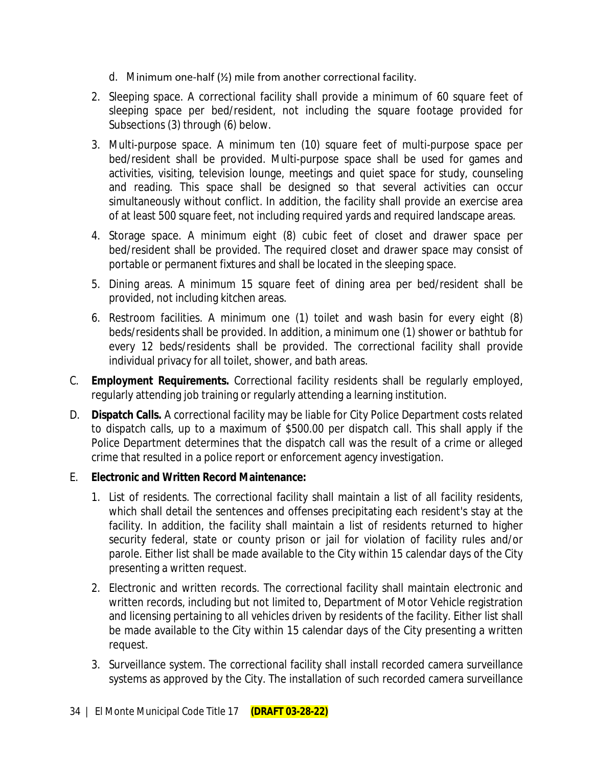d. Minimum one-half (½) mile from another correctional facility.

2. Sleeping space. A correctional facility shall provide a minimum of 60 square feet of sleeping space per bed/resident, not including the square footage provided for Subsections (3) through (6) below.

3. Multi-purpose space. A minimum ten (10) square feet of multi-purpose space per bed/resident shall be provided. Multi-purpose space shall be used for games and activities, visiting, television lounge, meetings and quiet space for study, counseling and reading. This space shall be designed so that several activities can occur simultaneously without conflict. In addition, the facility shall provide an exercise area of at least 500 square feet, not including required yards and required landscape areas.

4. Storage space. A minimum eight (8) cubic feet of closet and drawer space per bed/resident shall be provided. The required closet and drawer space may consist of portable or permanent fixtures and shall be located in the sleeping space.

5. Dining areas. A minimum 15 square feet of dining area per bed/resident shall be provided, not including kitchen areas.

6. Restroom facilities. A minimum one (1) toilet and wash basin for every eight (8) beds/residents shall be provided. In addition, a minimum one (1) shower or bathtub for every 12 beds/residents shall be provided. The correctional facility shall provide individual privacy for all toilet, shower, and bath areas.

C. **Employment Requirements.** Correctional facility residents shall be regularly employed, regularly attending job training or regularly attending a learning institution.

D. **Dispatch Calls.** A correctional facility may be liable for City Police Department costs related to dispatch calls, up to a maximum of $500.00 per dispatch call. This shall apply if the Police Department determines that the dispatch call was the result of a crime or alleged crime that resulted in a police report or enforcement agency investigation.

E. **Electronic and Written Record Maintenance:**

1. List of residents. The correctional facility shall maintain a list of all facility residents, which shall detail the sentences and offenses precipitating each resident's stay at the facility. In addition, the facility shall maintain a list of residents returned to higher security federal, state or county prison or jail for violation of facility rules and/or parole. Either list shall be made available to the City within 15 calendar days of the City presenting a written request.

2. Electronic and written records. The correctional facility shall maintain electronic and written records, including but not limited to, Department of Motor Vehicle registration and licensing pertaining to all vehicles driven by residents of the facility. Either list shall be made available to the City within 15 calendar days of the City presenting a written request.

3. Surveillance system. The correctional facility shall install recorded camera surveillance systems as approved by the City. The installation of such recorded camera surveillance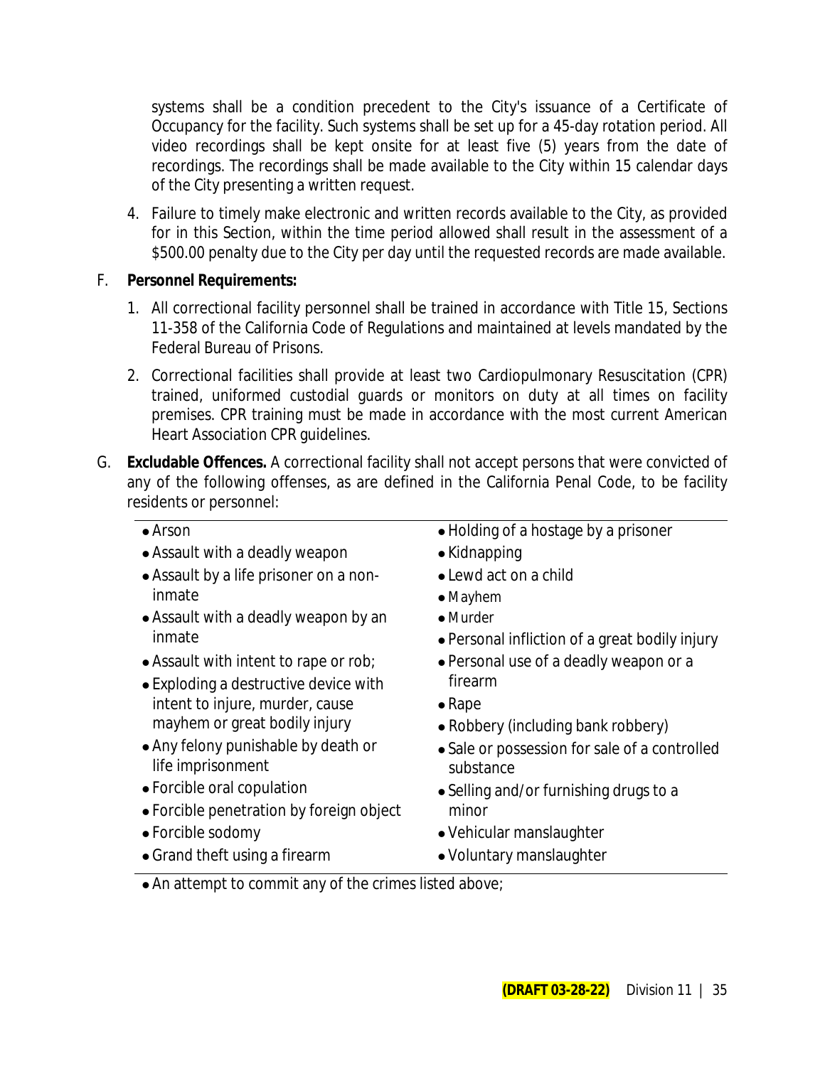systems shall be a condition precedent to the City's issuance of a Certificate of Occupancy for the facility. Such systems shall be set up for a 45-day rotation period. All video recordings shall be kept onsite for at least five (5) years from the date of recordings. The recordings shall be made available to the City within 15 calendar days of the City presenting a written request.

4. Failure to timely make electronic and written records available to the City, as provided for in this Section, within the time period allowed shall result in the assessment of a $500.00 penalty due to the City per day until the requested records are made available.

F. **Personnel Requirements:**

1. All correctional facility personnel shall be trained in accordance with Title 15, Sections 11-358 of the California Code of Regulations and maintained at levels mandated by the Federal Bureau of Prisons.

2. Correctional facilities shall provide at least two Cardiopulmonary Resuscitation (CPR) trained, uniformed custodial guards or monitors on duty at all times on facility premises. CPR training must be made in accordance with the most current American Heart Association CPR guidelines.

G. **Excludable Offences.** A correctional facility shall not accept persons that were convicted of any of the following offenses, as are defined in the California Penal Code, to be facility residents or personnel:

- Arson
- Assault with a deadly weapon
- Assault by a life prisoner on a non-inmate
- Assault with a deadly weapon by an inmate
- Assault with intent to rape or rob;
- Exploding a destructive device with intent to injure, murder, cause mayhem or great bodily injury
- Any felony punishable by death or life imprisonment
- Forcible oral copulation
- Forcible penetration by foreign object
- Forcible sodomy
- Grand theft using a firearm
- Holding of a hostage by a prisoner
- Kidnapping
- Lewd act on a child
- Mayhem
- Murder
- Personal infliction of a great bodily injury
- Personal use of a deadly weapon or a firearm
- Rape
- Robbery (including bank robbery)
- Sale or possession for sale of a controlled substance
- Selling and/or furnishing drugs to a minor
- Vehicular manslaughter
- Voluntary manslaughter
- An attempt to commit any of the crimes listed above;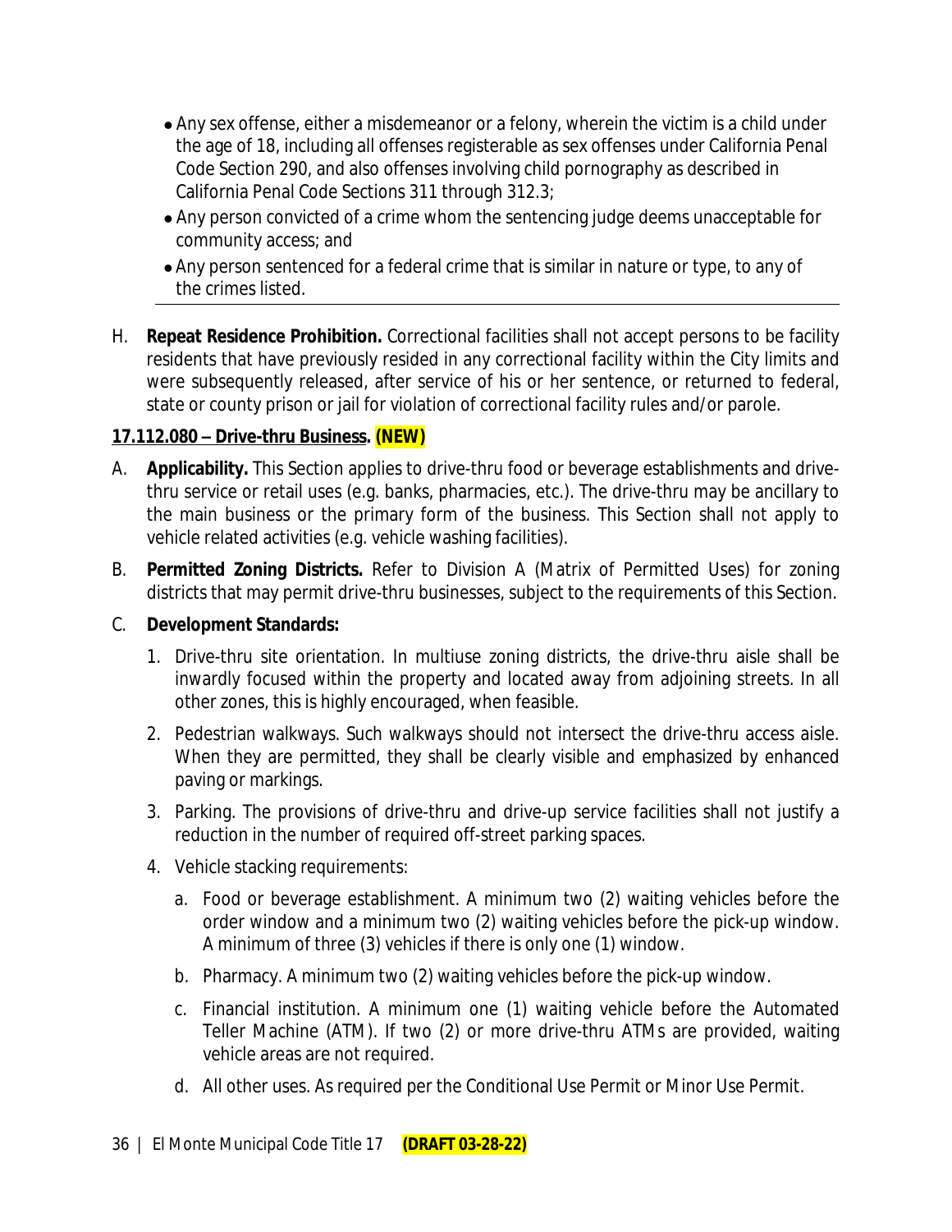- Any sex offense, either a misdemeanor or a felony, wherein the victim is a child under the age of 18, including all offenses registerable as sex offenses under California Penal Code Section 290, and also offenses involving child pornography as described in California Penal Code Sections 311 through 312.3;
- Any person convicted of a crime whom the sentencing judge deems unacceptable for community access; and
- Any person sentenced for a federal crime that is similar in nature or type, to any of the crimes listed.

---

H. **Repeat Residence Prohibition.** Correctional facilities shall not accept persons to be facility residents that have previously resided in any correctional facility within the City limits and were subsequently released, after service of his or her sentence, or returned to federal, state or county prison or jail for violation of correctional facility rules and/or parole.

**17.112.080 – Drive-thru Business. (NEW)**

A. **Applicability.** This Section applies to drive-thru food or beverage establishments and drive-thru service or retail uses (e.g. banks, pharmacies, etc.). The drive-thru may be ancillary to the main business or the primary form of the business. This Section shall not apply to vehicle related activities (e.g. vehicle washing facilities).

B. **Permitted Zoning Districts.** Refer to Division A (Matrix of Permitted Uses) for zoning districts that may permit drive-thru businesses, subject to the requirements of this Section.

C. **Development Standards:**

1. Drive-thru site orientation. In multiuse zoning districts, the drive-thru aisle shall be inwardly focused within the property and located away from adjoining streets. In all other zones, this is highly encouraged, when feasible.
2. Pedestrian walkways. Such walkways should not intersect the drive-thru access aisle. When they are permitted, they shall be clearly visible and emphasized by enhanced paving or markings.
3. Parking. The provisions of drive-thru and drive-up service facilities shall not justify a reduction in the number of required off-street parking spaces.
4. Vehicle stacking requirements:
   a. Food or beverage establishment. A minimum two (2) waiting vehicles before the order window and a minimum two (2) waiting vehicles before the pick-up window. A minimum of three (3) vehicles if there is only one (1) window.
   b. Pharmacy. A minimum two (2) waiting vehicles before the pick-up window.
   c. Financial institution. A minimum one (1) waiting vehicle before the Automated Teller Machine (ATM). If two (2) or more drive-thru ATMs are provided, waiting vehicle areas are not required.
   d. All other uses. As required per the Conditional Use Permit or Minor Use Permit.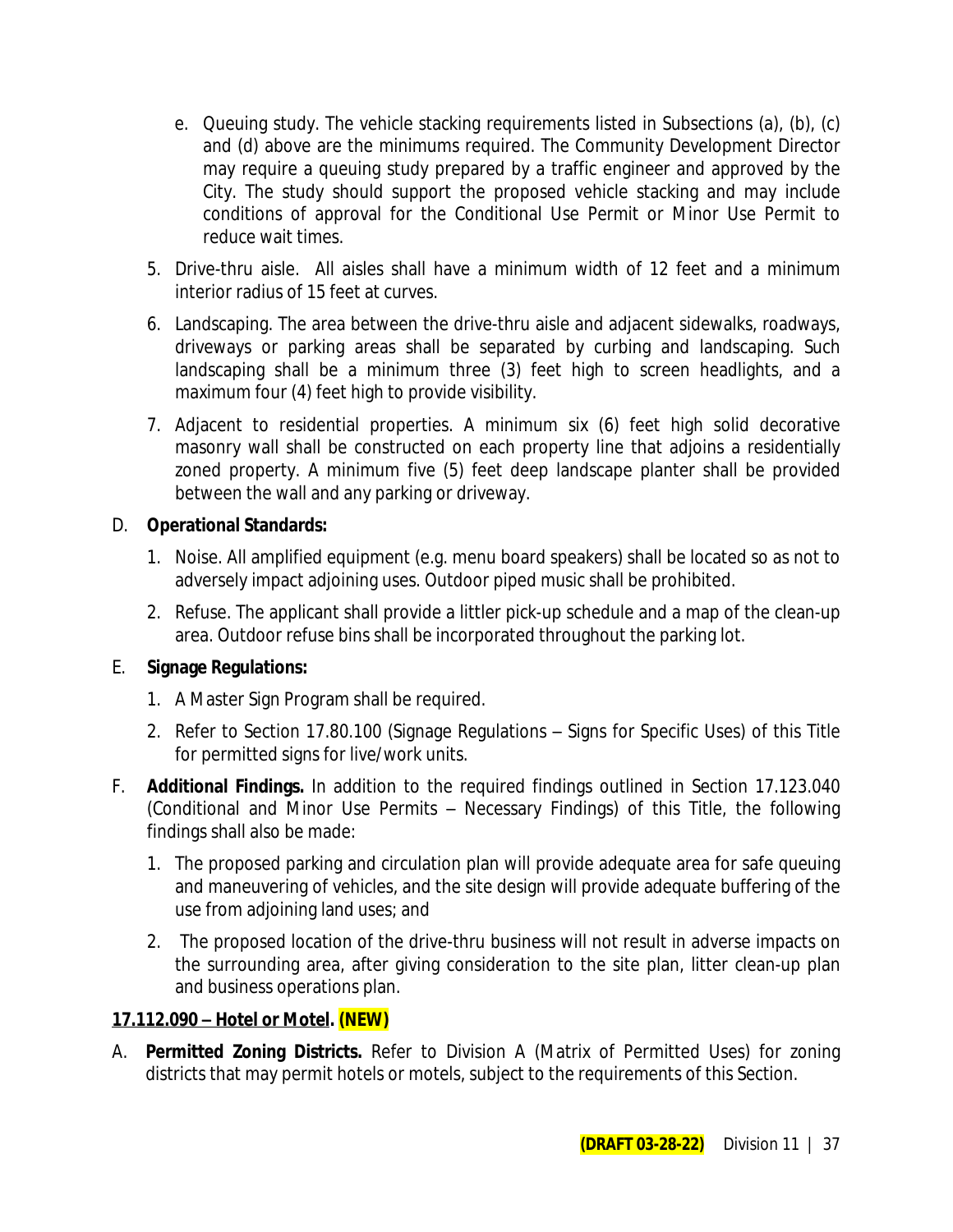e. Queuing study. The vehicle stacking requirements listed in Subsections (a), (b), (c) and (d) above are the minimums required. The Community Development Director may require a queuing study prepared by a traffic engineer and approved by the City. The study should support the proposed vehicle stacking and may include conditions of approval for the Conditional Use Permit or Minor Use Permit to reduce wait times.

5. Drive-thru aisle. All aisles shall have a minimum width of 12 feet and a minimum interior radius of 15 feet at curves.

6. Landscaping. The area between the drive-thru aisle and adjacent sidewalks, roadways, driveways or parking areas shall be separated by curbing and landscaping. Such landscaping shall be a minimum three (3) feet high to screen headlights, and a maximum four (4) feet high to provide visibility.

7. Adjacent to residential properties. A minimum six (6) feet high solid decorative masonry wall shall be constructed on each property line that adjoins a residentially zoned property. A minimum five (5) feet deep landscape planter shall be provided between the wall and any parking or driveway.

D. **Operational Standards:**

1. Noise. All amplified equipment (e.g. menu board speakers) shall be located so as not to adversely impact adjoining uses. Outdoor piped music shall be prohibited.

2. Refuse. The applicant shall provide a littler pick-up schedule and a map of the clean-up area. Outdoor refuse bins shall be incorporated throughout the parking lot.

E. **Signage Regulations:**

1. A Master Sign Program shall be required.

2. Refer to Section 17.80.100 (Signage Regulations – Signs for Specific Uses) of this Title for permitted signs for live/work units.

F. **Additional Findings.** In addition to the required findings outlined in Section 17.123.040 (Conditional and Minor Use Permits – Necessary Findings) of this Title, the following findings shall also be made:

1. The proposed parking and circulation plan will provide adequate area for safe queuing and maneuvering of vehicles, and the site design will provide adequate buffering of the use from adjoining land uses; and

2. The proposed location of the drive-thru business will not result in adverse impacts on the surrounding area, after giving consideration to the site plan, litter clean-up plan and business operations plan.

**17.112.090 – Hotel or Motel. (NEW)**

A. **Permitted Zoning Districts.** Refer to Division A (Matrix of Permitted Uses) for zoning districts that may permit hotels or motels, subject to the requirements of this Section.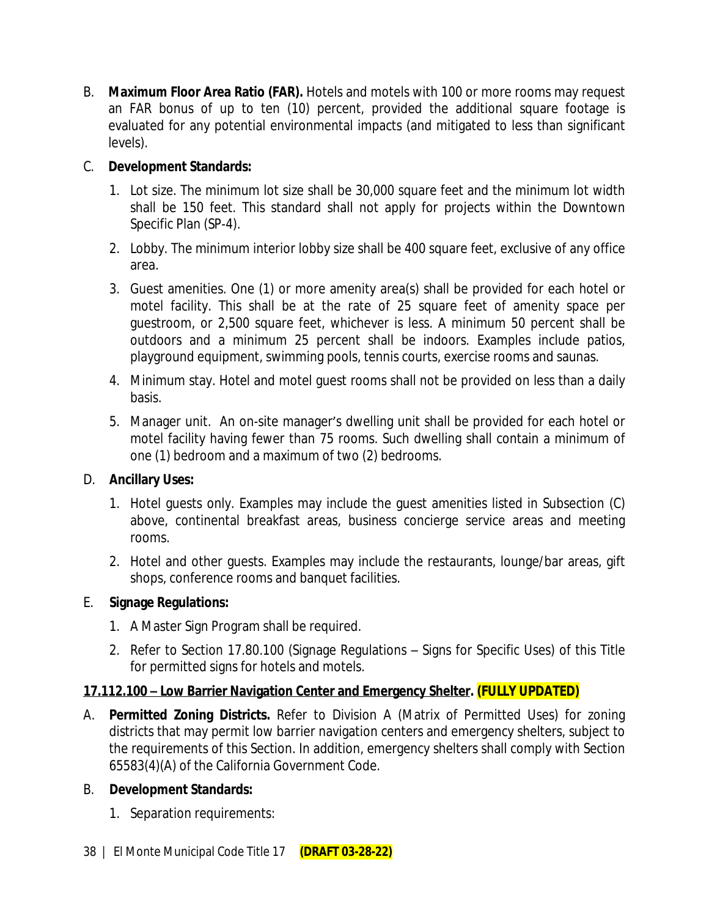B. **Maximum Floor Area Ratio (FAR).** Hotels and motels with 100 or more rooms may request an FAR bonus of up to ten (10) percent, provided the additional square footage is evaluated for any potential environmental impacts (and mitigated to less than significant levels).

C. **Development Standards:**

1. Lot size. The minimum lot size shall be 30,000 square feet and the minimum lot width shall be 150 feet. This standard shall not apply for projects within the Downtown Specific Plan (SP-4).
2. Lobby. The minimum interior lobby size shall be 400 square feet, exclusive of any office area.
3. Guest amenities. One (1) or more amenity area(s) shall be provided for each hotel or motel facility. This shall be at the rate of 25 square feet of amenity space per guestroom, or 2,500 square feet, whichever is less. A minimum 50 percent shall be outdoors and a minimum 25 percent shall be indoors. Examples include patios, playground equipment, swimming pools, tennis courts, exercise rooms and saunas.
4. Minimum stay. Hotel and motel guest rooms shall not be provided on less than a daily basis.
5. Manager unit. An on-site manager's dwelling unit shall be provided for each hotel or motel facility having fewer than 75 rooms. Such dwelling shall contain a minimum of one (1) bedroom and a maximum of two (2) bedrooms.

D. **Ancillary Uses:**

1. Hotel guests only. Examples may include the guest amenities listed in Subsection (C) above, continental breakfast areas, business concierge service areas and meeting rooms.
2. Hotel and other guests. Examples may include the restaurants, lounge/bar areas, gift shops, conference rooms and banquet facilities.

E. **Signage Regulations:**

1. A Master Sign Program shall be required.
2. Refer to Section 17.80.100 (Signage Regulations – Signs for Specific Uses) of this Title for permitted signs for hotels and motels.

**17.112.100 – Low Barrier Navigation Center and Emergency Shelter. (FULLY UPDATED)**

A. **Permitted Zoning Districts.** Refer to Division A (Matrix of Permitted Uses) for zoning districts that may permit low barrier navigation centers and emergency shelters, subject to the requirements of this Section. In addition, emergency shelters shall comply with Section 65583(4)(A) of the California Government Code.

B. **Development Standards:**

1. Separation requirements: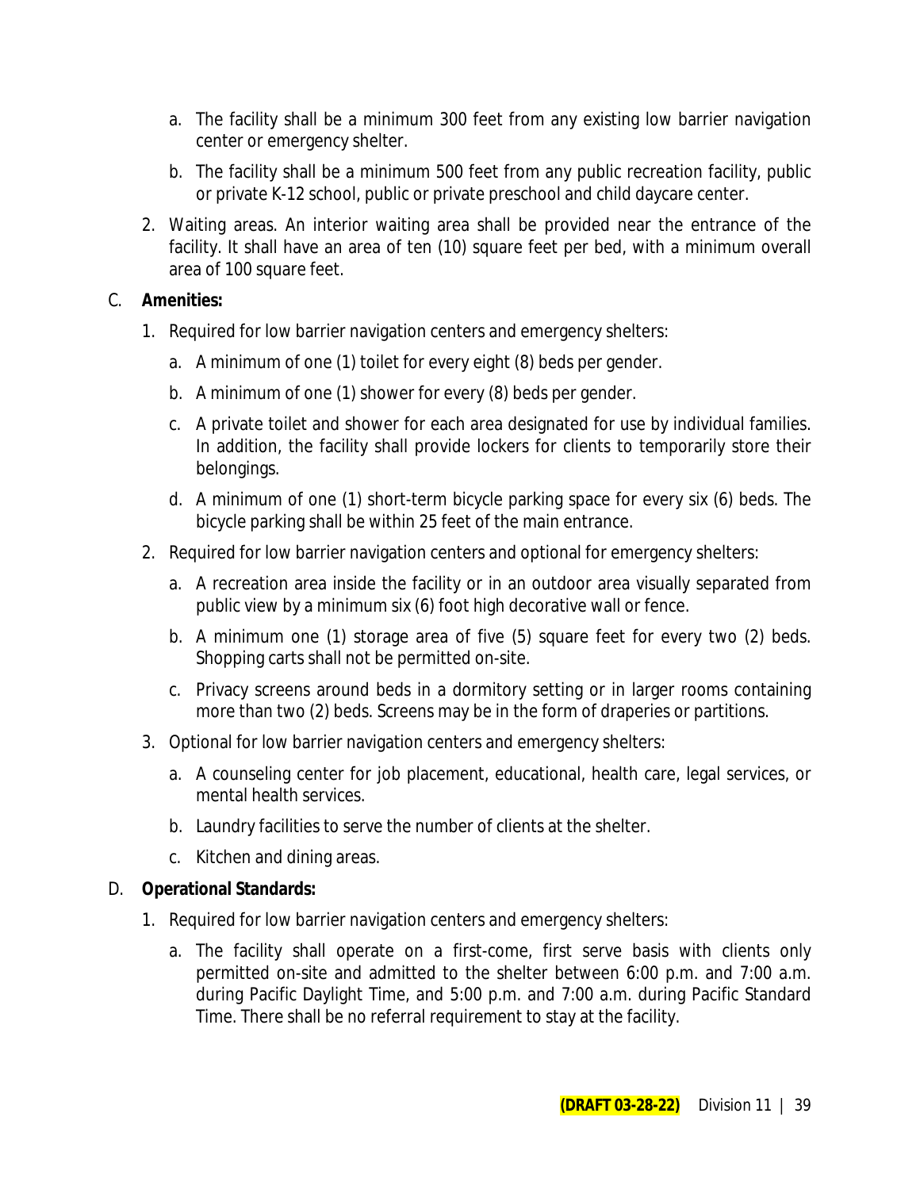a. The facility shall be a minimum 300 feet from any existing low barrier navigation center or emergency shelter.

   b. The facility shall be a minimum 500 feet from any public recreation facility, public or private K-12 school, public or private preschool and child daycare center.

2. Waiting areas. An interior waiting area shall be provided near the entrance of the facility. It shall have an area of ten (10) square feet per bed, with a minimum overall area of 100 square feet.

C. **Amenities:**

1. Required for low barrier navigation centers and emergency shelters:

   a. A minimum of one (1) toilet for every eight (8) beds per gender.

   b. A minimum of one (1) shower for every (8) beds per gender.

   c. A private toilet and shower for each area designated for use by individual families. In addition, the facility shall provide lockers for clients to temporarily store their belongings.

   d. A minimum of one (1) short-term bicycle parking space for every six (6) beds. The bicycle parking shall be within 25 feet of the main entrance.

2. Required for low barrier navigation centers and optional for emergency shelters:

   a. A recreation area inside the facility or in an outdoor area visually separated from public view by a minimum six (6) foot high decorative wall or fence.

   b. A minimum one (1) storage area of five (5) square feet for every two (2) beds. Shopping carts shall not be permitted on-site.

   c. Privacy screens around beds in a dormitory setting or in larger rooms containing more than two (2) beds. Screens may be in the form of draperies or partitions.

3. Optional for low barrier navigation centers and emergency shelters:

   a. A counseling center for job placement, educational, health care, legal services, or mental health services.

   b. Laundry facilities to serve the number of clients at the shelter.

   c. Kitchen and dining areas.

D. **Operational Standards:**

1. Required for low barrier navigation centers and emergency shelters:

   a. The facility shall operate on a first-come, first serve basis with clients only permitted on-site and admitted to the shelter between 6:00 p.m. and 7:00 a.m. during Pacific Daylight Time, and 5:00 p.m. and 7:00 a.m. during Pacific Standard Time. There shall be no referral requirement to stay at the facility.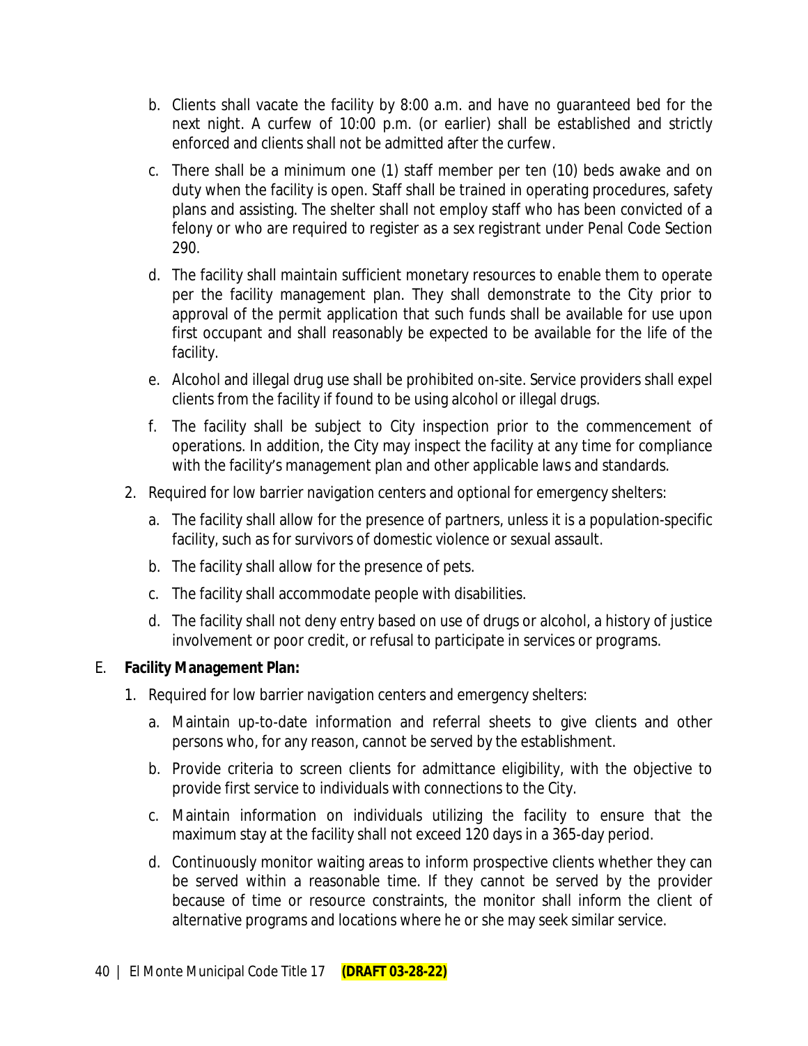b. Clients shall vacate the facility by 8:00 a.m. and have no guaranteed bed for the next night. A curfew of 10:00 p.m. (or earlier) shall be established and strictly enforced and clients shall not be admitted after the curfew.

c. There shall be a minimum one (1) staff member per ten (10) beds awake and on duty when the facility is open. Staff shall be trained in operating procedures, safety plans and assisting. The shelter shall not employ staff who has been convicted of a felony or who are required to register as a sex registrant under Penal Code Section 290.

d. The facility shall maintain sufficient monetary resources to enable them to operate per the facility management plan. They shall demonstrate to the City prior to approval of the permit application that such funds shall be available for use upon first occupant and shall reasonably be expected to be available for the life of the facility.

e. Alcohol and illegal drug use shall be prohibited on-site. Service providers shall expel clients from the facility if found to be using alcohol or illegal drugs.

f. The facility shall be subject to City inspection prior to the commencement of operations. In addition, the City may inspect the facility at any time for compliance with the facility's management plan and other applicable laws and standards.

2. Required for low barrier navigation centers and optional for emergency shelters:

   a. The facility shall allow for the presence of partners, unless it is a population-specific facility, such as for survivors of domestic violence or sexual assault.

   b. The facility shall allow for the presence of pets.

   c. The facility shall accommodate people with disabilities.

   d. The facility shall not deny entry based on use of drugs or alcohol, a history of justice involvement or poor credit, or refusal to participate in services or programs.

E. **Facility Management Plan:**

1. Required for low barrier navigation centers and emergency shelters:

   a. Maintain up-to-date information and referral sheets to give clients and other persons who, for any reason, cannot be served by the establishment.

   b. Provide criteria to screen clients for admittance eligibility, with the objective to provide first service to individuals with connections to the City.

   c. Maintain information on individuals utilizing the facility to ensure that the maximum stay at the facility shall not exceed 120 days in a 365-day period.

   d. Continuously monitor waiting areas to inform prospective clients whether they can be served within a reasonable time. If they cannot be served by the provider because of time or resource constraints, the monitor shall inform the client of alternative programs and locations where he or she may seek similar service.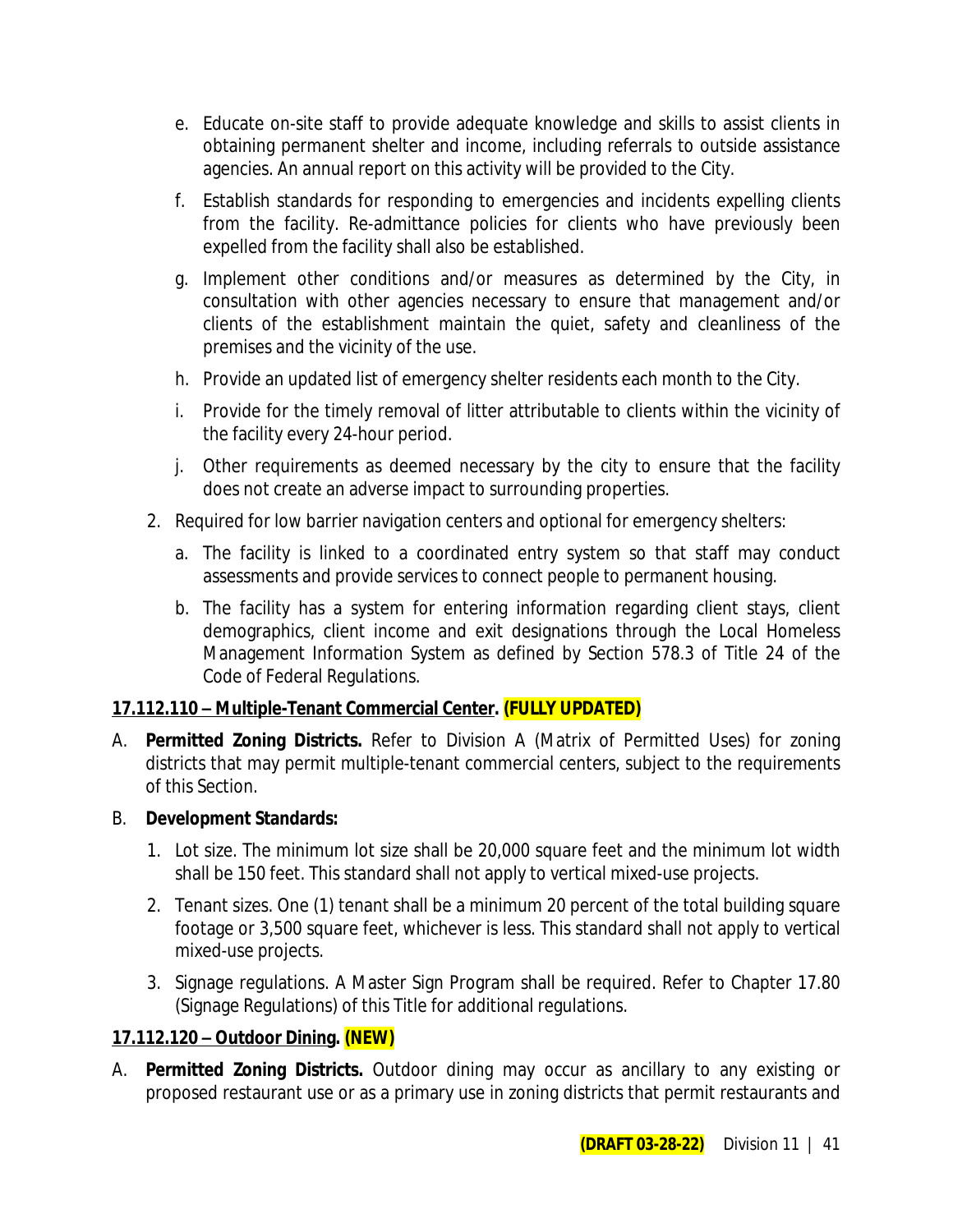e. Educate on-site staff to provide adequate knowledge and skills to assist clients in obtaining permanent shelter and income, including referrals to outside assistance agencies. An annual report on this activity will be provided to the City.

f. Establish standards for responding to emergencies and incidents expelling clients from the facility. Re-admittance policies for clients who have previously been expelled from the facility shall also be established.

g. Implement other conditions and/or measures as determined by the City, in consultation with other agencies necessary to ensure that management and/or clients of the establishment maintain the quiet, safety and cleanliness of the premises and the vicinity of the use.

h. Provide an updated list of emergency shelter residents each month to the City.

i. Provide for the timely removal of litter attributable to clients within the vicinity of the facility every 24-hour period.

j. Other requirements as deemed necessary by the city to ensure that the facility does not create an adverse impact to surrounding properties.

2. Required for low barrier navigation centers and optional for emergency shelters:

   a. The facility is linked to a coordinated entry system so that staff may conduct assessments and provide services to connect people to permanent housing.

   b. The facility has a system for entering information regarding client stays, client demographics, client income and exit designations through the Local Homeless Management Information System as defined by Section 578.3 of Title 24 of the Code of Federal Regulations.

**17.112.110 – Multiple-Tenant Commercial Center. (FULLY UPDATED)**

A. **Permitted Zoning Districts.** Refer to Division A (Matrix of Permitted Uses) for zoning districts that may permit multiple-tenant commercial centers, subject to the requirements of this Section.

B. **Development Standards:**

   1. Lot size. The minimum lot size shall be 20,000 square feet and the minimum lot width shall be 150 feet. This standard shall not apply to vertical mixed-use projects.

   2. Tenant sizes. One (1) tenant shall be a minimum 20 percent of the total building square footage or 3,500 square feet, whichever is less. This standard shall not apply to vertical mixed-use projects.

   3. Signage regulations. A Master Sign Program shall be required. Refer to Chapter 17.80 (Signage Regulations) of this Title for additional regulations.

**17.112.120 – Outdoor Dining. (NEW)**

A. **Permitted Zoning Districts.** Outdoor dining may occur as ancillary to any existing or proposed restaurant use or as a primary use in zoning districts that permit restaurants and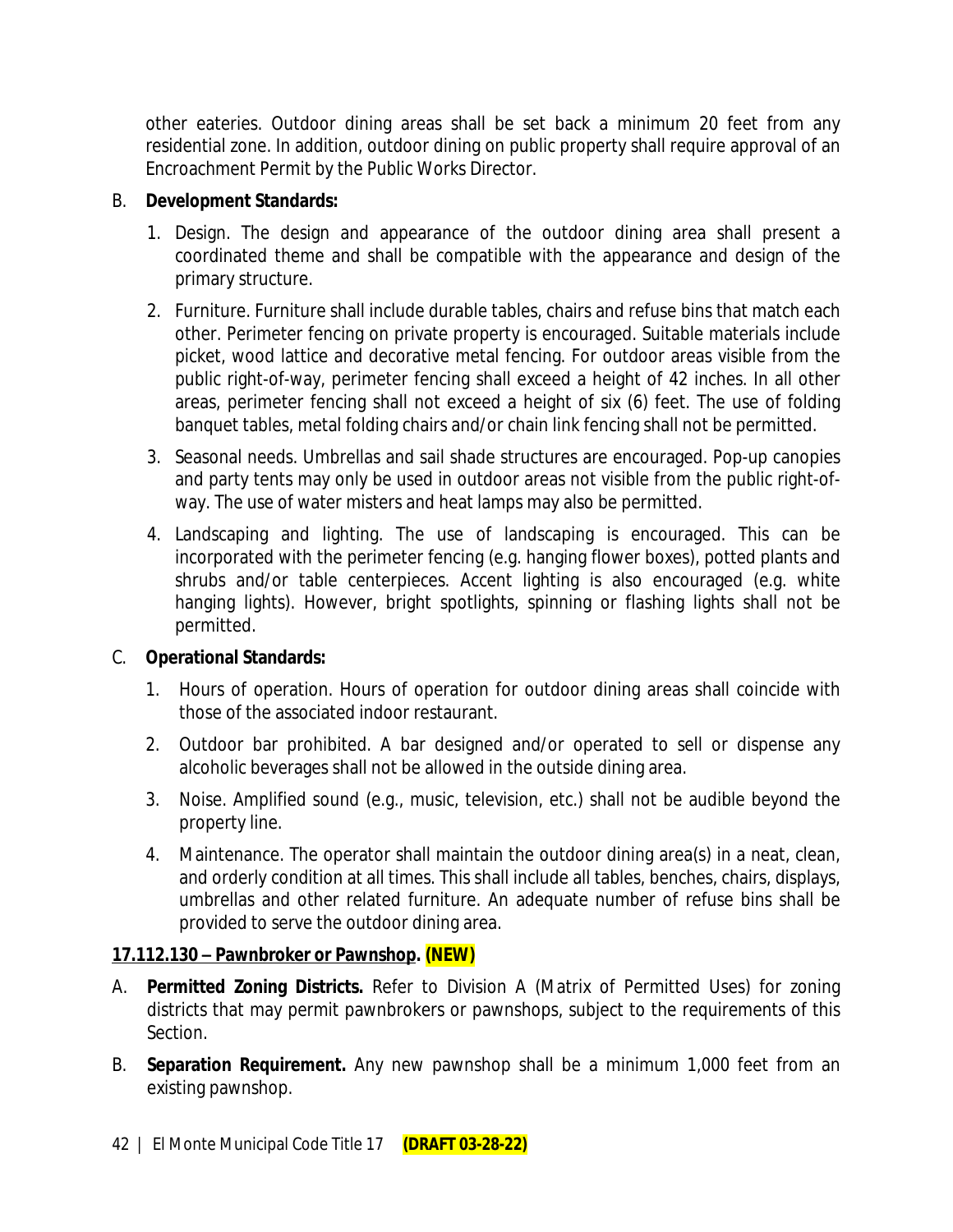other eateries. Outdoor dining areas shall be set back a minimum 20 feet from any residential zone. In addition, outdoor dining on public property shall require approval of an Encroachment Permit by the Public Works Director.

B. **Development Standards:**

1. Design. The design and appearance of the outdoor dining area shall present a coordinated theme and shall be compatible with the appearance and design of the primary structure.
2. Furniture. Furniture shall include durable tables, chairs and refuse bins that match each other. Perimeter fencing on private property is encouraged. Suitable materials include picket, wood lattice and decorative metal fencing. For outdoor areas visible from the public right-of-way, perimeter fencing shall exceed a height of 42 inches. In all other areas, perimeter fencing shall not exceed a height of six (6) feet. The use of folding banquet tables, metal folding chairs and/or chain link fencing shall not be permitted.
3. Seasonal needs. Umbrellas and sail shade structures are encouraged. Pop-up canopies and party tents may only be used in outdoor areas not visible from the public right-of-way. The use of water misters and heat lamps may also be permitted.
4. Landscaping and lighting. The use of landscaping is encouraged. This can be incorporated with the perimeter fencing (e.g. hanging flower boxes), potted plants and shrubs and/or table centerpieces. Accent lighting is also encouraged (e.g. white hanging lights). However, bright spotlights, spinning or flashing lights shall not be permitted.

C. **Operational Standards:**

1. Hours of operation. Hours of operation for outdoor dining areas shall coincide with those of the associated indoor restaurant.
2. Outdoor bar prohibited. A bar designed and/or operated to sell or dispense any alcoholic beverages shall not be allowed in the outside dining area.
3. Noise. Amplified sound (e.g., music, television, etc.) shall not be audible beyond the property line.
4. Maintenance. The operator shall maintain the outdoor dining area(s) in a neat, clean, and orderly condition at all times. This shall include all tables, benches, chairs, displays, umbrellas and other related furniture. An adequate number of refuse bins shall be provided to serve the outdoor dining area.

**17.112.130 – Pawnbroker or Pawnshop. (NEW)**

A. **Permitted Zoning Districts.** Refer to Division A (Matrix of Permitted Uses) for zoning districts that may permit pawnbrokers or pawnshops, subject to the requirements of this Section.

B. **Separation Requirement.** Any new pawnshop shall be a minimum 1,000 feet from an existing pawnshop.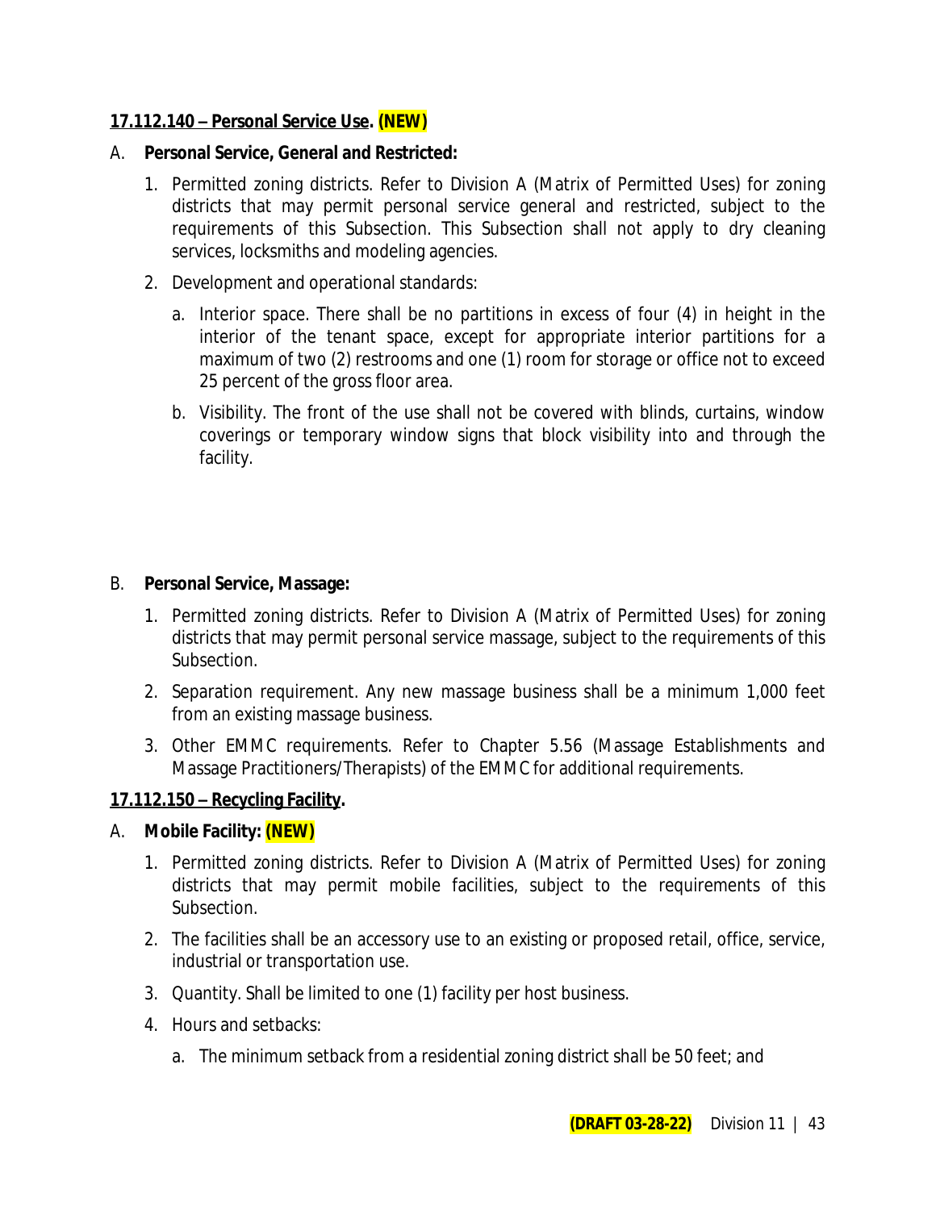**17.112.140 – Personal Service Use. (NEW)**

A. **Personal Service, General and Restricted:**

1. Permitted zoning districts. Refer to Division A (Matrix of Permitted Uses) for zoning districts that may permit personal service general and restricted, subject to the requirements of this Subsection. This Subsection shall not apply to dry cleaning services, locksmiths and modeling agencies.
2. Development and operational standards:
   a. Interior space. There shall be no partitions in excess of four (4) in height in the interior of the tenant space, except for appropriate interior partitions for a maximum of two (2) restrooms and one (1) room for storage or office not to exceed 25 percent of the gross floor area.
   b. Visibility. The front of the use shall not be covered with blinds, curtains, window coverings or temporary window signs that block visibility into and through the facility.

B. **Personal Service, Massage:**

1. Permitted zoning districts. Refer to Division A (Matrix of Permitted Uses) for zoning districts that may permit personal service massage, subject to the requirements of this Subsection.
2. Separation requirement. Any new massage business shall be a minimum 1,000 feet from an existing massage business.
3. Other EMMC requirements. Refer to Chapter 5.56 (Massage Establishments and Massage Practitioners/Therapists) of the EMMC for additional requirements.

**17.112.150 – Recycling Facility.**

A. **Mobile Facility: (NEW)**

1. Permitted zoning districts. Refer to Division A (Matrix of Permitted Uses) for zoning districts that may permit mobile facilities, subject to the requirements of this Subsection.
2. The facilities shall be an accessory use to an existing or proposed retail, office, service, industrial or transportation use.
3. Quantity. Shall be limited to one (1) facility per host business.
4. Hours and setbacks:
   a. The minimum setback from a residential zoning district shall be 50 feet; and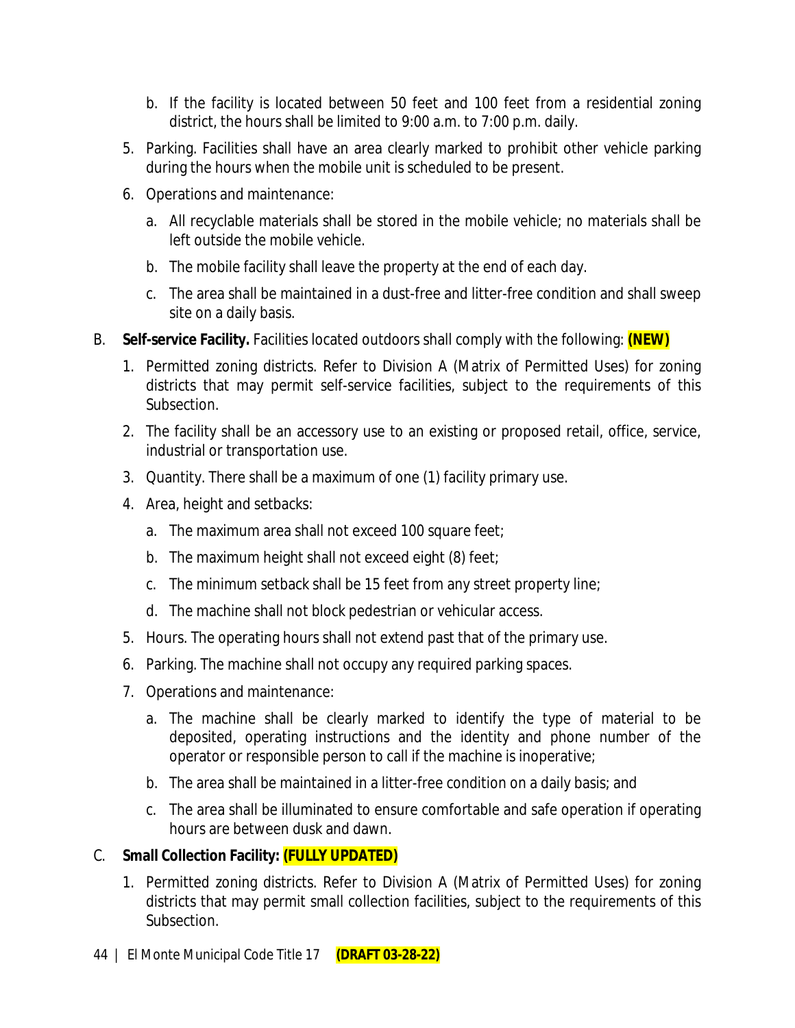b. If the facility is located between 50 feet and 100 feet from a residential zoning district, the hours shall be limited to 9:00 a.m. to 7:00 p.m. daily.

5. Parking. Facilities shall have an area clearly marked to prohibit other vehicle parking during the hours when the mobile unit is scheduled to be present.
6. Operations and maintenance:
   a. All recyclable materials shall be stored in the mobile vehicle; no materials shall be left outside the mobile vehicle.
   b. The mobile facility shall leave the property at the end of each day.
   c. The area shall be maintained in a dust-free and litter-free condition and shall sweep site on a daily basis.

B. **Self-service Facility.** Facilities located outdoors shall comply with the following: **(NEW)**

1. Permitted zoning districts. Refer to Division A (Matrix of Permitted Uses) for zoning districts that may permit self-service facilities, subject to the requirements of this Subsection.
2. The facility shall be an accessory use to an existing or proposed retail, office, service, industrial or transportation use.
3. Quantity. There shall be a maximum of one (1) facility primary use.
4. Area, height and setbacks:
   a. The maximum area shall not exceed 100 square feet;
   b. The maximum height shall not exceed eight (8) feet;
   c. The minimum setback shall be 15 feet from any street property line;
   d. The machine shall not block pedestrian or vehicular access.
5. Hours. The operating hours shall not extend past that of the primary use.
6. Parking. The machine shall not occupy any required parking spaces.
7. Operations and maintenance:
   a. The machine shall be clearly marked to identify the type of material to be deposited, operating instructions and the identity and phone number of the operator or responsible person to call if the machine is inoperative;
   b. The area shall be maintained in a litter-free condition on a daily basis; and
   c. The area shall be illuminated to ensure comfortable and safe operation if operating hours are between dusk and dawn.

C. **Small Collection Facility: (FULLY UPDATED)**

1. Permitted zoning districts. Refer to Division A (Matrix of Permitted Uses) for zoning districts that may permit small collection facilities, subject to the requirements of this Subsection.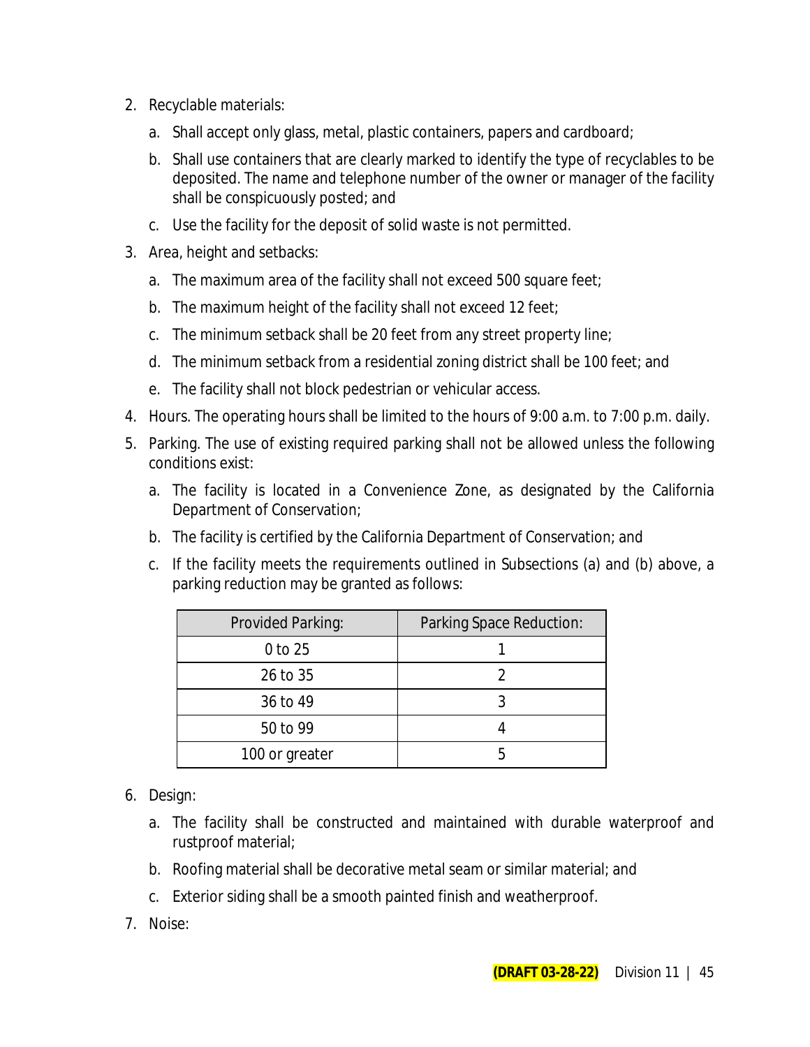2. Recyclable materials:
   a. Shall accept only glass, metal, plastic containers, papers and cardboard;
   b. Shall use containers that are clearly marked to identify the type of recyclables to be deposited. The name and telephone number of the owner or manager of the facility shall be conspicuously posted; and
   c. Use the facility for the deposit of solid waste is not permitted.
3. Area, height and setbacks:
   a. The maximum area of the facility shall not exceed 500 square feet;
   b. The maximum height of the facility shall not exceed 12 feet;
   c. The minimum setback shall be 20 feet from any street property line;
   d. The minimum setback from a residential zoning district shall be 100 feet; and
   e. The facility shall not block pedestrian or vehicular access.
4. Hours. The operating hours shall be limited to the hours of 9:00 a.m. to 7:00 p.m. daily.
5. Parking. The use of existing required parking shall not be allowed unless the following conditions exist:
   a. The facility is located in a Convenience Zone, as designated by the California Department of Conservation;
   b. The facility is certified by the California Department of Conservation; and
   c. If the facility meets the requirements outlined in Subsections (a) and (b) above, a parking reduction may be granted as follows:

| Provided Parking: | Parking Space Reduction: |
|---|---|
| 0 to 25 | 1 |
| 26 to 35 | 2 |
| 36 to 49 | 3 |
| 50 to 99 | 4 |
| 100 or greater | 5 |

6. Design:
   a. The facility shall be constructed and maintained with durable waterproof and rustproof material;
   b. Roofing material shall be decorative metal seam or similar material; and
   c. Exterior siding shall be a smooth painted finish and weatherproof.
7. Noise: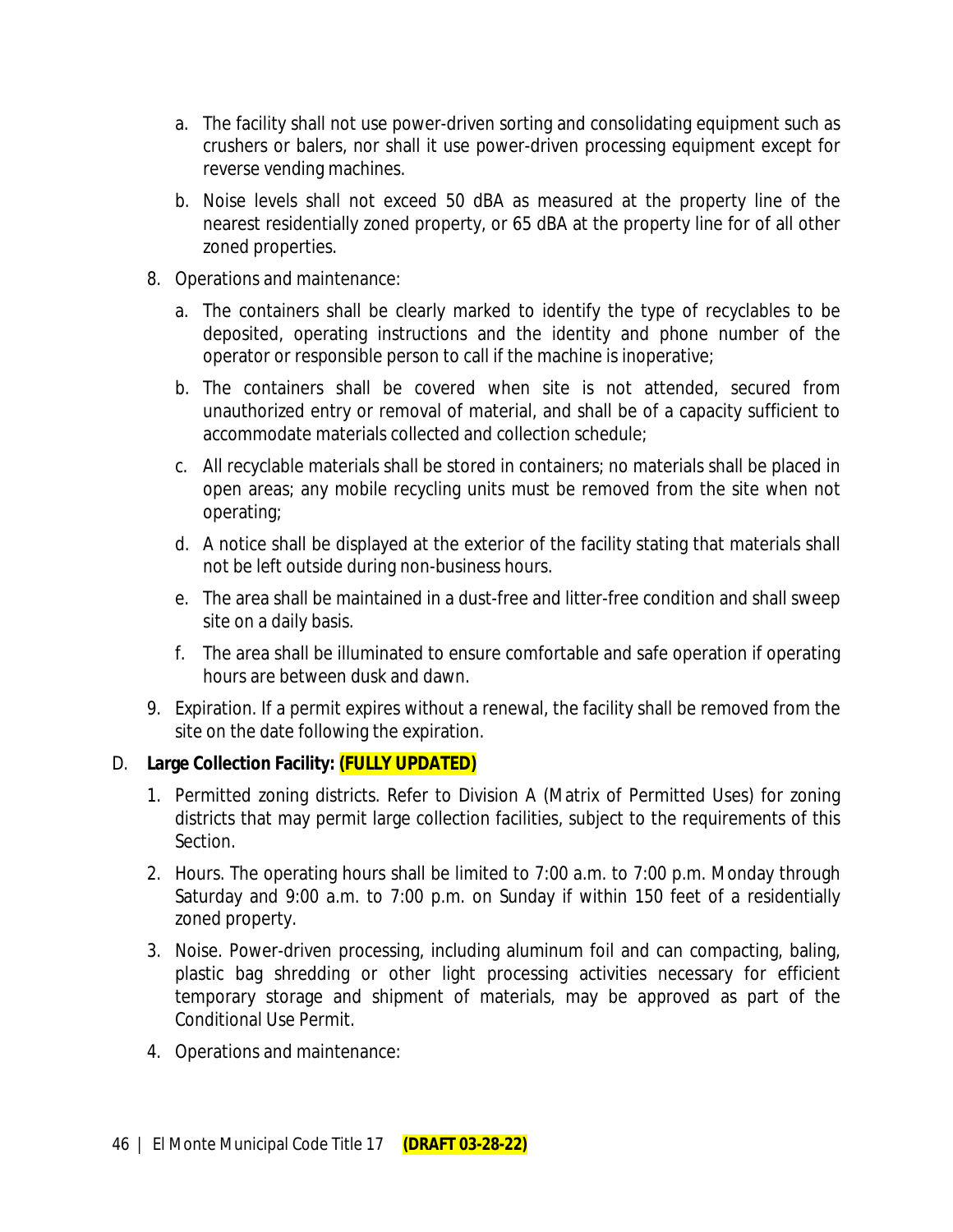a. The facility shall not use power-driven sorting and consolidating equipment such as crushers or balers, nor shall it use power-driven processing equipment except for reverse vending machines.

b. Noise levels shall not exceed 50 dBA as measured at the property line of the nearest residentially zoned property, or 65 dBA at the property line for of all other zoned properties.

8. Operations and maintenance:

   a. The containers shall be clearly marked to identify the type of recyclables to be deposited, operating instructions and the identity and phone number of the operator or responsible person to call if the machine is inoperative;

   b. The containers shall be covered when site is not attended, secured from unauthorized entry or removal of material, and shall be of a capacity sufficient to accommodate materials collected and collection schedule;

   c. All recyclable materials shall be stored in containers; no materials shall be placed in open areas; any mobile recycling units must be removed from the site when not operating;

   d. A notice shall be displayed at the exterior of the facility stating that materials shall not be left outside during non-business hours.

   e. The area shall be maintained in a dust-free and litter-free condition and shall sweep site on a daily basis.

   f. The area shall be illuminated to ensure comfortable and safe operation if operating hours are between dusk and dawn.

9. Expiration. If a permit expires without a renewal, the facility shall be removed from the site on the date following the expiration.

D. **Large Collection Facility: (FULLY UPDATED)**

   1. Permitted zoning districts. Refer to Division A (Matrix of Permitted Uses) for zoning districts that may permit large collection facilities, subject to the requirements of this Section.

   2. Hours. The operating hours shall be limited to 7:00 a.m. to 7:00 p.m. Monday through Saturday and 9:00 a.m. to 7:00 p.m. on Sunday if within 150 feet of a residentially zoned property.

   3. Noise. Power-driven processing, including aluminum foil and can compacting, baling, plastic bag shredding or other light processing activities necessary for efficient temporary storage and shipment of materials, may be approved as part of the Conditional Use Permit.

   4. Operations and maintenance: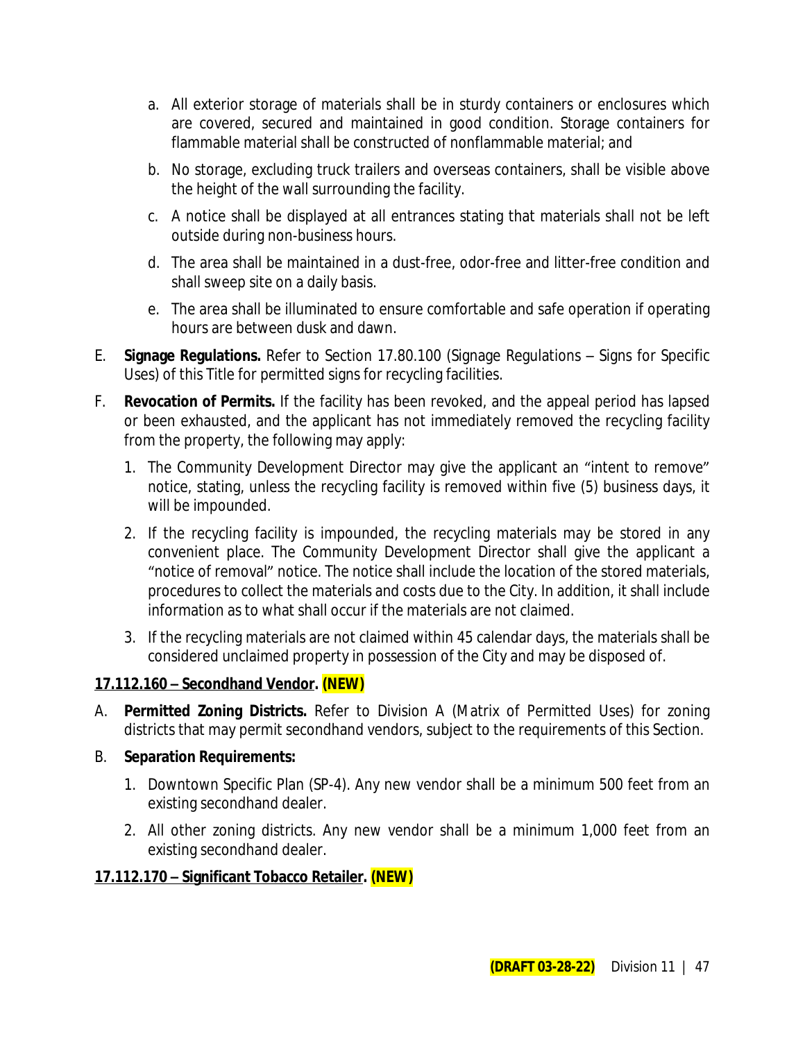a. All exterior storage of materials shall be in sturdy containers or enclosures which are covered, secured and maintained in good condition. Storage containers for flammable material shall be constructed of nonflammable material; and

b. No storage, excluding truck trailers and overseas containers, shall be visible above the height of the wall surrounding the facility.

c. A notice shall be displayed at all entrances stating that materials shall not be left outside during non-business hours.

d. The area shall be maintained in a dust-free, odor-free and litter-free condition and shall sweep site on a daily basis.

e. The area shall be illuminated to ensure comfortable and safe operation if operating hours are between dusk and dawn.

E. **Signage Regulations.** Refer to Section 17.80.100 (Signage Regulations – Signs for Specific Uses) of this Title for permitted signs for recycling facilities.

F. **Revocation of Permits.** If the facility has been revoked, and the appeal period has lapsed or been exhausted, and the applicant has not immediately removed the recycling facility from the property, the following may apply:

1. The Community Development Director may give the applicant an "intent to remove" notice, stating, unless the recycling facility is removed within five (5) business days, it will be impounded.

2. If the recycling facility is impounded, the recycling materials may be stored in any convenient place. The Community Development Director shall give the applicant a "notice of removal" notice. The notice shall include the location of the stored materials, procedures to collect the materials and costs due to the City. In addition, it shall include information as to what shall occur if the materials are not claimed.

3. If the recycling materials are not claimed within 45 calendar days, the materials shall be considered unclaimed property in possession of the City and may be disposed of.

**17.112.160 – Secondhand Vendor. (NEW)**

A. **Permitted Zoning Districts.** Refer to Division A (Matrix of Permitted Uses) for zoning districts that may permit secondhand vendors, subject to the requirements of this Section.

B. **Separation Requirements:**

1. Downtown Specific Plan (SP-4). Any new vendor shall be a minimum 500 feet from an existing secondhand dealer.

2. All other zoning districts. Any new vendor shall be a minimum 1,000 feet from an existing secondhand dealer.

**17.112.170 – Significant Tobacco Retailer. (NEW)**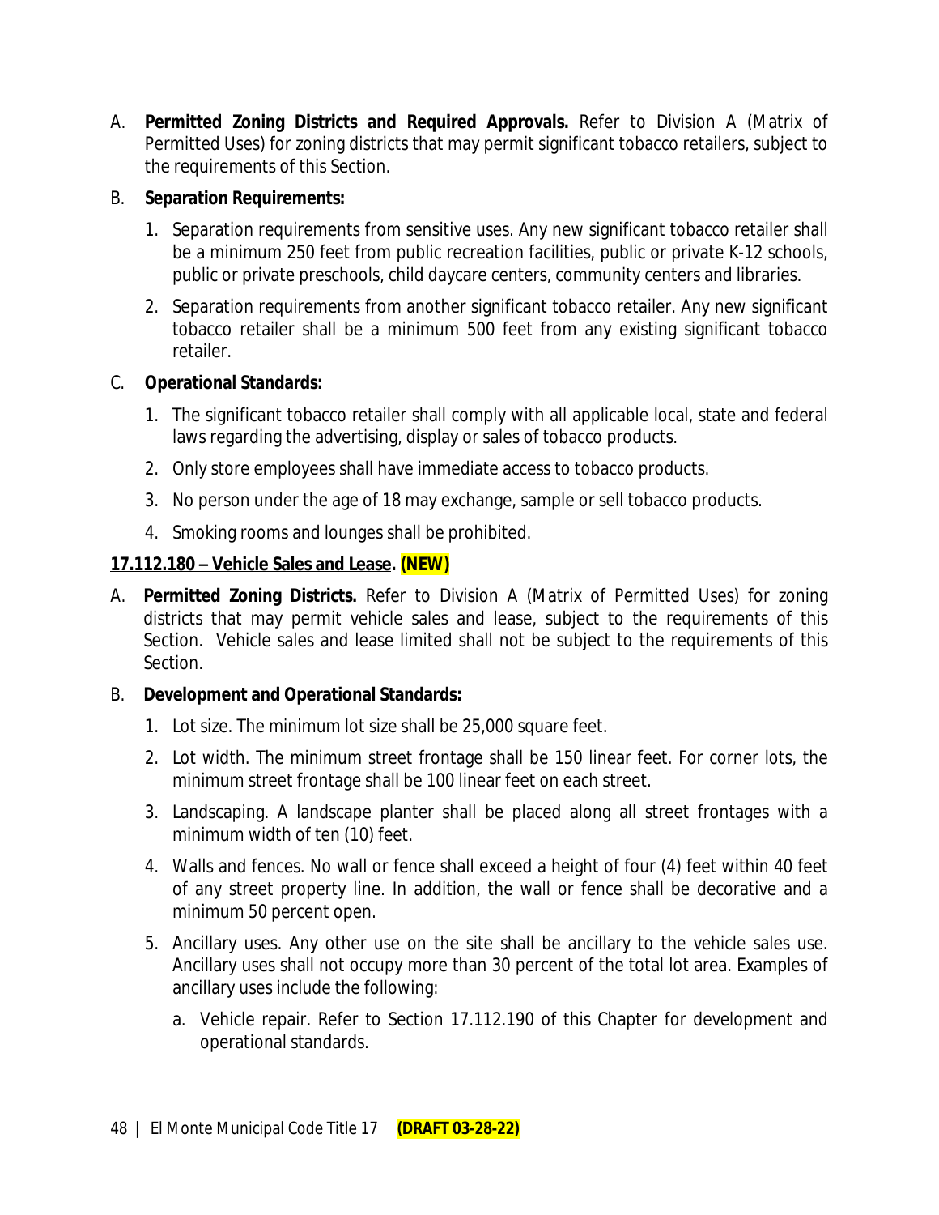A. **Permitted Zoning Districts and Required Approvals.** Refer to Division A (Matrix of Permitted Uses) for zoning districts that may permit significant tobacco retailers, subject to the requirements of this Section.

B. **Separation Requirements:**

   1. Separation requirements from sensitive uses. Any new significant tobacco retailer shall be a minimum 250 feet from public recreation facilities, public or private K-12 schools, public or private preschools, child daycare centers, community centers and libraries.

   2. Separation requirements from another significant tobacco retailer. Any new significant tobacco retailer shall be a minimum 500 feet from any existing significant tobacco retailer.

C. **Operational Standards:**

   1. The significant tobacco retailer shall comply with all applicable local, state and federal laws regarding the advertising, display or sales of tobacco products.

   2. Only store employees shall have immediate access to tobacco products.

   3. No person under the age of 18 may exchange, sample or sell tobacco products.

   4. Smoking rooms and lounges shall be prohibited.

**17.112.180 – Vehicle Sales and Lease. (NEW)**

A. **Permitted Zoning Districts.** Refer to Division A (Matrix of Permitted Uses) for zoning districts that may permit vehicle sales and lease, subject to the requirements of this Section. Vehicle sales and lease limited shall not be subject to the requirements of this Section.

B. **Development and Operational Standards:**

   1. Lot size. The minimum lot size shall be 25,000 square feet.

   2. Lot width. The minimum street frontage shall be 150 linear feet. For corner lots, the minimum street frontage shall be 100 linear feet on each street.

   3. Landscaping. A landscape planter shall be placed along all street frontages with a minimum width of ten (10) feet.

   4. Walls and fences. No wall or fence shall exceed a height of four (4) feet within 40 feet of any street property line. In addition, the wall or fence shall be decorative and a minimum 50 percent open.

   5. Ancillary uses. Any other use on the site shall be ancillary to the vehicle sales use. Ancillary uses shall not occupy more than 30 percent of the total lot area. Examples of ancillary uses include the following:

      a. Vehicle repair. Refer to Section 17.112.190 of this Chapter for development and operational standards.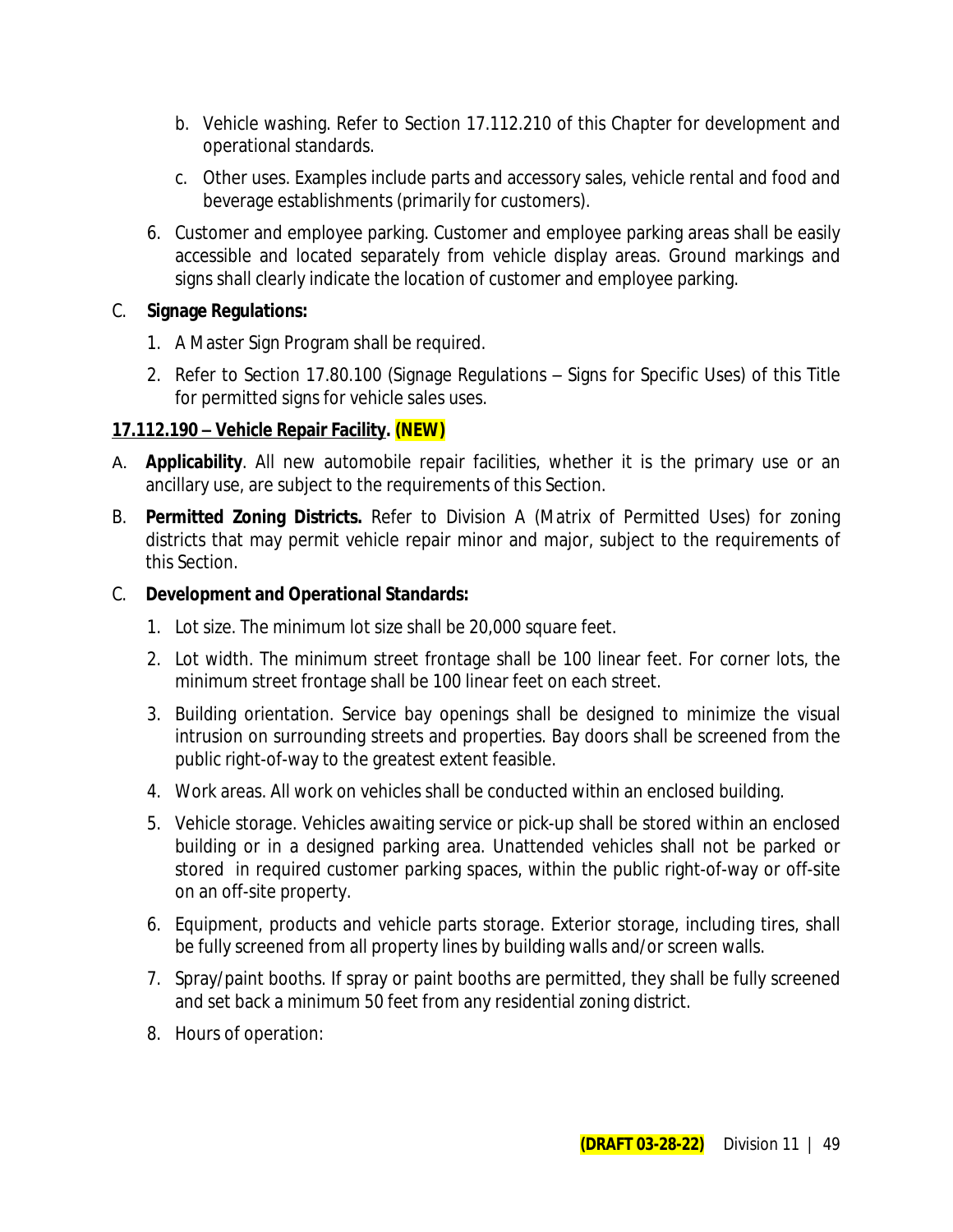b. Vehicle washing. Refer to Section 17.112.210 of this Chapter for development and operational standards.

   c. Other uses. Examples include parts and accessory sales, vehicle rental and food and beverage establishments (primarily for customers).

6. Customer and employee parking. Customer and employee parking areas shall be easily accessible and located separately from vehicle display areas. Ground markings and signs shall clearly indicate the location of customer and employee parking.

C. **Signage Regulations:**

   1. A Master Sign Program shall be required.

   2. Refer to Section 17.80.100 (Signage Regulations – Signs for Specific Uses) of this Title for permitted signs for vehicle sales uses.

**17.112.190 – Vehicle Repair Facility. (NEW)**

A. **Applicability**. All new automobile repair facilities, whether it is the primary use or an ancillary use, are subject to the requirements of this Section.

B. **Permitted Zoning Districts.** Refer to Division A (Matrix of Permitted Uses) for zoning districts that may permit vehicle repair minor and major, subject to the requirements of this Section.

C. **Development and Operational Standards:**

   1. Lot size. The minimum lot size shall be 20,000 square feet.

   2. Lot width. The minimum street frontage shall be 100 linear feet. For corner lots, the minimum street frontage shall be 100 linear feet on each street.

   3. Building orientation. Service bay openings shall be designed to minimize the visual intrusion on surrounding streets and properties. Bay doors shall be screened from the public right-of-way to the greatest extent feasible.

   4. Work areas. All work on vehicles shall be conducted within an enclosed building.

   5. Vehicle storage. Vehicles awaiting service or pick-up shall be stored within an enclosed building or in a designed parking area. Unattended vehicles shall not be parked or stored in required customer parking spaces, within the public right-of-way or off-site on an off-site property.

   6. Equipment, products and vehicle parts storage. Exterior storage, including tires, shall be fully screened from all property lines by building walls and/or screen walls.

   7. Spray/paint booths. If spray or paint booths are permitted, they shall be fully screened and set back a minimum 50 feet from any residential zoning district.

   8. Hours of operation: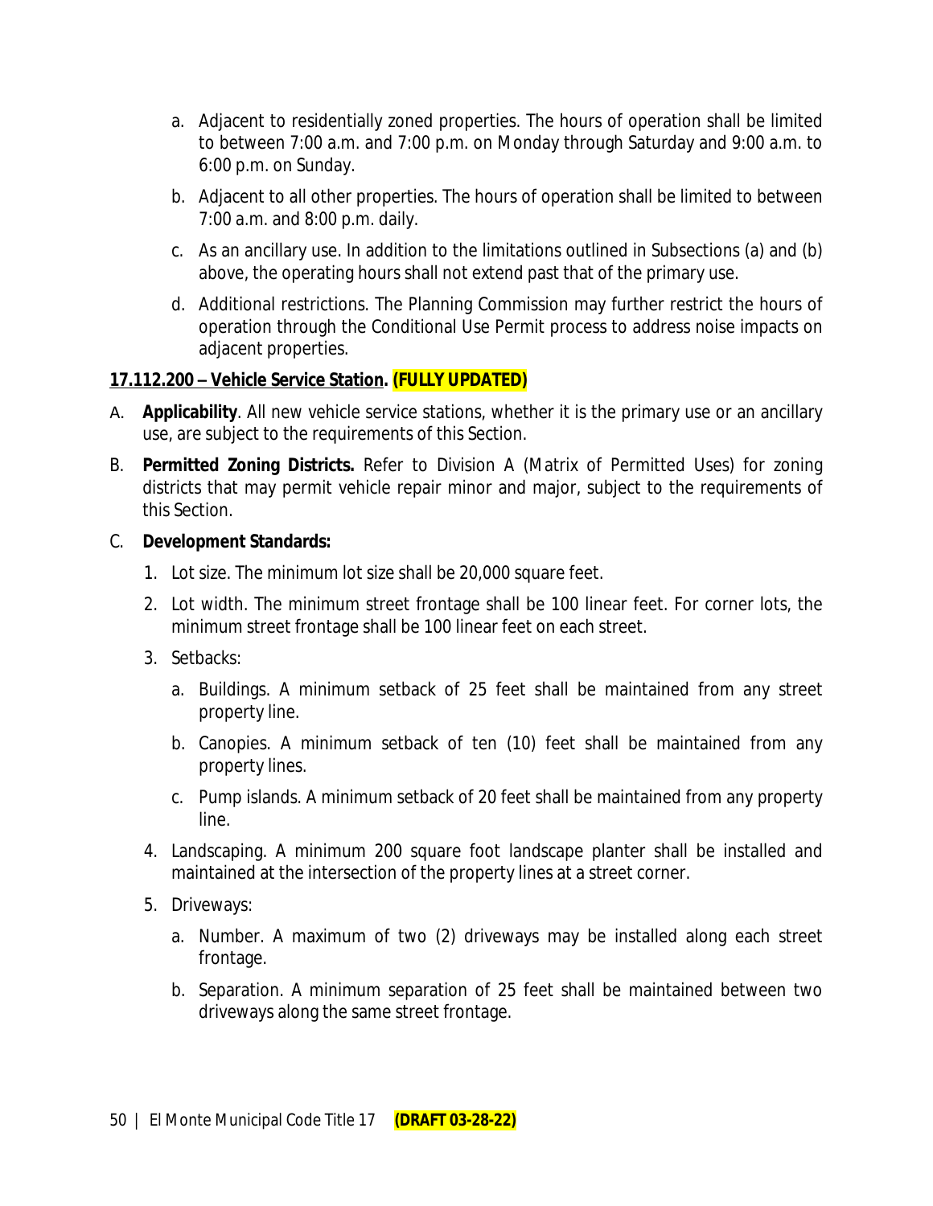a. Adjacent to residentially zoned properties. The hours of operation shall be limited to between 7:00 a.m. and 7:00 p.m. on Monday through Saturday and 9:00 a.m. to 6:00 p.m. on Sunday.
   b. Adjacent to all other properties. The hours of operation shall be limited to between 7:00 a.m. and 8:00 p.m. daily.
   c. As an ancillary use. In addition to the limitations outlined in Subsections (a) and (b) above, the operating hours shall not extend past that of the primary use.
   d. Additional restrictions. The Planning Commission may further restrict the hours of operation through the Conditional Use Permit process to address noise impacts on adjacent properties.

**17.112.200 – Vehicle Service Station. (FULLY UPDATED)**

A. **Applicability**. All new vehicle service stations, whether it is the primary use or an ancillary use, are subject to the requirements of this Section.

B. **Permitted Zoning Districts.** Refer to Division A (Matrix of Permitted Uses) for zoning districts that may permit vehicle repair minor and major, subject to the requirements of this Section.

C. **Development Standards:**
   1. Lot size. The minimum lot size shall be 20,000 square feet.
   2. Lot width. The minimum street frontage shall be 100 linear feet. For corner lots, the minimum street frontage shall be 100 linear feet on each street.
   3. Setbacks:
      a. Buildings. A minimum setback of 25 feet shall be maintained from any street property line.
      b. Canopies. A minimum setback of ten (10) feet shall be maintained from any property lines.
      c. Pump islands. A minimum setback of 20 feet shall be maintained from any property line.
   4. Landscaping. A minimum 200 square foot landscape planter shall be installed and maintained at the intersection of the property lines at a street corner.
   5. Driveways:
      a. Number. A maximum of two (2) driveways may be installed along each street frontage.
      b. Separation. A minimum separation of 25 feet shall be maintained between two driveways along the same street frontage.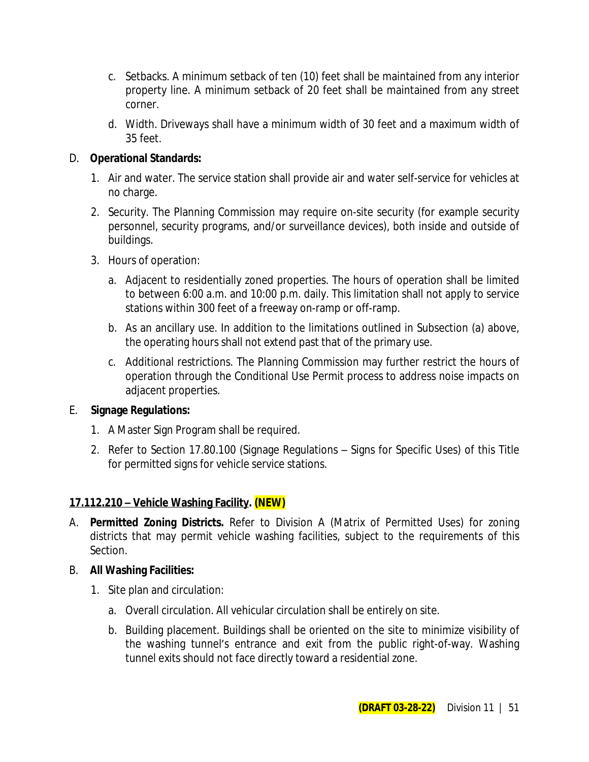c. Setbacks. A minimum setback of ten (10) feet shall be maintained from any interior property line. A minimum setback of 20 feet shall be maintained from any street corner.

d. Width. Driveways shall have a minimum width of 30 feet and a maximum width of 35 feet.

D. **Operational Standards:**

1. Air and water. The service station shall provide air and water self-service for vehicles at no charge.

2. Security. The Planning Commission may require on-site security (for example security personnel, security programs, and/or surveillance devices), both inside and outside of buildings.

3. Hours of operation:

   a. Adjacent to residentially zoned properties. The hours of operation shall be limited to between 6:00 a.m. and 10:00 p.m. daily. This limitation shall not apply to service stations within 300 feet of a freeway on-ramp or off-ramp.

   b. As an ancillary use. In addition to the limitations outlined in Subsection (a) above, the operating hours shall not extend past that of the primary use.

   c. Additional restrictions. The Planning Commission may further restrict the hours of operation through the Conditional Use Permit process to address noise impacts on adjacent properties.

E. **Signage Regulations:**

1. A Master Sign Program shall be required.

2. Refer to Section 17.80.100 (Signage Regulations – Signs for Specific Uses) of this Title for permitted signs for vehicle service stations.

**17.112.210 – Vehicle Washing Facility. (NEW)**

A. **Permitted Zoning Districts.** Refer to Division A (Matrix of Permitted Uses) for zoning districts that may permit vehicle washing facilities, subject to the requirements of this Section.

B. **All Washing Facilities:**

1. Site plan and circulation:

   a. Overall circulation. All vehicular circulation shall be entirely on site.

   b. Building placement. Buildings shall be oriented on the site to minimize visibility of the washing tunnel's entrance and exit from the public right-of-way. Washing tunnel exits should not face directly toward a residential zone.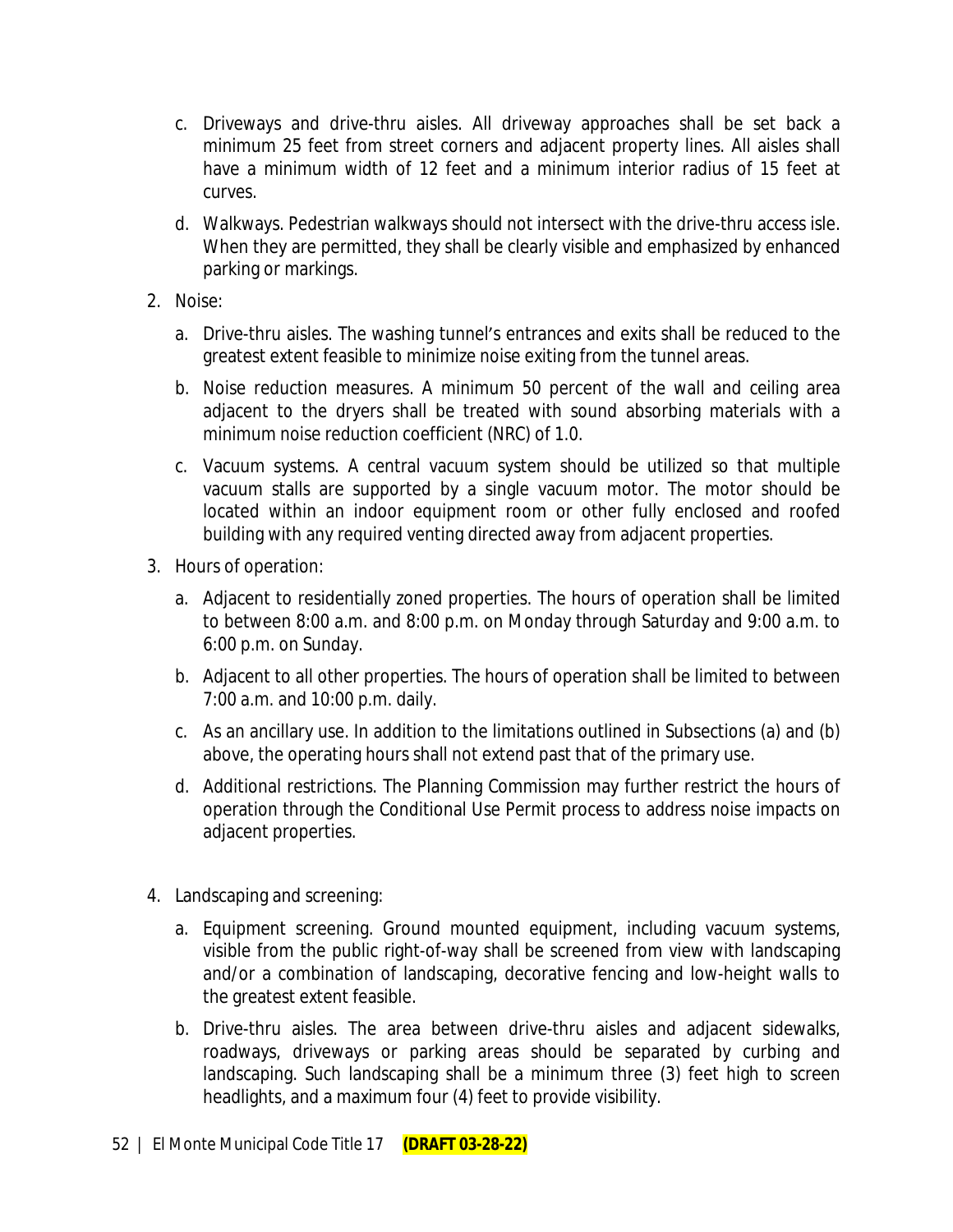c. Driveways and drive-thru aisles. All driveway approaches shall be set back a minimum 25 feet from street corners and adjacent property lines. All aisles shall have a minimum width of 12 feet and a minimum interior radius of 15 feet at curves.

d. Walkways. Pedestrian walkways should not intersect with the drive-thru access isle. When they are permitted, they shall be clearly visible and emphasized by enhanced parking or markings.

2. Noise:

   a. Drive-thru aisles. The washing tunnel's entrances and exits shall be reduced to the greatest extent feasible to minimize noise exiting from the tunnel areas.

   b. Noise reduction measures. A minimum 50 percent of the wall and ceiling area adjacent to the dryers shall be treated with sound absorbing materials with a minimum noise reduction coefficient (NRC) of 1.0.

   c. Vacuum systems. A central vacuum system should be utilized so that multiple vacuum stalls are supported by a single vacuum motor. The motor should be located within an indoor equipment room or other fully enclosed and roofed building with any required venting directed away from adjacent properties.

3. Hours of operation:

   a. Adjacent to residentially zoned properties. The hours of operation shall be limited to between 8:00 a.m. and 8:00 p.m. on Monday through Saturday and 9:00 a.m. to 6:00 p.m. on Sunday.

   b. Adjacent to all other properties. The hours of operation shall be limited to between 7:00 a.m. and 10:00 p.m. daily.

   c. As an ancillary use. In addition to the limitations outlined in Subsections (a) and (b) above, the operating hours shall not extend past that of the primary use.

   d. Additional restrictions. The Planning Commission may further restrict the hours of operation through the Conditional Use Permit process to address noise impacts on adjacent properties.

4. Landscaping and screening:

   a. Equipment screening. Ground mounted equipment, including vacuum systems, visible from the public right-of-way shall be screened from view with landscaping and/or a combination of landscaping, decorative fencing and low-height walls to the greatest extent feasible.

   b. Drive-thru aisles. The area between drive-thru aisles and adjacent sidewalks, roadways, driveways or parking areas should be separated by curbing and landscaping. Such landscaping shall be a minimum three (3) feet high to screen headlights, and a maximum four (4) feet to provide visibility.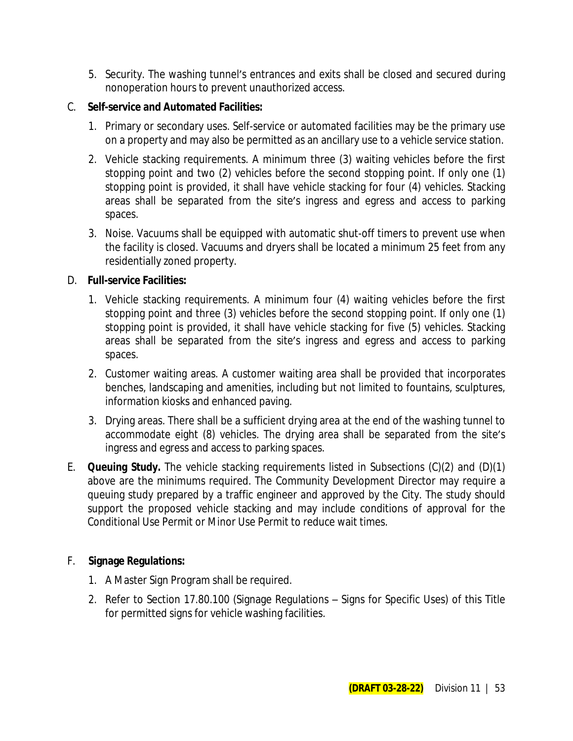5. Security. The washing tunnel's entrances and exits shall be closed and secured during nonoperation hours to prevent unauthorized access.

C. **Self-service and Automated Facilities:**

1. Primary or secondary uses. Self-service or automated facilities may be the primary use on a property and may also be permitted as an ancillary use to a vehicle service station.
2. Vehicle stacking requirements. A minimum three (3) waiting vehicles before the first stopping point and two (2) vehicles before the second stopping point. If only one (1) stopping point is provided, it shall have vehicle stacking for four (4) vehicles. Stacking areas shall be separated from the site's ingress and egress and access to parking spaces.
3. Noise. Vacuums shall be equipped with automatic shut-off timers to prevent use when the facility is closed. Vacuums and dryers shall be located a minimum 25 feet from any residentially zoned property.

D. **Full-service Facilities:**

1. Vehicle stacking requirements. A minimum four (4) waiting vehicles before the first stopping point and three (3) vehicles before the second stopping point. If only one (1) stopping point is provided, it shall have vehicle stacking for five (5) vehicles. Stacking areas shall be separated from the site's ingress and egress and access to parking spaces.
2. Customer waiting areas. A customer waiting area shall be provided that incorporates benches, landscaping and amenities, including but not limited to fountains, sculptures, information kiosks and enhanced paving.
3. Drying areas. There shall be a sufficient drying area at the end of the washing tunnel to accommodate eight (8) vehicles. The drying area shall be separated from the site's ingress and egress and access to parking spaces.

E. **Queuing Study.** The vehicle stacking requirements listed in Subsections (C)(2) and (D)(1) above are the minimums required. The Community Development Director may require a queuing study prepared by a traffic engineer and approved by the City. The study should support the proposed vehicle stacking and may include conditions of approval for the Conditional Use Permit or Minor Use Permit to reduce wait times.

F. **Signage Regulations:**

1. A Master Sign Program shall be required.
2. Refer to Section 17.80.100 (Signage Regulations – Signs for Specific Uses) of this Title for permitted signs for vehicle washing facilities.